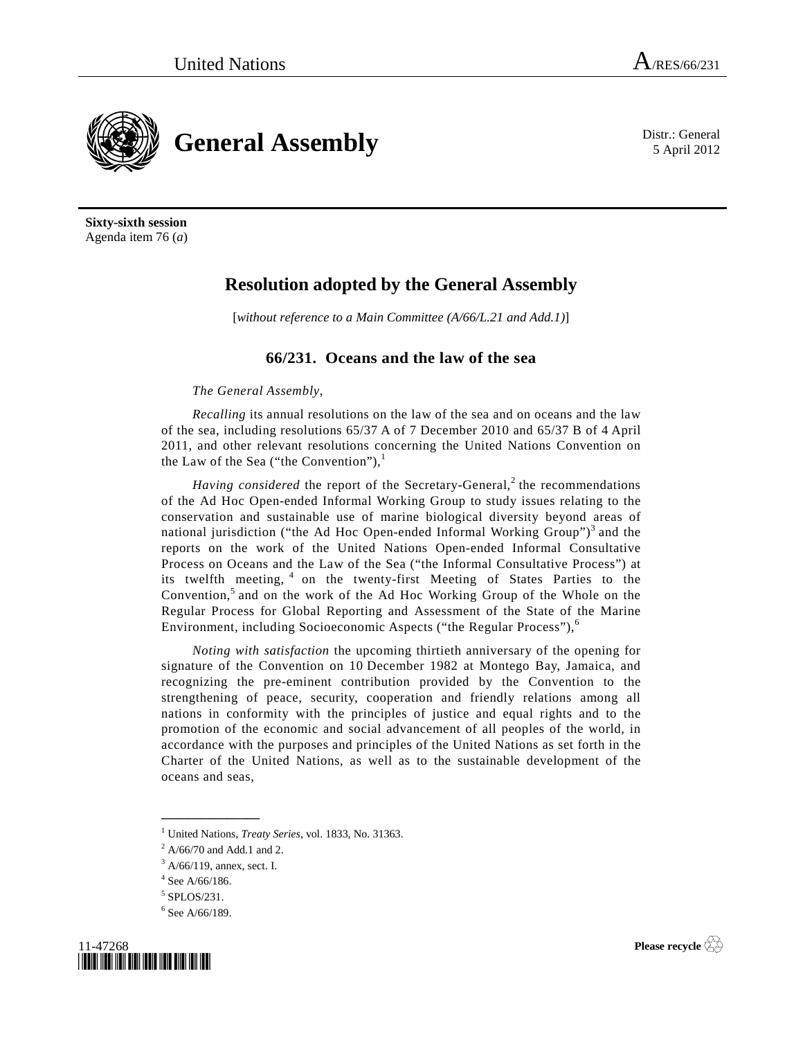United Nations A/RES/66/231

# General Assembly

Distr.: General
5 April 2012

**Sixty-sixth session**
Agenda item 76 (*a*)

## Resolution adopted by the General Assembly

[*without reference to a Main Committee (A/66/L.21 and Add.1)*]

### 66/231. Oceans and the law of the sea

*The General Assembly*,

*Recalling* its annual resolutions on the law of the sea and on oceans and the law of the sea, including resolutions 65/37 A of 7 December 2010 and 65/37 B of 4 April 2011, and other relevant resolutions concerning the United Nations Convention on the Law of the Sea ("the Convention"),[1]

*Having considered* the report of the Secretary-General,[2] the recommendations of the Ad Hoc Open-ended Informal Working Group to study issues relating to the conservation and sustainable use of marine biological diversity beyond areas of national jurisdiction ("the Ad Hoc Open-ended Informal Working Group")[3] and the reports on the work of the United Nations Open-ended Informal Consultative Process on Oceans and the Law of the Sea ("the Informal Consultative Process") at its twelfth meeting,[4] on the twenty-first Meeting of States Parties to the Convention,[5] and on the work of the Ad Hoc Working Group of the Whole on the Regular Process for Global Reporting and Assessment of the State of the Marine Environment, including Socioeconomic Aspects ("the Regular Process"),[6]

*Noting with satisfaction* the upcoming thirtieth anniversary of the opening for signature of the Convention on 10 December 1982 at Montego Bay, Jamaica, and recognizing the pre-eminent contribution provided by the Convention to the strengthening of peace, security, cooperation and friendly relations among all nations in conformity with the principles of justice and equal rights and to the promotion of the economic and social advancement of all peoples of the world, in accordance with the purposes and principles of the United Nations as set forth in the Charter of the United Nations, as well as to the sustainable development of the oceans and seas,

---

[1] United Nations, *Treaty Series*, vol. 1833, No. 31363.

[2] A/66/70 and Add.1 and 2.

[3] A/66/119, annex, sect. I.

[4] See A/66/186.

[5] SPLOS/231.

[6] See A/66/189.

11-47268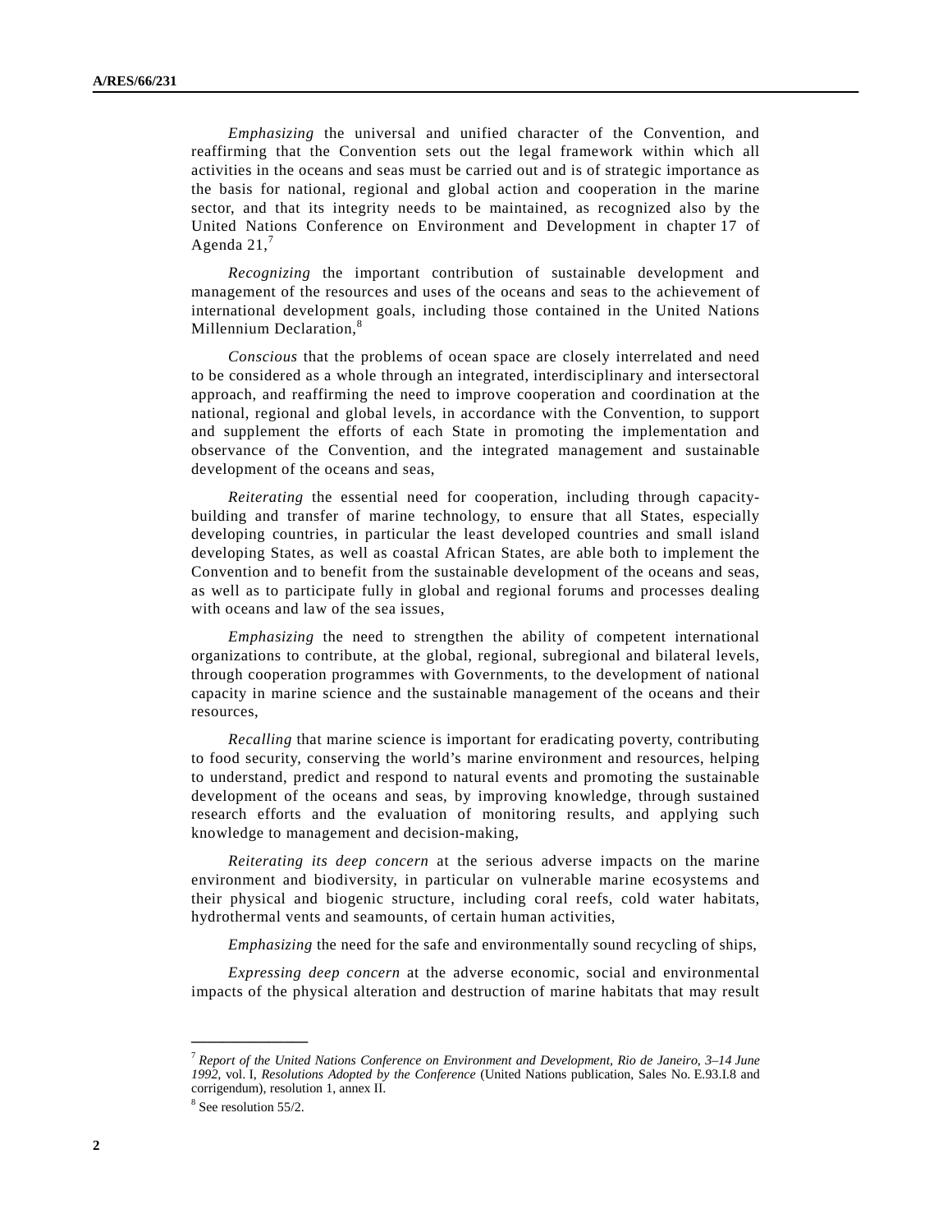*Emphasizing* the universal and unified character of the Convention, and reaffirming that the Convention sets out the legal framework within which all activities in the oceans and seas must be carried out and is of strategic importance as the basis for national, regional and global action and cooperation in the marine sector, and that its integrity needs to be maintained, as recognized also by the United Nations Conference on Environment and Development in chapter 17 of Agenda 21,[7]

*Recognizing* the important contribution of sustainable development and management of the resources and uses of the oceans and seas to the achievement of international development goals, including those contained in the United Nations Millennium Declaration,[8]

*Conscious* that the problems of ocean space are closely interrelated and need to be considered as a whole through an integrated, interdisciplinary and intersectoral approach, and reaffirming the need to improve cooperation and coordination at the national, regional and global levels, in accordance with the Convention, to support and supplement the efforts of each State in promoting the implementation and observance of the Convention, and the integrated management and sustainable development of the oceans and seas,

*Reiterating* the essential need for cooperation, including through capacity-building and transfer of marine technology, to ensure that all States, especially developing countries, in particular the least developed countries and small island developing States, as well as coastal African States, are able both to implement the Convention and to benefit from the sustainable development of the oceans and seas, as well as to participate fully in global and regional forums and processes dealing with oceans and law of the sea issues,

*Emphasizing* the need to strengthen the ability of competent international organizations to contribute, at the global, regional, subregional and bilateral levels, through cooperation programmes with Governments, to the development of national capacity in marine science and the sustainable management of the oceans and their resources,

*Recalling* that marine science is important for eradicating poverty, contributing to food security, conserving the world's marine environment and resources, helping to understand, predict and respond to natural events and promoting the sustainable development of the oceans and seas, by improving knowledge, through sustained research efforts and the evaluation of monitoring results, and applying such knowledge to management and decision-making,

*Reiterating its deep concern* at the serious adverse impacts on the marine environment and biodiversity, in particular on vulnerable marine ecosystems and their physical and biogenic structure, including coral reefs, cold water habitats, hydrothermal vents and seamounts, of certain human activities,

*Emphasizing* the need for the safe and environmentally sound recycling of ships,

*Expressing deep concern* at the adverse economic, social and environmental impacts of the physical alteration and destruction of marine habitats that may result

---

[7] *Report of the United Nations Conference on Environment and Development, Rio de Janeiro, 3–14 June 1992*, vol. I, *Resolutions Adopted by the Conference* (United Nations publication, Sales No. E.93.I.8 and corrigendum), resolution 1, annex II.

[8] See resolution 55/2.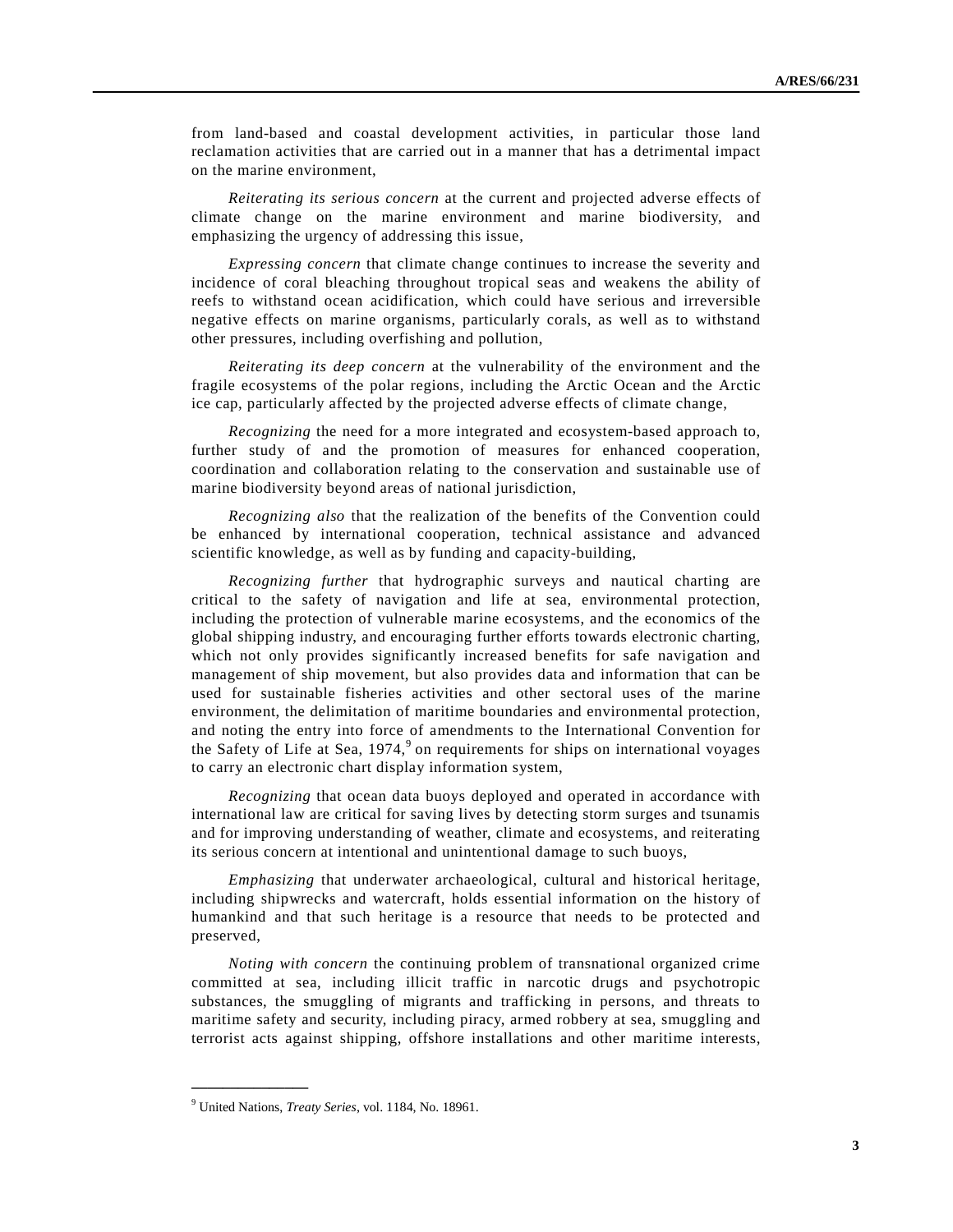from land-based and coastal development activities, in particular those land reclamation activities that are carried out in a manner that has a detrimental impact on the marine environment,

*Reiterating its serious concern* at the current and projected adverse effects of climate change on the marine environment and marine biodiversity, and emphasizing the urgency of addressing this issue,

*Expressing concern* that climate change continues to increase the severity and incidence of coral bleaching throughout tropical seas and weakens the ability of reefs to withstand ocean acidification, which could have serious and irreversible negative effects on marine organisms, particularly corals, as well as to withstand other pressures, including overfishing and pollution,

*Reiterating its deep concern* at the vulnerability of the environment and the fragile ecosystems of the polar regions, including the Arctic Ocean and the Arctic ice cap, particularly affected by the projected adverse effects of climate change,

*Recognizing* the need for a more integrated and ecosystem-based approach to, further study of and the promotion of measures for enhanced cooperation, coordination and collaboration relating to the conservation and sustainable use of marine biodiversity beyond areas of national jurisdiction,

*Recognizing also* that the realization of the benefits of the Convention could be enhanced by international cooperation, technical assistance and advanced scientific knowledge, as well as by funding and capacity-building,

*Recognizing further* that hydrographic surveys and nautical charting are critical to the safety of navigation and life at sea, environmental protection, including the protection of vulnerable marine ecosystems, and the economics of the global shipping industry, and encouraging further efforts towards electronic charting, which not only provides significantly increased benefits for safe navigation and management of ship movement, but also provides data and information that can be used for sustainable fisheries activities and other sectoral uses of the marine environment, the delimitation of maritime boundaries and environmental protection, and noting the entry into force of amendments to the International Convention for the Safety of Life at Sea, 1974,[9] on requirements for ships on international voyages to carry an electronic chart display information system,

*Recognizing* that ocean data buoys deployed and operated in accordance with international law are critical for saving lives by detecting storm surges and tsunamis and for improving understanding of weather, climate and ecosystems, and reiterating its serious concern at intentional and unintentional damage to such buoys,

*Emphasizing* that underwater archaeological, cultural and historical heritage, including shipwrecks and watercraft, holds essential information on the history of humankind and that such heritage is a resource that needs to be protected and preserved,

*Noting with concern* the continuing problem of transnational organized crime committed at sea, including illicit traffic in narcotic drugs and psychotropic substances, the smuggling of migrants and trafficking in persons, and threats to maritime safety and security, including piracy, armed robbery at sea, smuggling and terrorist acts against shipping, offshore installations and other maritime interests,

---

[9] United Nations, *Treaty Series*, vol. 1184, No. 18961.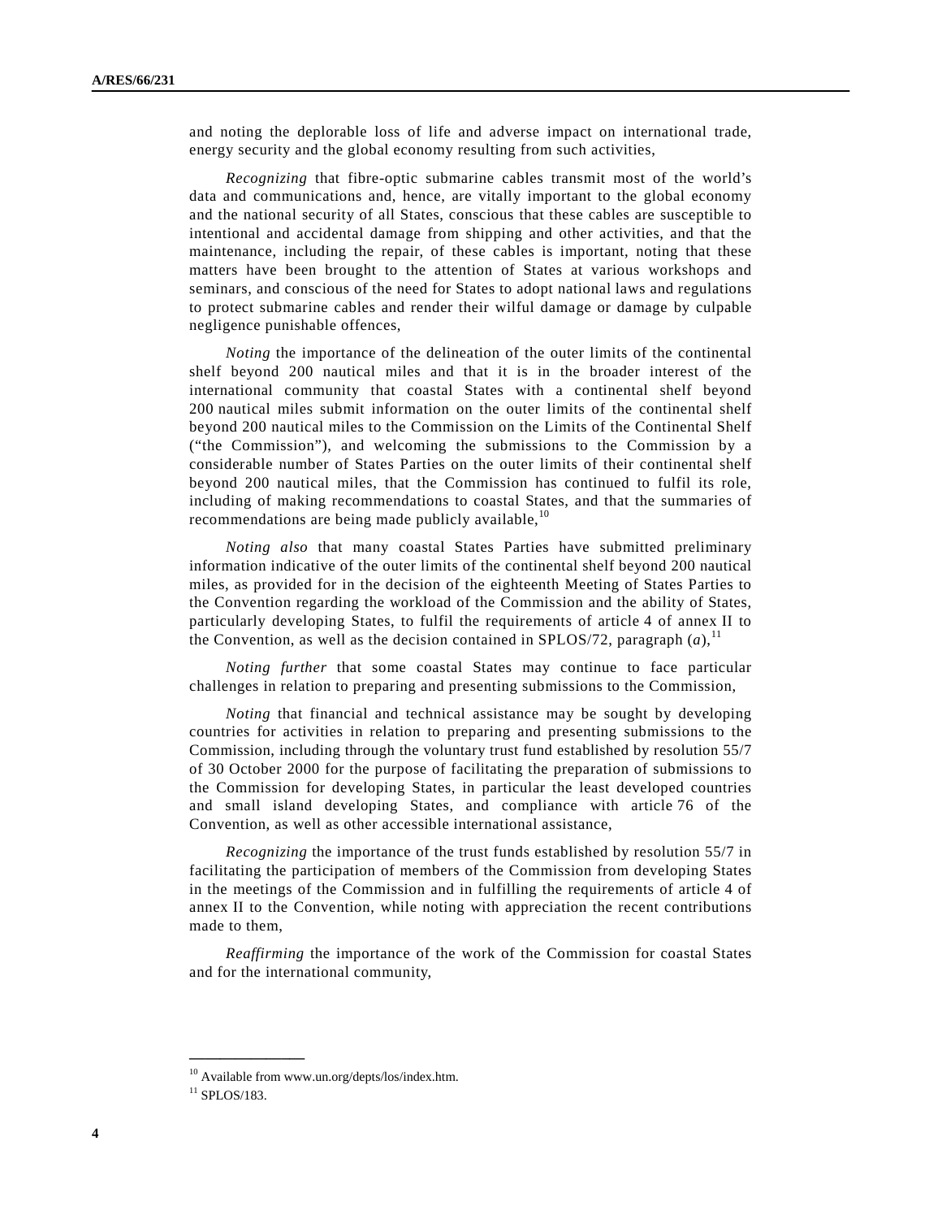and noting the deplorable loss of life and adverse impact on international trade, energy security and the global economy resulting from such activities,

*Recognizing* that fibre-optic submarine cables transmit most of the world's data and communications and, hence, are vitally important to the global economy and the national security of all States, conscious that these cables are susceptible to intentional and accidental damage from shipping and other activities, and that the maintenance, including the repair, of these cables is important, noting that these matters have been brought to the attention of States at various workshops and seminars, and conscious of the need for States to adopt national laws and regulations to protect submarine cables and render their wilful damage or damage by culpable negligence punishable offences,

*Noting* the importance of the delineation of the outer limits of the continental shelf beyond 200 nautical miles and that it is in the broader interest of the international community that coastal States with a continental shelf beyond 200 nautical miles submit information on the outer limits of the continental shelf beyond 200 nautical miles to the Commission on the Limits of the Continental Shelf ("the Commission"), and welcoming the submissions to the Commission by a considerable number of States Parties on the outer limits of their continental shelf beyond 200 nautical miles, that the Commission has continued to fulfil its role, including of making recommendations to coastal States, and that the summaries of recommendations are being made publicly available,[10]

*Noting also* that many coastal States Parties have submitted preliminary information indicative of the outer limits of the continental shelf beyond 200 nautical miles, as provided for in the decision of the eighteenth Meeting of States Parties to the Convention regarding the workload of the Commission and the ability of States, particularly developing States, to fulfil the requirements of article 4 of annex II to the Convention, as well as the decision contained in SPLOS/72, paragraph (*a*),[11]

*Noting further* that some coastal States may continue to face particular challenges in relation to preparing and presenting submissions to the Commission,

*Noting* that financial and technical assistance may be sought by developing countries for activities in relation to preparing and presenting submissions to the Commission, including through the voluntary trust fund established by resolution 55/7 of 30 October 2000 for the purpose of facilitating the preparation of submissions to the Commission for developing States, in particular the least developed countries and small island developing States, and compliance with article 76 of the Convention, as well as other accessible international assistance,

*Recognizing* the importance of the trust funds established by resolution 55/7 in facilitating the participation of members of the Commission from developing States in the meetings of the Commission and in fulfilling the requirements of article 4 of annex II to the Convention, while noting with appreciation the recent contributions made to them,

*Reaffirming* the importance of the work of the Commission for coastal States and for the international community,

---

[10] Available from www.un.org/depts/los/index.htm.

[11] SPLOS/183.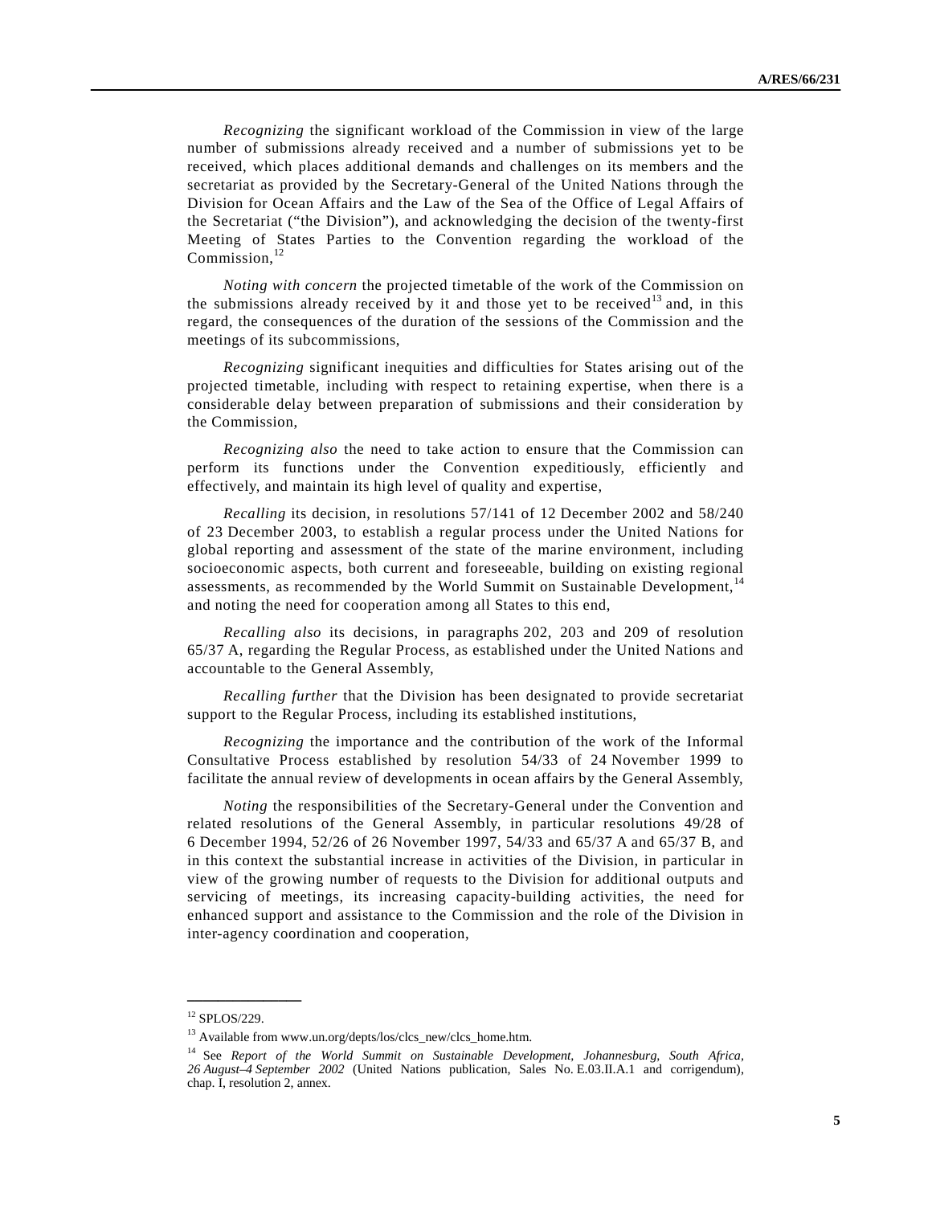*Recognizing* the significant workload of the Commission in view of the large number of submissions already received and a number of submissions yet to be received, which places additional demands and challenges on its members and the secretariat as provided by the Secretary-General of the United Nations through the Division for Ocean Affairs and the Law of the Sea of the Office of Legal Affairs of the Secretariat ("the Division"), and acknowledging the decision of the twenty-first Meeting of States Parties to the Convention regarding the workload of the Commission,[12]

*Noting with concern* the projected timetable of the work of the Commission on the submissions already received by it and those yet to be received[13] and, in this regard, the consequences of the duration of the sessions of the Commission and the meetings of its subcommissions,

*Recognizing* significant inequities and difficulties for States arising out of the projected timetable, including with respect to retaining expertise, when there is a considerable delay between preparation of submissions and their consideration by the Commission,

*Recognizing also* the need to take action to ensure that the Commission can perform its functions under the Convention expeditiously, efficiently and effectively, and maintain its high level of quality and expertise,

*Recalling* its decision, in resolutions 57/141 of 12 December 2002 and 58/240 of 23 December 2003, to establish a regular process under the United Nations for global reporting and assessment of the state of the marine environment, including socioeconomic aspects, both current and foreseeable, building on existing regional assessments, as recommended by the World Summit on Sustainable Development,[14] and noting the need for cooperation among all States to this end,

*Recalling also* its decisions, in paragraphs 202, 203 and 209 of resolution 65/37 A, regarding the Regular Process, as established under the United Nations and accountable to the General Assembly,

*Recalling further* that the Division has been designated to provide secretariat support to the Regular Process, including its established institutions,

*Recognizing* the importance and the contribution of the work of the Informal Consultative Process established by resolution 54/33 of 24 November 1999 to facilitate the annual review of developments in ocean affairs by the General Assembly,

*Noting* the responsibilities of the Secretary-General under the Convention and related resolutions of the General Assembly, in particular resolutions 49/28 of 6 December 1994, 52/26 of 26 November 1997, 54/33 and 65/37 A and 65/37 B, and in this context the substantial increase in activities of the Division, in particular in view of the growing number of requests to the Division for additional outputs and servicing of meetings, its increasing capacity-building activities, the need for enhanced support and assistance to the Commission and the role of the Division in inter-agency coordination and cooperation,

---

[12] SPLOS/229.

[13] Available from www.un.org/depts/los/clcs_new/clcs_home.htm.

[14] See *Report of the World Summit on Sustainable Development, Johannesburg, South Africa, 26 August–4 September 2002* (United Nations publication, Sales No. E.03.II.A.1 and corrigendum), chap. I, resolution 2, annex.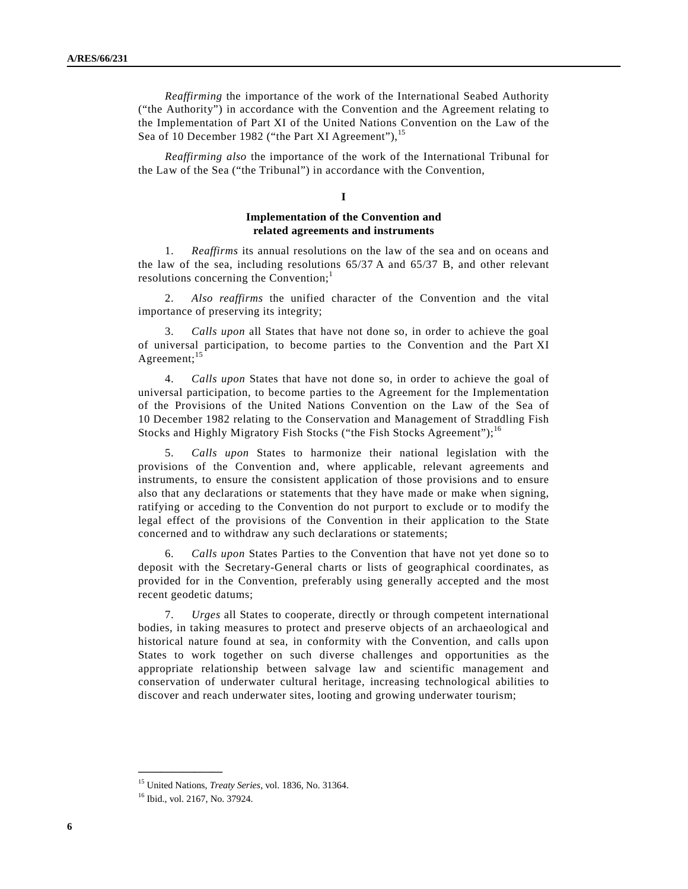*Reaffirming* the importance of the work of the International Seabed Authority ("the Authority") in accordance with the Convention and the Agreement relating to the Implementation of Part XI of the United Nations Convention on the Law of the Sea of 10 December 1982 ("the Part XI Agreement"),[15]

*Reaffirming also* the importance of the work of the International Tribunal for the Law of the Sea ("the Tribunal") in accordance with the Convention,

## I

### Implementation of the Convention and related agreements and instruments

1. *Reaffirms* its annual resolutions on the law of the sea and on oceans and the law of the sea, including resolutions 65/37 A and 65/37 B, and other relevant resolutions concerning the Convention;[1]

2. *Also reaffirms* the unified character of the Convention and the vital importance of preserving its integrity;

3. *Calls upon* all States that have not done so, in order to achieve the goal of universal participation, to become parties to the Convention and the Part XI Agreement;[15]

4. *Calls upon* States that have not done so, in order to achieve the goal of universal participation, to become parties to the Agreement for the Implementation of the Provisions of the United Nations Convention on the Law of the Sea of 10 December 1982 relating to the Conservation and Management of Straddling Fish Stocks and Highly Migratory Fish Stocks ("the Fish Stocks Agreement");[16]

5. *Calls upon* States to harmonize their national legislation with the provisions of the Convention and, where applicable, relevant agreements and instruments, to ensure the consistent application of those provisions and to ensure also that any declarations or statements that they have made or make when signing, ratifying or acceding to the Convention do not purport to exclude or to modify the legal effect of the provisions of the Convention in their application to the State concerned and to withdraw any such declarations or statements;

6. *Calls upon* States Parties to the Convention that have not yet done so to deposit with the Secretary-General charts or lists of geographical coordinates, as provided for in the Convention, preferably using generally accepted and the most recent geodetic datums;

7. *Urges* all States to cooperate, directly or through competent international bodies, in taking measures to protect and preserve objects of an archaeological and historical nature found at sea, in conformity with the Convention, and calls upon States to work together on such diverse challenges and opportunities as the appropriate relationship between salvage law and scientific management and conservation of underwater cultural heritage, increasing technological abilities to discover and reach underwater sites, looting and growing underwater tourism;

---

[15] United Nations, *Treaty Series*, vol. 1836, No. 31364.

[16] Ibid., vol. 2167, No. 37924.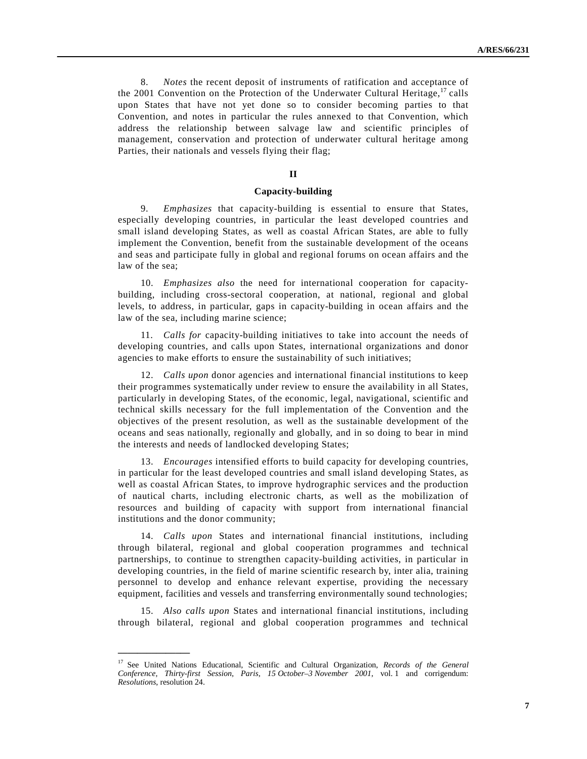8. *Notes* the recent deposit of instruments of ratification and acceptance of the 2001 Convention on the Protection of the Underwater Cultural Heritage,[17] calls upon States that have not yet done so to consider becoming parties to that Convention, and notes in particular the rules annexed to that Convention, which address the relationship between salvage law and scientific principles of management, conservation and protection of underwater cultural heritage among Parties, their nationals and vessels flying their flag;

## II

## Capacity-building

9. *Emphasizes* that capacity-building is essential to ensure that States, especially developing countries, in particular the least developed countries and small island developing States, as well as coastal African States, are able to fully implement the Convention, benefit from the sustainable development of the oceans and seas and participate fully in global and regional forums on ocean affairs and the law of the sea;

10. *Emphasizes also* the need for international cooperation for capacity-building, including cross-sectoral cooperation, at national, regional and global levels, to address, in particular, gaps in capacity-building in ocean affairs and the law of the sea, including marine science;

11. *Calls for* capacity-building initiatives to take into account the needs of developing countries, and calls upon States, international organizations and donor agencies to make efforts to ensure the sustainability of such initiatives;

12. *Calls upon* donor agencies and international financial institutions to keep their programmes systematically under review to ensure the availability in all States, particularly in developing States, of the economic, legal, navigational, scientific and technical skills necessary for the full implementation of the Convention and the objectives of the present resolution, as well as the sustainable development of the oceans and seas nationally, regionally and globally, and in so doing to bear in mind the interests and needs of landlocked developing States;

13. *Encourages* intensified efforts to build capacity for developing countries, in particular for the least developed countries and small island developing States, as well as coastal African States, to improve hydrographic services and the production of nautical charts, including electronic charts, as well as the mobilization of resources and building of capacity with support from international financial institutions and the donor community;

14. *Calls upon* States and international financial institutions, including through bilateral, regional and global cooperation programmes and technical partnerships, to continue to strengthen capacity-building activities, in particular in developing countries, in the field of marine scientific research by, inter alia, training personnel to develop and enhance relevant expertise, providing the necessary equipment, facilities and vessels and transferring environmentally sound technologies;

15. *Also calls upon* States and international financial institutions, including through bilateral, regional and global cooperation programmes and technical

---

[17] See United Nations Educational, Scientific and Cultural Organization, *Records of the General Conference, Thirty-first Session, Paris, 15 October–3 November 2001*, vol. 1 and corrigendum: *Resolutions*, resolution 24.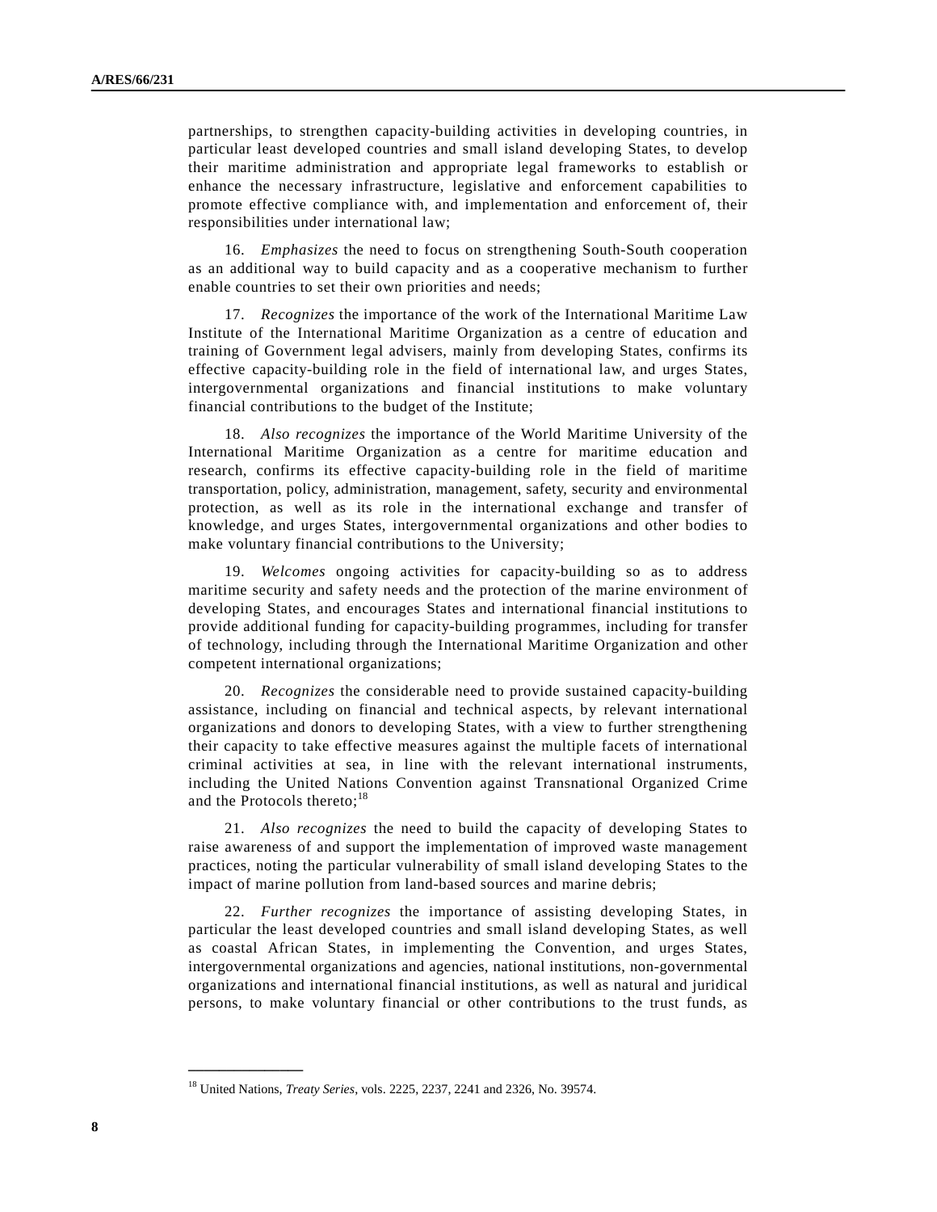partnerships, to strengthen capacity-building activities in developing countries, in particular least developed countries and small island developing States, to develop their maritime administration and appropriate legal frameworks to establish or enhance the necessary infrastructure, legislative and enforcement capabilities to promote effective compliance with, and implementation and enforcement of, their responsibilities under international law;

16. *Emphasizes* the need to focus on strengthening South-South cooperation as an additional way to build capacity and as a cooperative mechanism to further enable countries to set their own priorities and needs;

17. *Recognizes* the importance of the work of the International Maritime Law Institute of the International Maritime Organization as a centre of education and training of Government legal advisers, mainly from developing States, confirms its effective capacity-building role in the field of international law, and urges States, intergovernmental organizations and financial institutions to make voluntary financial contributions to the budget of the Institute;

18. *Also recognizes* the importance of the World Maritime University of the International Maritime Organization as a centre for maritime education and research, confirms its effective capacity-building role in the field of maritime transportation, policy, administration, management, safety, security and environmental protection, as well as its role in the international exchange and transfer of knowledge, and urges States, intergovernmental organizations and other bodies to make voluntary financial contributions to the University;

19. *Welcomes* ongoing activities for capacity-building so as to address maritime security and safety needs and the protection of the marine environment of developing States, and encourages States and international financial institutions to provide additional funding for capacity-building programmes, including for transfer of technology, including through the International Maritime Organization and other competent international organizations;

20. *Recognizes* the considerable need to provide sustained capacity-building assistance, including on financial and technical aspects, by relevant international organizations and donors to developing States, with a view to further strengthening their capacity to take effective measures against the multiple facets of international criminal activities at sea, in line with the relevant international instruments, including the United Nations Convention against Transnational Organized Crime and the Protocols thereto;[18]

21. *Also recognizes* the need to build the capacity of developing States to raise awareness of and support the implementation of improved waste management practices, noting the particular vulnerability of small island developing States to the impact of marine pollution from land-based sources and marine debris;

22. *Further recognizes* the importance of assisting developing States, in particular the least developed countries and small island developing States, as well as coastal African States, in implementing the Convention, and urges States, intergovernmental organizations and agencies, national institutions, non-governmental organizations and international financial institutions, as well as natural and juridical persons, to make voluntary financial or other contributions to the trust funds, as

---

[18] United Nations, *Treaty Series*, vols. 2225, 2237, 2241 and 2326, No. 39574.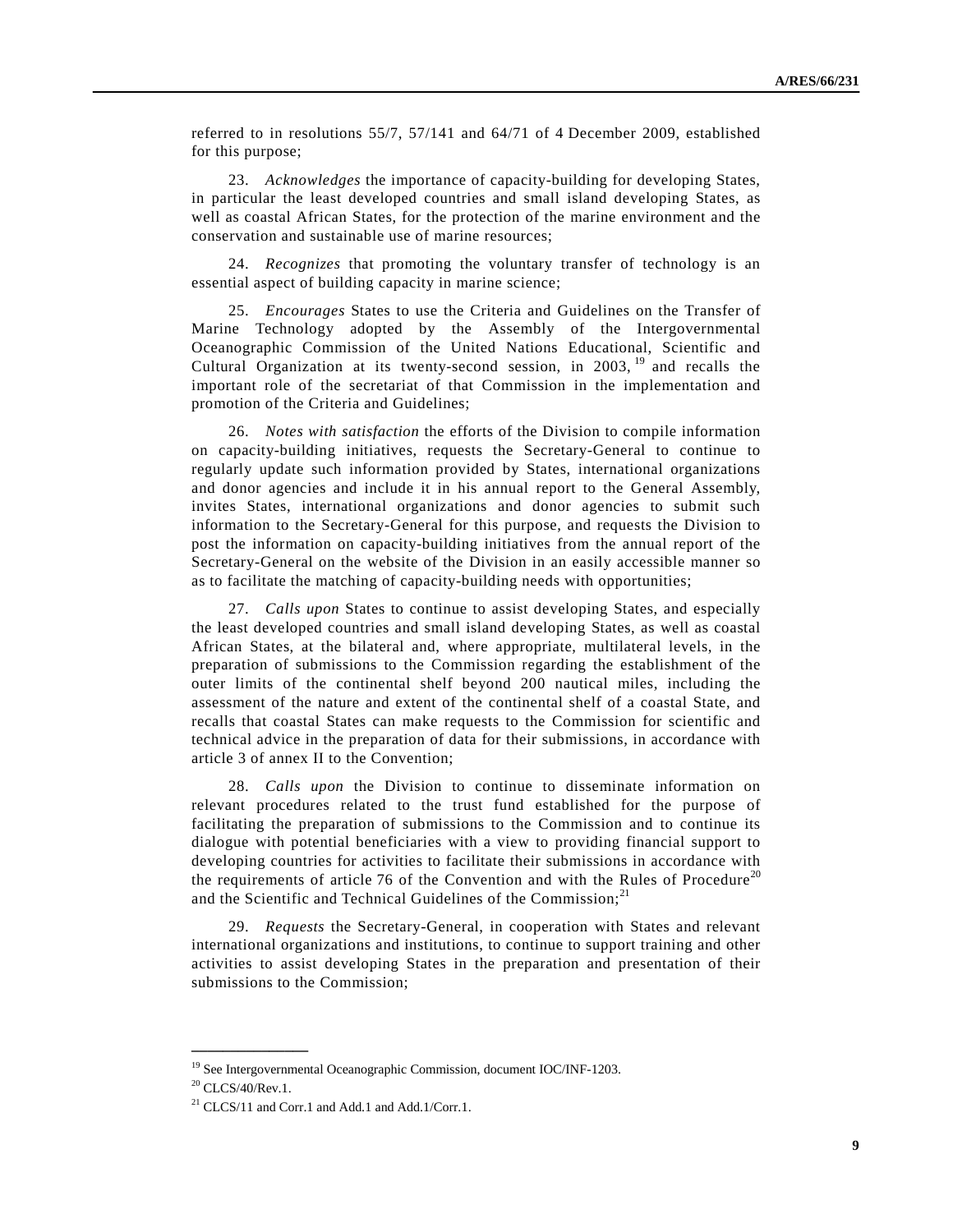referred to in resolutions 55/7, 57/141 and 64/71 of 4 December 2009, established for this purpose;

23. *Acknowledges* the importance of capacity-building for developing States, in particular the least developed countries and small island developing States, as well as coastal African States, for the protection of the marine environment and the conservation and sustainable use of marine resources;

24. *Recognizes* that promoting the voluntary transfer of technology is an essential aspect of building capacity in marine science;

25. *Encourages* States to use the Criteria and Guidelines on the Transfer of Marine Technology adopted by the Assembly of the Intergovernmental Oceanographic Commission of the United Nations Educational, Scientific and Cultural Organization at its twenty-second session, in 2003,[19] and recalls the important role of the secretariat of that Commission in the implementation and promotion of the Criteria and Guidelines;

26. *Notes with satisfaction* the efforts of the Division to compile information on capacity-building initiatives, requests the Secretary-General to continue to regularly update such information provided by States, international organizations and donor agencies and include it in his annual report to the General Assembly, invites States, international organizations and donor agencies to submit such information to the Secretary-General for this purpose, and requests the Division to post the information on capacity-building initiatives from the annual report of the Secretary-General on the website of the Division in an easily accessible manner so as to facilitate the matching of capacity-building needs with opportunities;

27. *Calls upon* States to continue to assist developing States, and especially the least developed countries and small island developing States, as well as coastal African States, at the bilateral and, where appropriate, multilateral levels, in the preparation of submissions to the Commission regarding the establishment of the outer limits of the continental shelf beyond 200 nautical miles, including the assessment of the nature and extent of the continental shelf of a coastal State, and recalls that coastal States can make requests to the Commission for scientific and technical advice in the preparation of data for their submissions, in accordance with article 3 of annex II to the Convention;

28. *Calls upon* the Division to continue to disseminate information on relevant procedures related to the trust fund established for the purpose of facilitating the preparation of submissions to the Commission and to continue its dialogue with potential beneficiaries with a view to providing financial support to developing countries for activities to facilitate their submissions in accordance with the requirements of article 76 of the Convention and with the Rules of Procedure[20] and the Scientific and Technical Guidelines of the Commission;[21]

29. *Requests* the Secretary-General, in cooperation with States and relevant international organizations and institutions, to continue to support training and other activities to assist developing States in the preparation and presentation of their submissions to the Commission;

---

[19] See Intergovernmental Oceanographic Commission, document IOC/INF-1203.

[20] CLCS/40/Rev.1.

[21] CLCS/11 and Corr.1 and Add.1 and Add.1/Corr.1.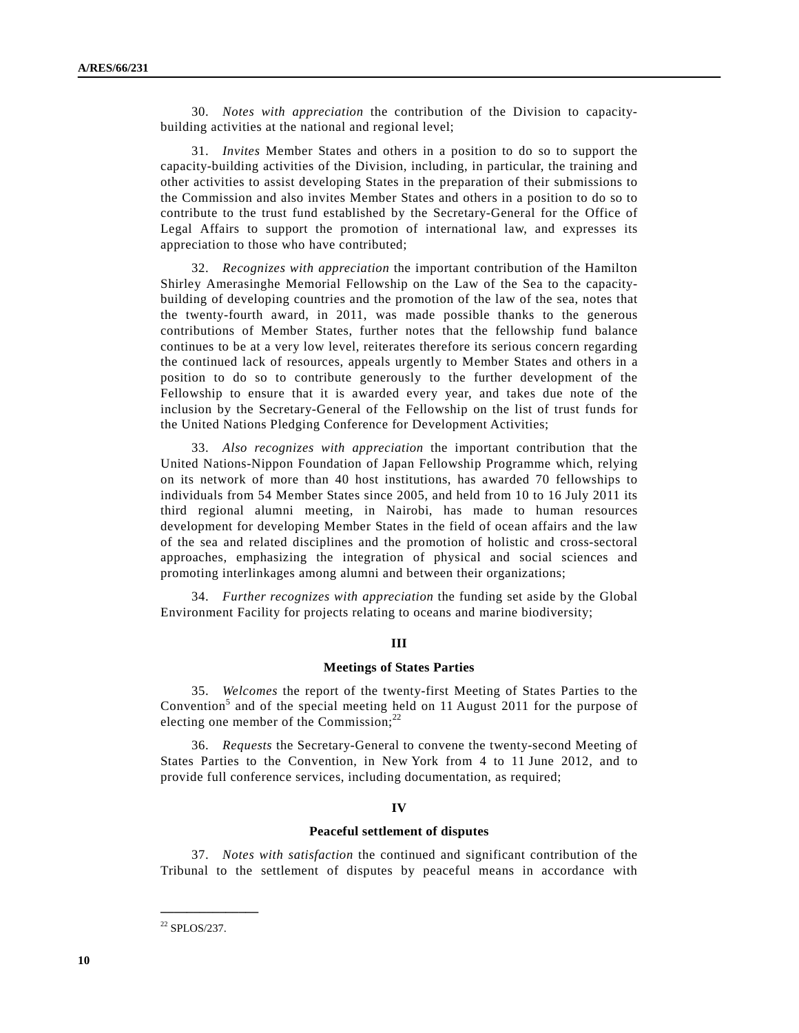30. *Notes with appreciation* the contribution of the Division to capacity-building activities at the national and regional level;

31. *Invites* Member States and others in a position to do so to support the capacity-building activities of the Division, including, in particular, the training and other activities to assist developing States in the preparation of their submissions to the Commission and also invites Member States and others in a position to do so to contribute to the trust fund established by the Secretary-General for the Office of Legal Affairs to support the promotion of international law, and expresses its appreciation to those who have contributed;

32. *Recognizes with appreciation* the important contribution of the Hamilton Shirley Amerasinghe Memorial Fellowship on the Law of the Sea to the capacity-building of developing countries and the promotion of the law of the sea, notes that the twenty-fourth award, in 2011, was made possible thanks to the generous contributions of Member States, further notes that the fellowship fund balance continues to be at a very low level, reiterates therefore its serious concern regarding the continued lack of resources, appeals urgently to Member States and others in a position to do so to contribute generously to the further development of the Fellowship to ensure that it is awarded every year, and takes due note of the inclusion by the Secretary-General of the Fellowship on the list of trust funds for the United Nations Pledging Conference for Development Activities;

33. *Also recognizes with appreciation* the important contribution that the United Nations-Nippon Foundation of Japan Fellowship Programme which, relying on its network of more than 40 host institutions, has awarded 70 fellowships to individuals from 54 Member States since 2005, and held from 10 to 16 July 2011 its third regional alumni meeting, in Nairobi, has made to human resources development for developing Member States in the field of ocean affairs and the law of the sea and related disciplines and the promotion of holistic and cross-sectoral approaches, emphasizing the integration of physical and social sciences and promoting interlinkages among alumni and between their organizations;

34. *Further recognizes with appreciation* the funding set aside by the Global Environment Facility for projects relating to oceans and marine biodiversity;

## III

## Meetings of States Parties

35. *Welcomes* the report of the twenty-first Meeting of States Parties to the Convention[5] and of the special meeting held on 11 August 2011 for the purpose of electing one member of the Commission;[22]

36. *Requests* the Secretary-General to convene the twenty-second Meeting of States Parties to the Convention, in New York from 4 to 11 June 2012, and to provide full conference services, including documentation, as required;

## IV

## Peaceful settlement of disputes

37. *Notes with satisfaction* the continued and significant contribution of the Tribunal to the settlement of disputes by peaceful means in accordance with

---

[22] SPLOS/237.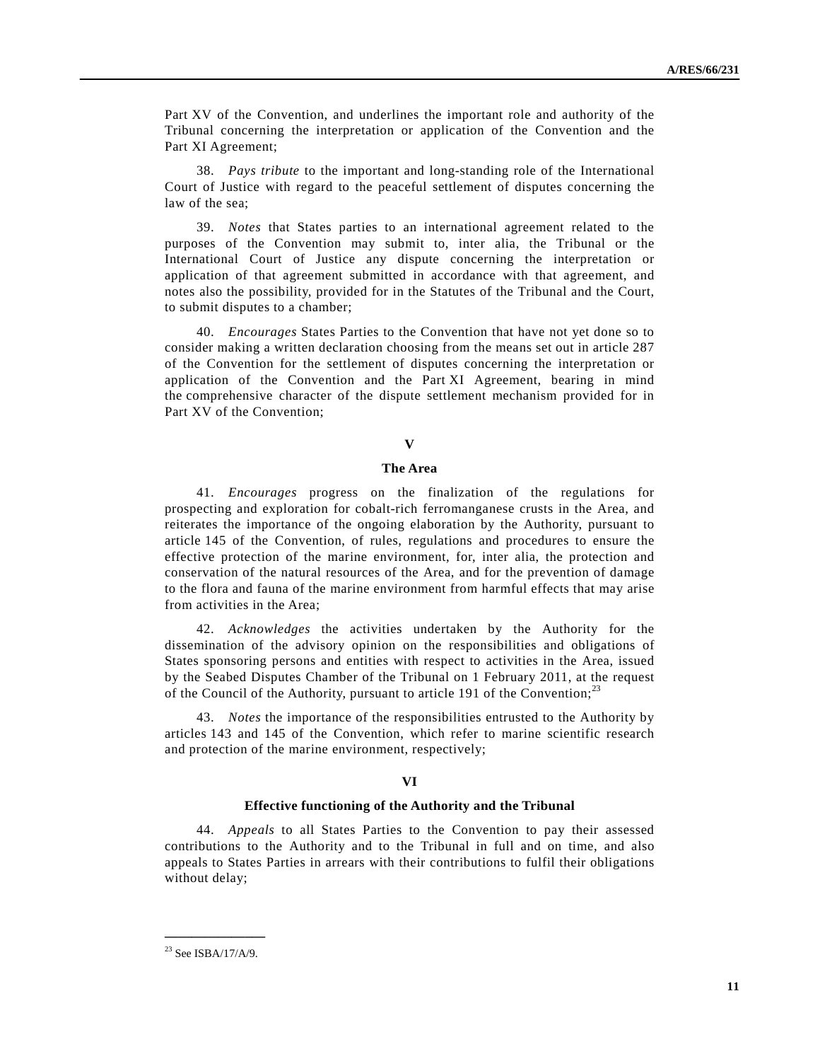Part XV of the Convention, and underlines the important role and authority of the Tribunal concerning the interpretation or application of the Convention and the Part XI Agreement;

38. *Pays tribute* to the important and long-standing role of the International Court of Justice with regard to the peaceful settlement of disputes concerning the law of the sea;

39. *Notes* that States parties to an international agreement related to the purposes of the Convention may submit to, inter alia, the Tribunal or the International Court of Justice any dispute concerning the interpretation or application of that agreement submitted in accordance with that agreement, and notes also the possibility, provided for in the Statutes of the Tribunal and the Court, to submit disputes to a chamber;

40. *Encourages* States Parties to the Convention that have not yet done so to consider making a written declaration choosing from the means set out in article 287 of the Convention for the settlement of disputes concerning the interpretation or application of the Convention and the Part XI Agreement, bearing in mind the comprehensive character of the dispute settlement mechanism provided for in Part XV of the Convention;

## V

## The Area

41. *Encourages* progress on the finalization of the regulations for prospecting and exploration for cobalt-rich ferromanganese crusts in the Area, and reiterates the importance of the ongoing elaboration by the Authority, pursuant to article 145 of the Convention, of rules, regulations and procedures to ensure the effective protection of the marine environment, for, inter alia, the protection and conservation of the natural resources of the Area, and for the prevention of damage to the flora and fauna of the marine environment from harmful effects that may arise from activities in the Area;

42. *Acknowledges* the activities undertaken by the Authority for the dissemination of the advisory opinion on the responsibilities and obligations of States sponsoring persons and entities with respect to activities in the Area, issued by the Seabed Disputes Chamber of the Tribunal on 1 February 2011, at the request of the Council of the Authority, pursuant to article 191 of the Convention;[23]

43. *Notes* the importance of the responsibilities entrusted to the Authority by articles 143 and 145 of the Convention, which refer to marine scientific research and protection of the marine environment, respectively;

## VI

## Effective functioning of the Authority and the Tribunal

44. *Appeals* to all States Parties to the Convention to pay their assessed contributions to the Authority and to the Tribunal in full and on time, and also appeals to States Parties in arrears with their contributions to fulfil their obligations without delay;

---

[23] See ISBA/17/A/9.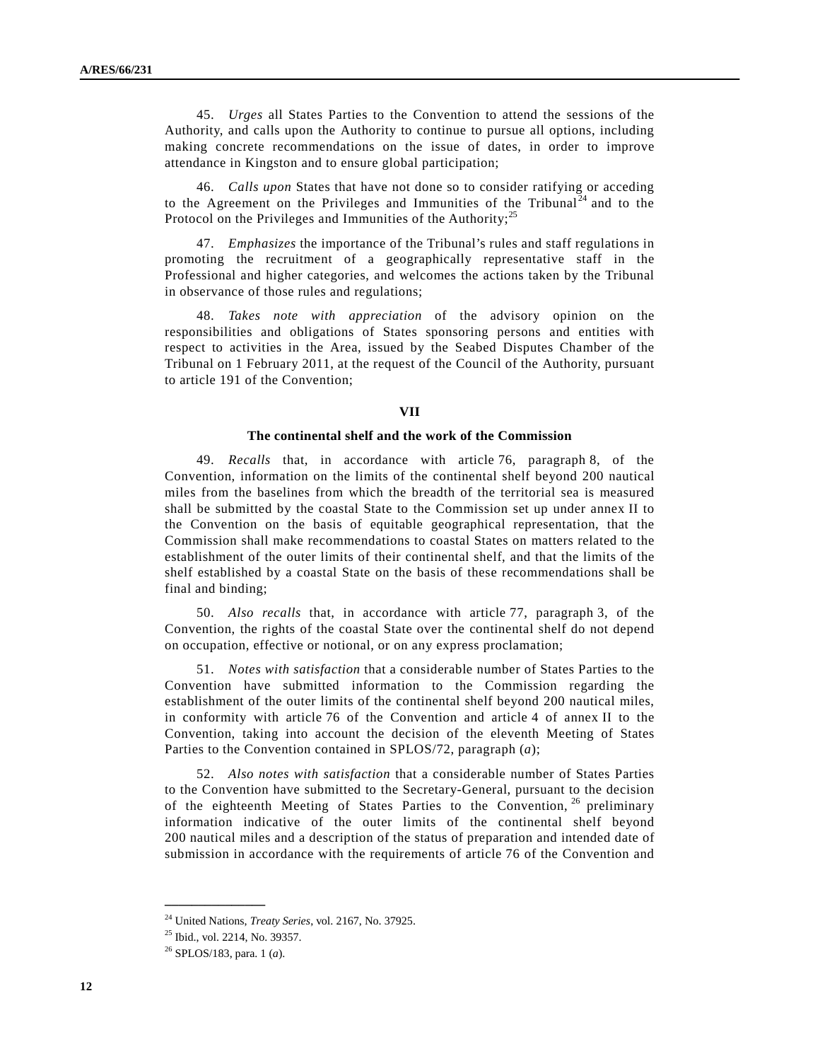45. *Urges* all States Parties to the Convention to attend the sessions of the Authority, and calls upon the Authority to continue to pursue all options, including making concrete recommendations on the issue of dates, in order to improve attendance in Kingston and to ensure global participation;

46. *Calls upon* States that have not done so to consider ratifying or acceding to the Agreement on the Privileges and Immunities of the Tribunal[24] and to the Protocol on the Privileges and Immunities of the Authority;[25]

47. *Emphasizes* the importance of the Tribunal's rules and staff regulations in promoting the recruitment of a geographically representative staff in the Professional and higher categories, and welcomes the actions taken by the Tribunal in observance of those rules and regulations;

48. *Takes note with appreciation* of the advisory opinion on the responsibilities and obligations of States sponsoring persons and entities with respect to activities in the Area, issued by the Seabed Disputes Chamber of the Tribunal on 1 February 2011, at the request of the Council of the Authority, pursuant to article 191 of the Convention;

## VII

### The continental shelf and the work of the Commission

49. *Recalls* that, in accordance with article 76, paragraph 8, of the Convention, information on the limits of the continental shelf beyond 200 nautical miles from the baselines from which the breadth of the territorial sea is measured shall be submitted by the coastal State to the Commission set up under annex II to the Convention on the basis of equitable geographical representation, that the Commission shall make recommendations to coastal States on matters related to the establishment of the outer limits of their continental shelf, and that the limits of the shelf established by a coastal State on the basis of these recommendations shall be final and binding;

50. *Also recalls* that, in accordance with article 77, paragraph 3, of the Convention, the rights of the coastal State over the continental shelf do not depend on occupation, effective or notional, or on any express proclamation;

51. *Notes with satisfaction* that a considerable number of States Parties to the Convention have submitted information to the Commission regarding the establishment of the outer limits of the continental shelf beyond 200 nautical miles, in conformity with article 76 of the Convention and article 4 of annex II to the Convention, taking into account the decision of the eleventh Meeting of States Parties to the Convention contained in SPLOS/72, paragraph (*a*);

52. *Also notes with satisfaction* that a considerable number of States Parties to the Convention have submitted to the Secretary-General, pursuant to the decision of the eighteenth Meeting of States Parties to the Convention,[26] preliminary information indicative of the outer limits of the continental shelf beyond 200 nautical miles and a description of the status of preparation and intended date of submission in accordance with the requirements of article 76 of the Convention and

---

[24] United Nations, *Treaty Series*, vol. 2167, No. 37925.

[25] Ibid., vol. 2214, No. 39357.

[26] SPLOS/183, para. 1 (*a*).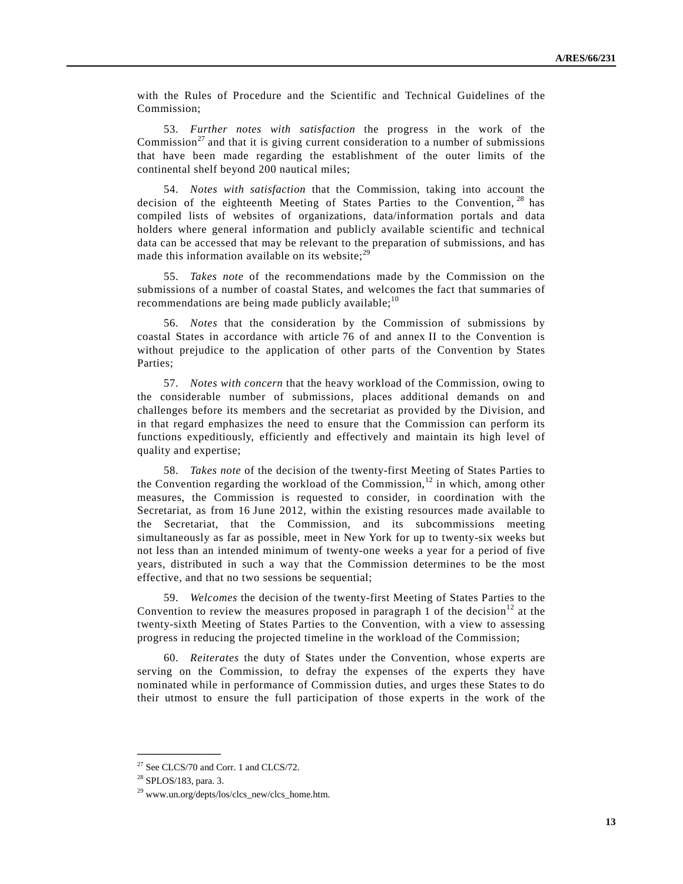with the Rules of Procedure and the Scientific and Technical Guidelines of the Commission;

53. *Further notes with satisfaction* the progress in the work of the Commission[27] and that it is giving current consideration to a number of submissions that have been made regarding the establishment of the outer limits of the continental shelf beyond 200 nautical miles;

54. *Notes with satisfaction* that the Commission, taking into account the decision of the eighteenth Meeting of States Parties to the Convention,[28] has compiled lists of websites of organizations, data/information portals and data holders where general information and publicly available scientific and technical data can be accessed that may be relevant to the preparation of submissions, and has made this information available on its website;[29]

55. *Takes note* of the recommendations made by the Commission on the submissions of a number of coastal States, and welcomes the fact that summaries of recommendations are being made publicly available;[10]

56. *Notes* that the consideration by the Commission of submissions by coastal States in accordance with article 76 of and annex II to the Convention is without prejudice to the application of other parts of the Convention by States Parties;

57. *Notes with concern* that the heavy workload of the Commission, owing to the considerable number of submissions, places additional demands on and challenges before its members and the secretariat as provided by the Division, and in that regard emphasizes the need to ensure that the Commission can perform its functions expeditiously, efficiently and effectively and maintain its high level of quality and expertise;

58. *Takes note* of the decision of the twenty-first Meeting of States Parties to the Convention regarding the workload of the Commission,[12] in which, among other measures, the Commission is requested to consider, in coordination with the Secretariat, as from 16 June 2012, within the existing resources made available to the Secretariat, that the Commission, and its subcommissions meeting simultaneously as far as possible, meet in New York for up to twenty-six weeks but not less than an intended minimum of twenty-one weeks a year for a period of five years, distributed in such a way that the Commission determines to be the most effective, and that no two sessions be sequential;

59. *Welcomes* the decision of the twenty-first Meeting of States Parties to the Convention to review the measures proposed in paragraph 1 of the decision[12] at the twenty-sixth Meeting of States Parties to the Convention, with a view to assessing progress in reducing the projected timeline in the workload of the Commission;

60. *Reiterates* the duty of States under the Convention, whose experts are serving on the Commission, to defray the expenses of the experts they have nominated while in performance of Commission duties, and urges these States to do their utmost to ensure the full participation of those experts in the work of the

---

[27] See CLCS/70 and Corr. 1 and CLCS/72.

[28] SPLOS/183, para. 3.

[29] www.un.org/depts/los/clcs_new/clcs_home.htm.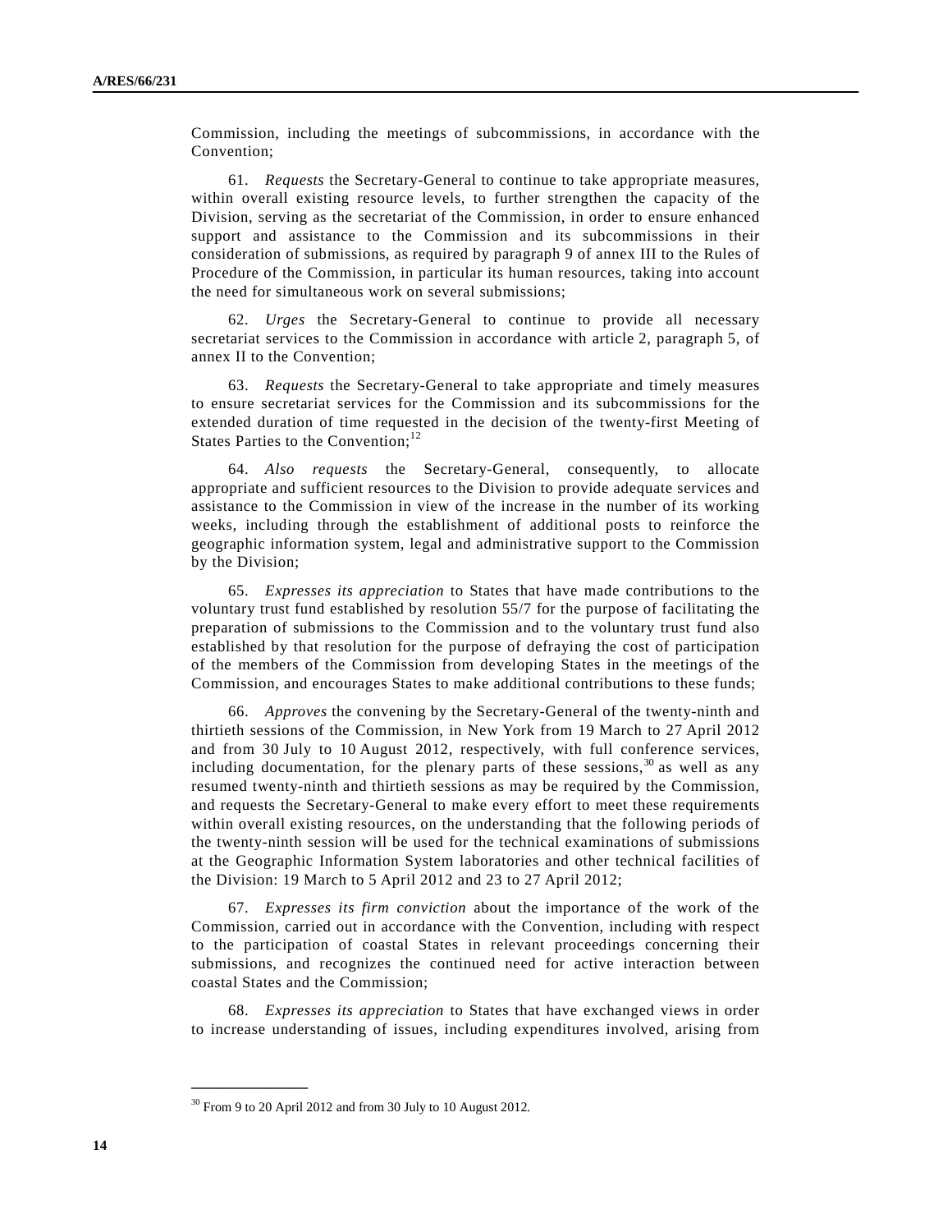Commission, including the meetings of subcommissions, in accordance with the Convention;

61. *Requests* the Secretary-General to continue to take appropriate measures, within overall existing resource levels, to further strengthen the capacity of the Division, serving as the secretariat of the Commission, in order to ensure enhanced support and assistance to the Commission and its subcommissions in their consideration of submissions, as required by paragraph 9 of annex III to the Rules of Procedure of the Commission, in particular its human resources, taking into account the need for simultaneous work on several submissions;

62. *Urges* the Secretary-General to continue to provide all necessary secretariat services to the Commission in accordance with article 2, paragraph 5, of annex II to the Convention;

63. *Requests* the Secretary-General to take appropriate and timely measures to ensure secretariat services for the Commission and its subcommissions for the extended duration of time requested in the decision of the twenty-first Meeting of States Parties to the Convention;[12]

64. *Also requests* the Secretary-General, consequently, to allocate appropriate and sufficient resources to the Division to provide adequate services and assistance to the Commission in view of the increase in the number of its working weeks, including through the establishment of additional posts to reinforce the geographic information system, legal and administrative support to the Commission by the Division;

65. *Expresses its appreciation* to States that have made contributions to the voluntary trust fund established by resolution 55/7 for the purpose of facilitating the preparation of submissions to the Commission and to the voluntary trust fund also established by that resolution for the purpose of defraying the cost of participation of the members of the Commission from developing States in the meetings of the Commission, and encourages States to make additional contributions to these funds;

66. *Approves* the convening by the Secretary-General of the twenty-ninth and thirtieth sessions of the Commission, in New York from 19 March to 27 April 2012 and from 30 July to 10 August 2012, respectively, with full conference services, including documentation, for the plenary parts of these sessions,[30] as well as any resumed twenty-ninth and thirtieth sessions as may be required by the Commission, and requests the Secretary-General to make every effort to meet these requirements within overall existing resources, on the understanding that the following periods of the twenty-ninth session will be used for the technical examinations of submissions at the Geographic Information System laboratories and other technical facilities of the Division: 19 March to 5 April 2012 and 23 to 27 April 2012;

67. *Expresses its firm conviction* about the importance of the work of the Commission, carried out in accordance with the Convention, including with respect to the participation of coastal States in relevant proceedings concerning their submissions, and recognizes the continued need for active interaction between coastal States and the Commission;

68. *Expresses its appreciation* to States that have exchanged views in order to increase understanding of issues, including expenditures involved, arising from

---

[30] From 9 to 20 April 2012 and from 30 July to 10 August 2012.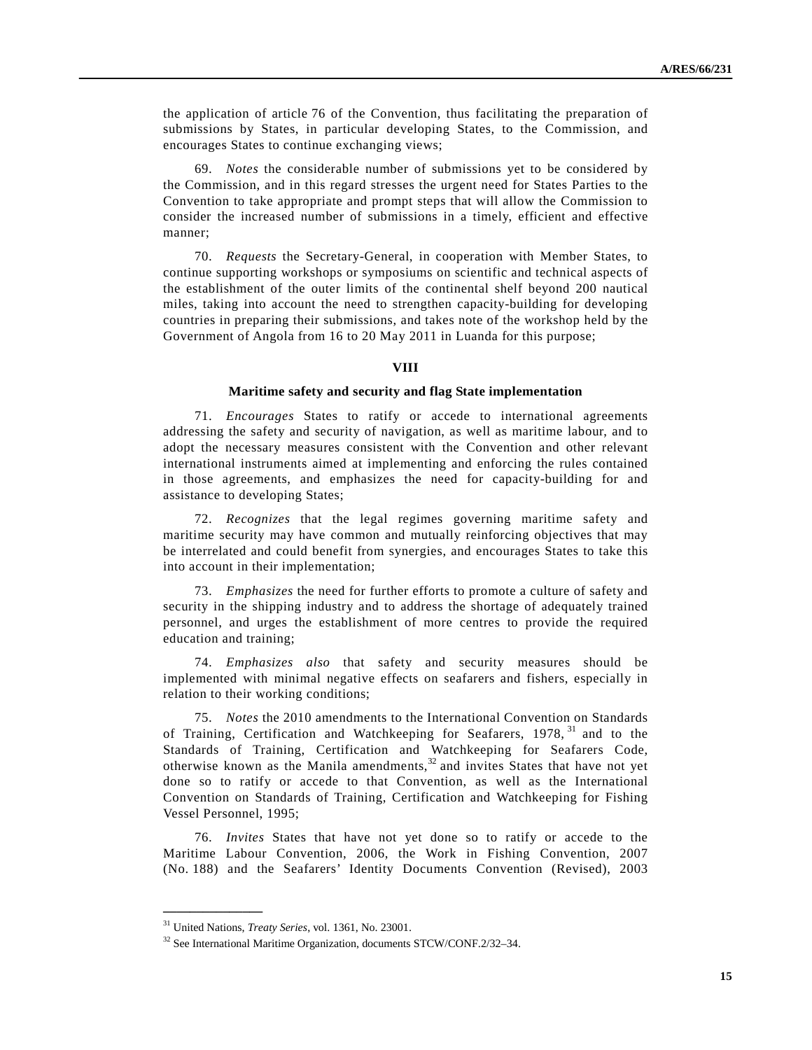the application of article 76 of the Convention, thus facilitating the preparation of submissions by States, in particular developing States, to the Commission, and encourages States to continue exchanging views;

69. *Notes* the considerable number of submissions yet to be considered by the Commission, and in this regard stresses the urgent need for States Parties to the Convention to take appropriate and prompt steps that will allow the Commission to consider the increased number of submissions in a timely, efficient and effective manner;

70. *Requests* the Secretary-General, in cooperation with Member States, to continue supporting workshops or symposiums on scientific and technical aspects of the establishment of the outer limits of the continental shelf beyond 200 nautical miles, taking into account the need to strengthen capacity-building for developing countries in preparing their submissions, and takes note of the workshop held by the Government of Angola from 16 to 20 May 2011 in Luanda for this purpose;

## VIII

### Maritime safety and security and flag State implementation

71. *Encourages* States to ratify or accede to international agreements addressing the safety and security of navigation, as well as maritime labour, and to adopt the necessary measures consistent with the Convention and other relevant international instruments aimed at implementing and enforcing the rules contained in those agreements, and emphasizes the need for capacity-building for and assistance to developing States;

72. *Recognizes* that the legal regimes governing maritime safety and maritime security may have common and mutually reinforcing objectives that may be interrelated and could benefit from synergies, and encourages States to take this into account in their implementation;

73. *Emphasizes* the need for further efforts to promote a culture of safety and security in the shipping industry and to address the shortage of adequately trained personnel, and urges the establishment of more centres to provide the required education and training;

74. *Emphasizes also* that safety and security measures should be implemented with minimal negative effects on seafarers and fishers, especially in relation to their working conditions;

75. *Notes* the 2010 amendments to the International Convention on Standards of Training, Certification and Watchkeeping for Seafarers, 1978,[31] and to the Standards of Training, Certification and Watchkeeping for Seafarers Code, otherwise known as the Manila amendments,[32] and invites States that have not yet done so to ratify or accede to that Convention, as well as the International Convention on Standards of Training, Certification and Watchkeeping for Fishing Vessel Personnel, 1995;

76. *Invites* States that have not yet done so to ratify or accede to the Maritime Labour Convention, 2006, the Work in Fishing Convention, 2007 (No. 188) and the Seafarers' Identity Documents Convention (Revised), 2003

---

[31] United Nations, *Treaty Series*, vol. 1361, No. 23001.

[32] See International Maritime Organization, documents STCW/CONF.2/32–34.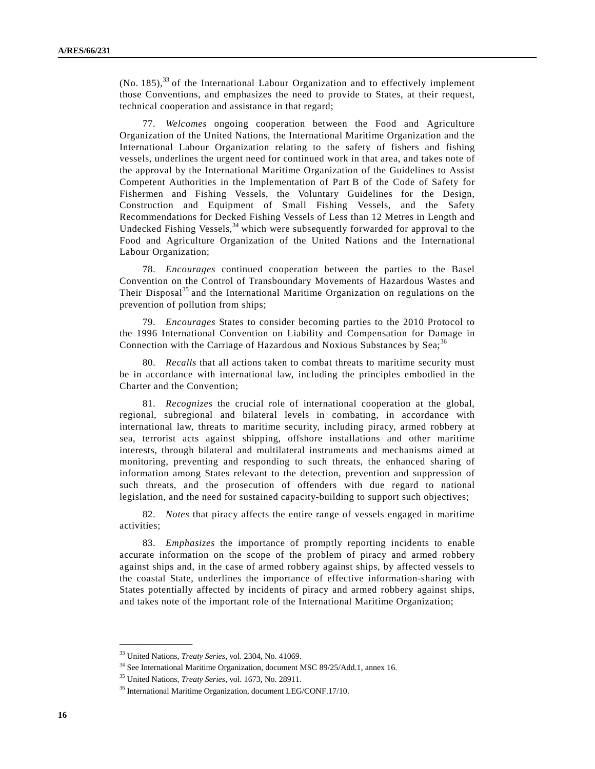(No. 185),[33] of the International Labour Organization and to effectively implement those Conventions, and emphasizes the need to provide to States, at their request, technical cooperation and assistance in that regard;

77. *Welcomes* ongoing cooperation between the Food and Agriculture Organization of the United Nations, the International Maritime Organization and the International Labour Organization relating to the safety of fishers and fishing vessels, underlines the urgent need for continued work in that area, and takes note of the approval by the International Maritime Organization of the Guidelines to Assist Competent Authorities in the Implementation of Part B of the Code of Safety for Fishermen and Fishing Vessels, the Voluntary Guidelines for the Design, Construction and Equipment of Small Fishing Vessels, and the Safety Recommendations for Decked Fishing Vessels of Less than 12 Metres in Length and Undecked Fishing Vessels,[34] which were subsequently forwarded for approval to the Food and Agriculture Organization of the United Nations and the International Labour Organization;

78. *Encourages* continued cooperation between the parties to the Basel Convention on the Control of Transboundary Movements of Hazardous Wastes and Their Disposal[35] and the International Maritime Organization on regulations on the prevention of pollution from ships;

79. *Encourages* States to consider becoming parties to the 2010 Protocol to the 1996 International Convention on Liability and Compensation for Damage in Connection with the Carriage of Hazardous and Noxious Substances by Sea;[36]

80. *Recalls* that all actions taken to combat threats to maritime security must be in accordance with international law, including the principles embodied in the Charter and the Convention;

81. *Recognizes* the crucial role of international cooperation at the global, regional, subregional and bilateral levels in combating, in accordance with international law, threats to maritime security, including piracy, armed robbery at sea, terrorist acts against shipping, offshore installations and other maritime interests, through bilateral and multilateral instruments and mechanisms aimed at monitoring, preventing and responding to such threats, the enhanced sharing of information among States relevant to the detection, prevention and suppression of such threats, and the prosecution of offenders with due regard to national legislation, and the need for sustained capacity-building to support such objectives;

82. *Notes* that piracy affects the entire range of vessels engaged in maritime activities;

83. *Emphasizes* the importance of promptly reporting incidents to enable accurate information on the scope of the problem of piracy and armed robbery against ships and, in the case of armed robbery against ships, by affected vessels to the coastal State, underlines the importance of effective information-sharing with States potentially affected by incidents of piracy and armed robbery against ships, and takes note of the important role of the International Maritime Organization;

---

[33] United Nations, *Treaty Series*, vol. 2304, No. 41069.

[34] See International Maritime Organization, document MSC 89/25/Add.1, annex 16.

[35] United Nations, *Treaty Series*, vol. 1673, No. 28911.

[36] International Maritime Organization, document LEG/CONF.17/10.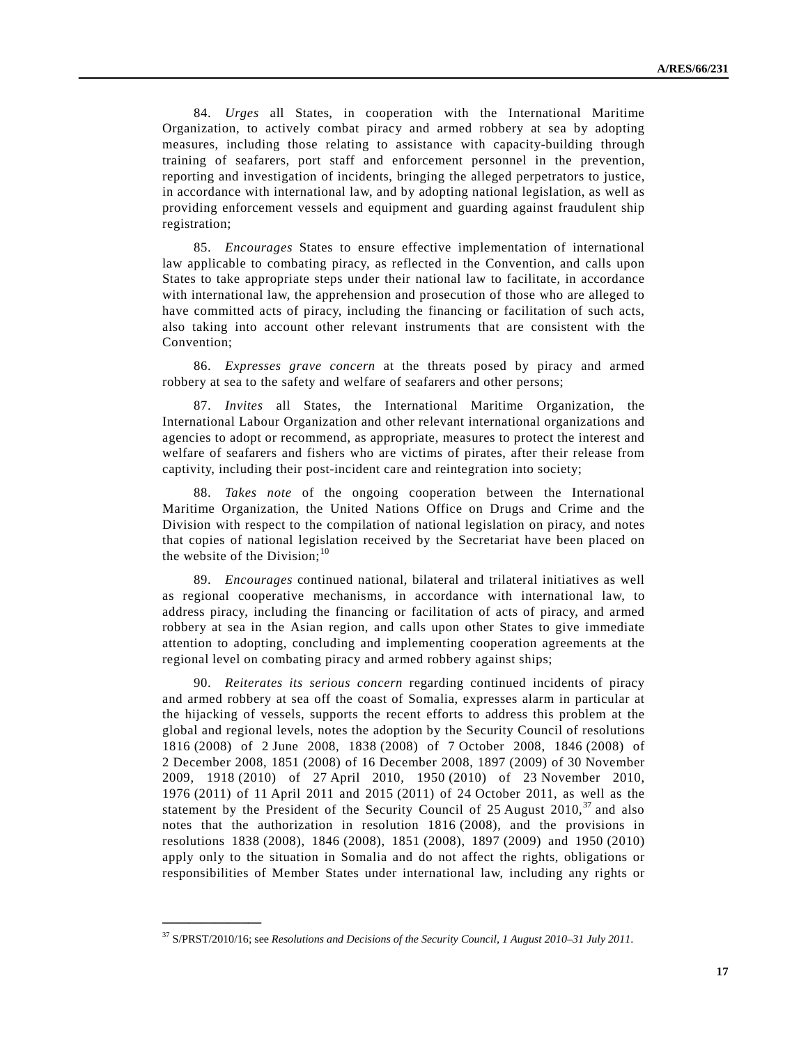84. *Urges* all States, in cooperation with the International Maritime Organization, to actively combat piracy and armed robbery at sea by adopting measures, including those relating to assistance with capacity-building through training of seafarers, port staff and enforcement personnel in the prevention, reporting and investigation of incidents, bringing the alleged perpetrators to justice, in accordance with international law, and by adopting national legislation, as well as providing enforcement vessels and equipment and guarding against fraudulent ship registration;

85. *Encourages* States to ensure effective implementation of international law applicable to combating piracy, as reflected in the Convention, and calls upon States to take appropriate steps under their national law to facilitate, in accordance with international law, the apprehension and prosecution of those who are alleged to have committed acts of piracy, including the financing or facilitation of such acts, also taking into account other relevant instruments that are consistent with the Convention;

86. *Expresses grave concern* at the threats posed by piracy and armed robbery at sea to the safety and welfare of seafarers and other persons;

87. *Invites* all States, the International Maritime Organization, the International Labour Organization and other relevant international organizations and agencies to adopt or recommend, as appropriate, measures to protect the interest and welfare of seafarers and fishers who are victims of pirates, after their release from captivity, including their post-incident care and reintegration into society;

88. *Takes note* of the ongoing cooperation between the International Maritime Organization, the United Nations Office on Drugs and Crime and the Division with respect to the compilation of national legislation on piracy, and notes that copies of national legislation received by the Secretariat have been placed on the website of the Division;[10]

89. *Encourages* continued national, bilateral and trilateral initiatives as well as regional cooperative mechanisms, in accordance with international law, to address piracy, including the financing or facilitation of acts of piracy, and armed robbery at sea in the Asian region, and calls upon other States to give immediate attention to adopting, concluding and implementing cooperation agreements at the regional level on combating piracy and armed robbery against ships;

90. *Reiterates its serious concern* regarding continued incidents of piracy and armed robbery at sea off the coast of Somalia, expresses alarm in particular at the hijacking of vessels, supports the recent efforts to address this problem at the global and regional levels, notes the adoption by the Security Council of resolutions 1816 (2008) of 2 June 2008, 1838 (2008) of 7 October 2008, 1846 (2008) of 2 December 2008, 1851 (2008) of 16 December 2008, 1897 (2009) of 30 November 2009, 1918 (2010) of 27 April 2010, 1950 (2010) of 23 November 2010, 1976 (2011) of 11 April 2011 and 2015 (2011) of 24 October 2011, as well as the statement by the President of the Security Council of 25 August 2010,[37] and also notes that the authorization in resolution 1816 (2008), and the provisions in resolutions 1838 (2008), 1846 (2008), 1851 (2008), 1897 (2009) and 1950 (2010) apply only to the situation in Somalia and do not affect the rights, obligations or responsibilities of Member States under international law, including any rights or

---

[37] S/PRST/2010/16; see *Resolutions and Decisions of the Security Council, 1 August 2010–31 July 2011*.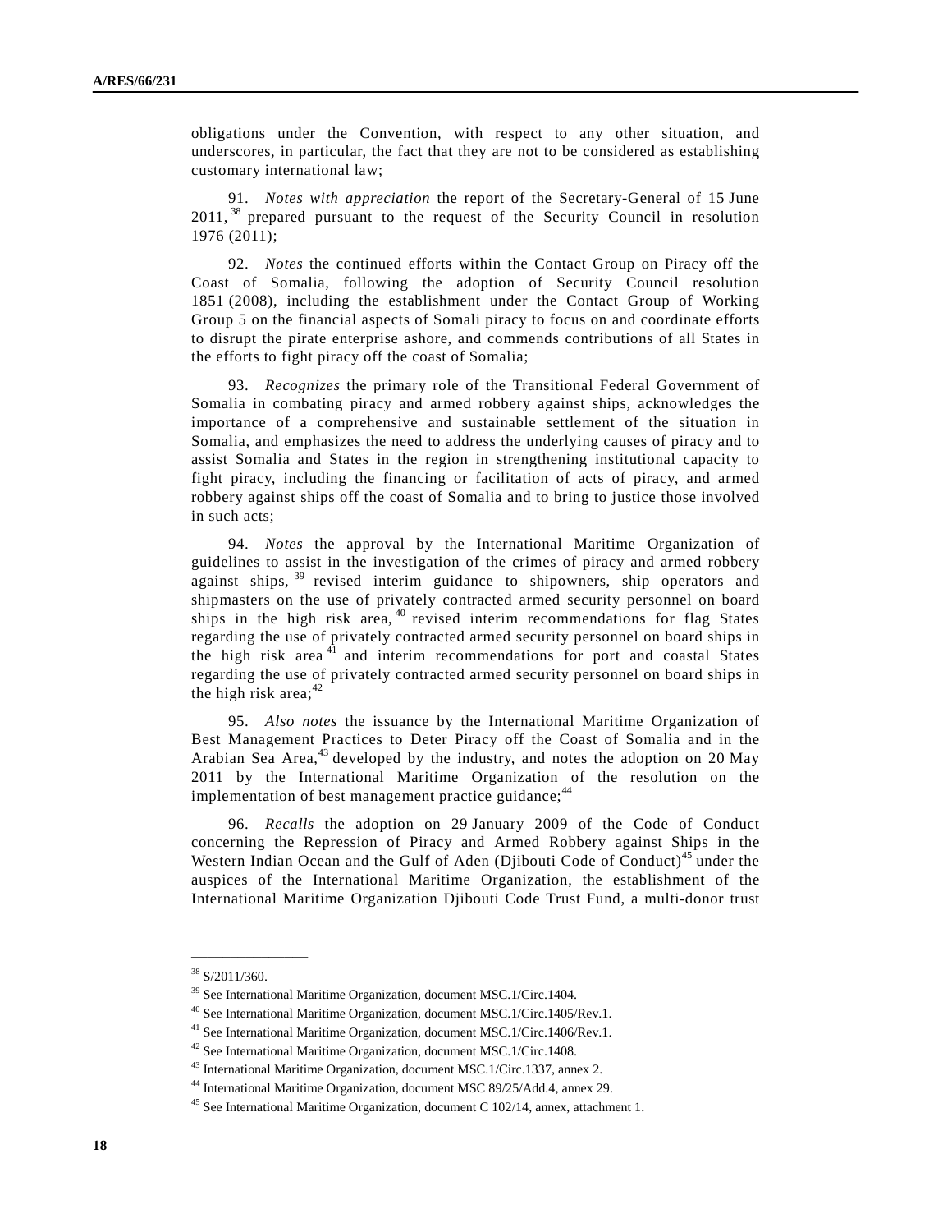obligations under the Convention, with respect to any other situation, and underscores, in particular, the fact that they are not to be considered as establishing customary international law;

91. *Notes with appreciation* the report of the Secretary-General of 15 June 2011,[38] prepared pursuant to the request of the Security Council in resolution 1976 (2011);

92. *Notes* the continued efforts within the Contact Group on Piracy off the Coast of Somalia, following the adoption of Security Council resolution 1851 (2008), including the establishment under the Contact Group of Working Group 5 on the financial aspects of Somali piracy to focus on and coordinate efforts to disrupt the pirate enterprise ashore, and commends contributions of all States in the efforts to fight piracy off the coast of Somalia;

93. *Recognizes* the primary role of the Transitional Federal Government of Somalia in combating piracy and armed robbery against ships, acknowledges the importance of a comprehensive and sustainable settlement of the situation in Somalia, and emphasizes the need to address the underlying causes of piracy and to assist Somalia and States in the region in strengthening institutional capacity to fight piracy, including the financing or facilitation of acts of piracy, and armed robbery against ships off the coast of Somalia and to bring to justice those involved in such acts;

94. *Notes* the approval by the International Maritime Organization of guidelines to assist in the investigation of the crimes of piracy and armed robbery against ships,[39] revised interim guidance to shipowners, ship operators and shipmasters on the use of privately contracted armed security personnel on board ships in the high risk area,[40] revised interim recommendations for flag States regarding the use of privately contracted armed security personnel on board ships in the high risk area[41] and interim recommendations for port and coastal States regarding the use of privately contracted armed security personnel on board ships in the high risk area;[42]

95. *Also notes* the issuance by the International Maritime Organization of Best Management Practices to Deter Piracy off the Coast of Somalia and in the Arabian Sea Area,[43] developed by the industry, and notes the adoption on 20 May 2011 by the International Maritime Organization of the resolution on the implementation of best management practice guidance;[44]

96. *Recalls* the adoption on 29 January 2009 of the Code of Conduct concerning the Repression of Piracy and Armed Robbery against Ships in the Western Indian Ocean and the Gulf of Aden (Djibouti Code of Conduct)[45] under the auspices of the International Maritime Organization, the establishment of the International Maritime Organization Djibouti Code Trust Fund, a multi-donor trust

---

[38] S/2011/360.

[39] See International Maritime Organization, document MSC.1/Circ.1404.

[40] See International Maritime Organization, document MSC.1/Circ.1405/Rev.1.

[41] See International Maritime Organization, document MSC.1/Circ.1406/Rev.1.

[42] See International Maritime Organization, document MSC.1/Circ.1408.

[43] International Maritime Organization, document MSC.1/Circ.1337, annex 2.

[44] International Maritime Organization, document MSC 89/25/Add.4, annex 29.

[45] See International Maritime Organization, document C 102/14, annex, attachment 1.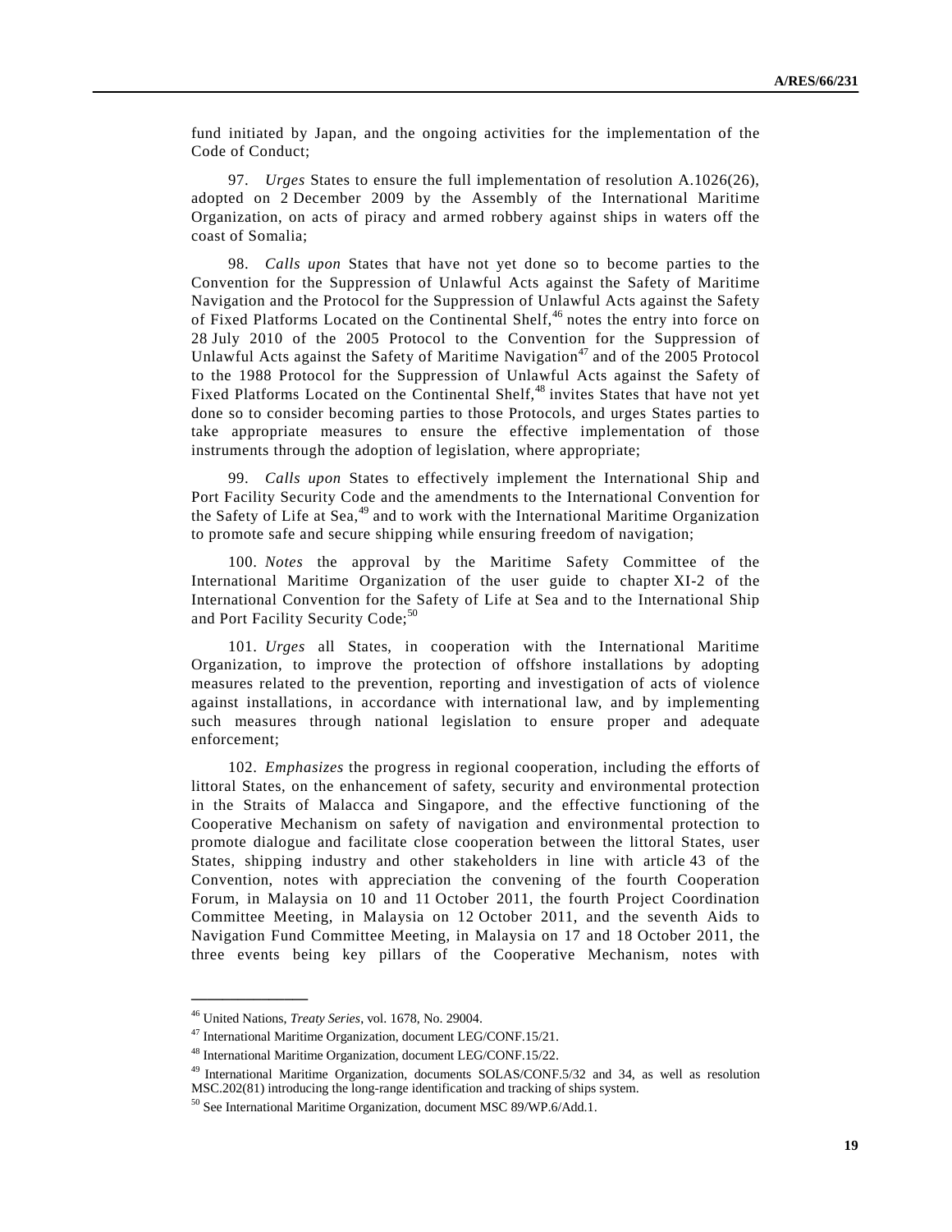fund initiated by Japan, and the ongoing activities for the implementation of the Code of Conduct;

97. *Urges* States to ensure the full implementation of resolution A.1026(26), adopted on 2 December 2009 by the Assembly of the International Maritime Organization, on acts of piracy and armed robbery against ships in waters off the coast of Somalia;

98. *Calls upon* States that have not yet done so to become parties to the Convention for the Suppression of Unlawful Acts against the Safety of Maritime Navigation and the Protocol for the Suppression of Unlawful Acts against the Safety of Fixed Platforms Located on the Continental Shelf,[46] notes the entry into force on 28 July 2010 of the 2005 Protocol to the Convention for the Suppression of Unlawful Acts against the Safety of Maritime Navigation[47] and of the 2005 Protocol to the 1988 Protocol for the Suppression of Unlawful Acts against the Safety of Fixed Platforms Located on the Continental Shelf,[48] invites States that have not yet done so to consider becoming parties to those Protocols, and urges States parties to take appropriate measures to ensure the effective implementation of those instruments through the adoption of legislation, where appropriate;

99. *Calls upon* States to effectively implement the International Ship and Port Facility Security Code and the amendments to the International Convention for the Safety of Life at Sea,[49] and to work with the International Maritime Organization to promote safe and secure shipping while ensuring freedom of navigation;

100. *Notes* the approval by the Maritime Safety Committee of the International Maritime Organization of the user guide to chapter XI-2 of the International Convention for the Safety of Life at Sea and to the International Ship and Port Facility Security Code;[50]

101. *Urges* all States, in cooperation with the International Maritime Organization, to improve the protection of offshore installations by adopting measures related to the prevention, reporting and investigation of acts of violence against installations, in accordance with international law, and by implementing such measures through national legislation to ensure proper and adequate enforcement;

102. *Emphasizes* the progress in regional cooperation, including the efforts of littoral States, on the enhancement of safety, security and environmental protection in the Straits of Malacca and Singapore, and the effective functioning of the Cooperative Mechanism on safety of navigation and environmental protection to promote dialogue and facilitate close cooperation between the littoral States, user States, shipping industry and other stakeholders in line with article 43 of the Convention, notes with appreciation the convening of the fourth Cooperation Forum, in Malaysia on 10 and 11 October 2011, the fourth Project Coordination Committee Meeting, in Malaysia on 12 October 2011, and the seventh Aids to Navigation Fund Committee Meeting, in Malaysia on 17 and 18 October 2011, the three events being key pillars of the Cooperative Mechanism, notes with

---

[46] United Nations, *Treaty Series*, vol. 1678, No. 29004.

[47] International Maritime Organization, document LEG/CONF.15/21.

[48] International Maritime Organization, document LEG/CONF.15/22.

[49] International Maritime Organization, documents SOLAS/CONF.5/32 and 34, as well as resolution MSC.202(81) introducing the long-range identification and tracking of ships system.

[50] See International Maritime Organization, document MSC 89/WP.6/Add.1.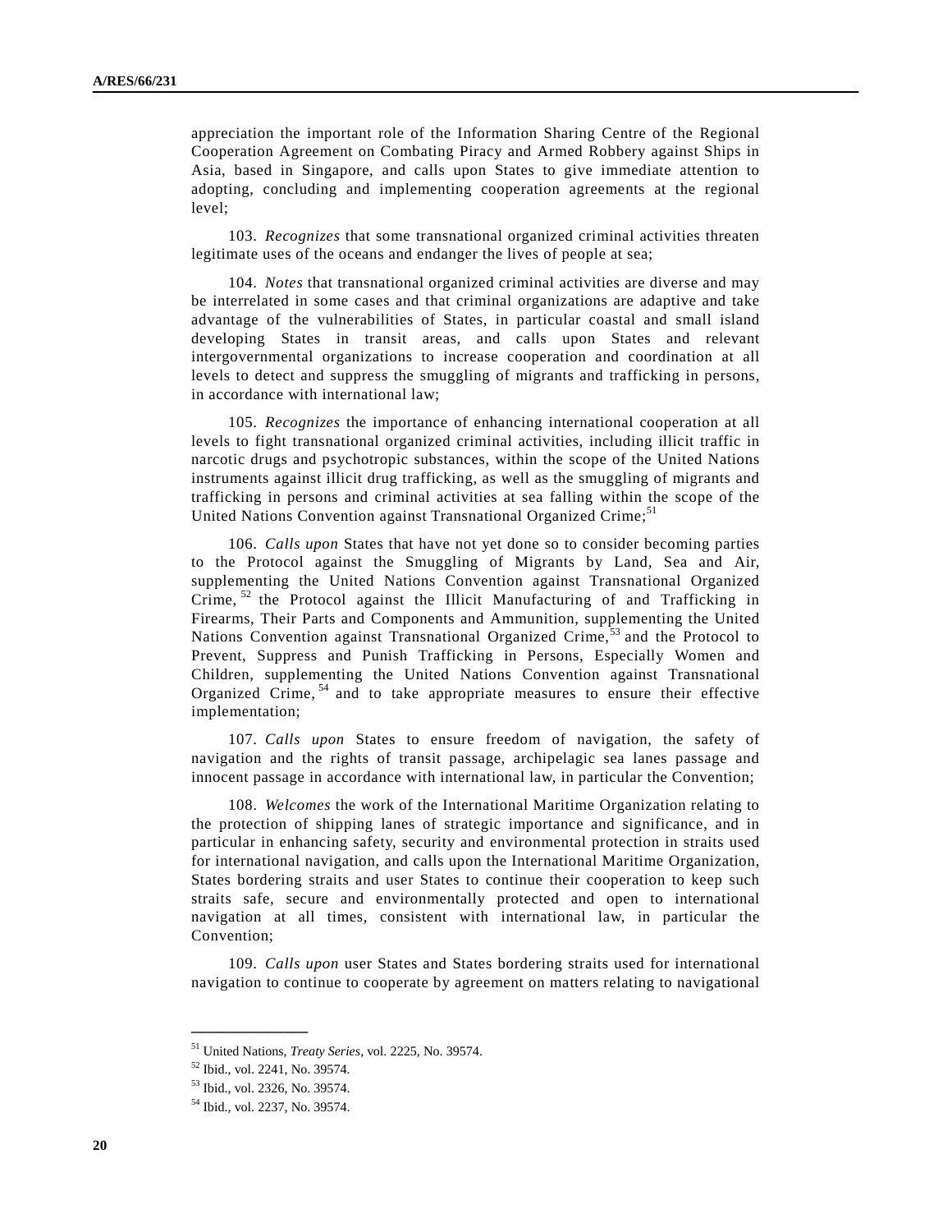appreciation the important role of the Information Sharing Centre of the Regional Cooperation Agreement on Combating Piracy and Armed Robbery against Ships in Asia, based in Singapore, and calls upon States to give immediate attention to adopting, concluding and implementing cooperation agreements at the regional level;

103. *Recognizes* that some transnational organized criminal activities threaten legitimate uses of the oceans and endanger the lives of people at sea;

104. *Notes* that transnational organized criminal activities are diverse and may be interrelated in some cases and that criminal organizations are adaptive and take advantage of the vulnerabilities of States, in particular coastal and small island developing States in transit areas, and calls upon States and relevant intergovernmental organizations to increase cooperation and coordination at all levels to detect and suppress the smuggling of migrants and trafficking in persons, in accordance with international law;

105. *Recognizes* the importance of enhancing international cooperation at all levels to fight transnational organized criminal activities, including illicit traffic in narcotic drugs and psychotropic substances, within the scope of the United Nations instruments against illicit drug trafficking, as well as the smuggling of migrants and trafficking in persons and criminal activities at sea falling within the scope of the United Nations Convention against Transnational Organized Crime;[51]

106. *Calls upon* States that have not yet done so to consider becoming parties to the Protocol against the Smuggling of Migrants by Land, Sea and Air, supplementing the United Nations Convention against Transnational Organized Crime,[52] the Protocol against the Illicit Manufacturing of and Trafficking in Firearms, Their Parts and Components and Ammunition, supplementing the United Nations Convention against Transnational Organized Crime,[53] and the Protocol to Prevent, Suppress and Punish Trafficking in Persons, Especially Women and Children, supplementing the United Nations Convention against Transnational Organized Crime,[54] and to take appropriate measures to ensure their effective implementation;

107. *Calls upon* States to ensure freedom of navigation, the safety of navigation and the rights of transit passage, archipelagic sea lanes passage and innocent passage in accordance with international law, in particular the Convention;

108. *Welcomes* the work of the International Maritime Organization relating to the protection of shipping lanes of strategic importance and significance, and in particular in enhancing safety, security and environmental protection in straits used for international navigation, and calls upon the International Maritime Organization, States bordering straits and user States to continue their cooperation to keep such straits safe, secure and environmentally protected and open to international navigation at all times, consistent with international law, in particular the Convention;

109. *Calls upon* user States and States bordering straits used for international navigation to continue to cooperate by agreement on matters relating to navigational

---

[51] United Nations, *Treaty Series*, vol. 2225, No. 39574.

[52] Ibid., vol. 2241, No. 39574.

[53] Ibid., vol. 2326, No. 39574.

[54] Ibid., vol. 2237, No. 39574.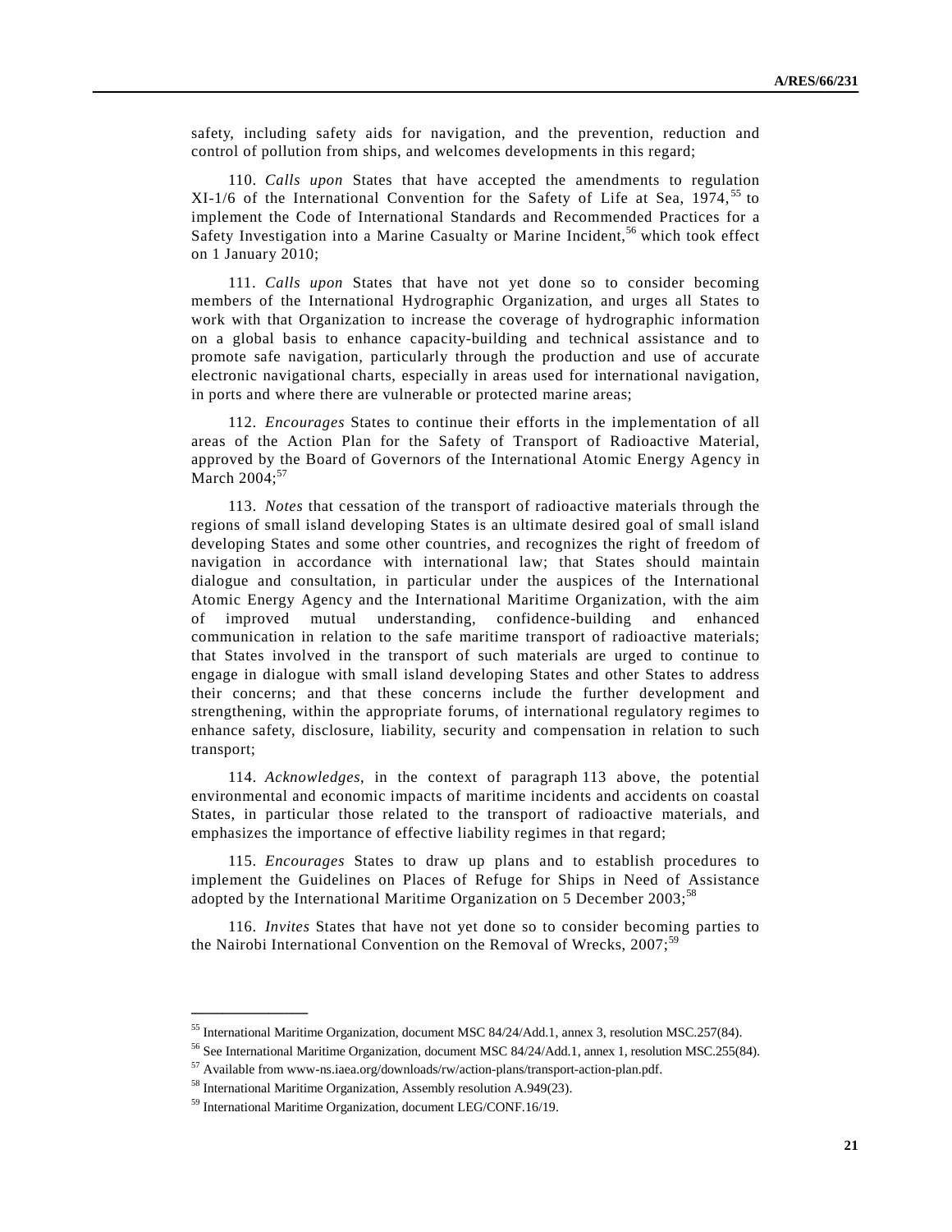safety, including safety aids for navigation, and the prevention, reduction and control of pollution from ships, and welcomes developments in this regard;

110. *Calls upon* States that have accepted the amendments to regulation XI-1/6 of the International Convention for the Safety of Life at Sea, 1974,[55] to implement the Code of International Standards and Recommended Practices for a Safety Investigation into a Marine Casualty or Marine Incident,[56] which took effect on 1 January 2010;

111. *Calls upon* States that have not yet done so to consider becoming members of the International Hydrographic Organization, and urges all States to work with that Organization to increase the coverage of hydrographic information on a global basis to enhance capacity-building and technical assistance and to promote safe navigation, particularly through the production and use of accurate electronic navigational charts, especially in areas used for international navigation, in ports and where there are vulnerable or protected marine areas;

112. *Encourages* States to continue their efforts in the implementation of all areas of the Action Plan for the Safety of Transport of Radioactive Material, approved by the Board of Governors of the International Atomic Energy Agency in March 2004;[57]

113. *Notes* that cessation of the transport of radioactive materials through the regions of small island developing States is an ultimate desired goal of small island developing States and some other countries, and recognizes the right of freedom of navigation in accordance with international law; that States should maintain dialogue and consultation, in particular under the auspices of the International Atomic Energy Agency and the International Maritime Organization, with the aim of improved mutual understanding, confidence-building and enhanced communication in relation to the safe maritime transport of radioactive materials; that States involved in the transport of such materials are urged to continue to engage in dialogue with small island developing States and other States to address their concerns; and that these concerns include the further development and strengthening, within the appropriate forums, of international regulatory regimes to enhance safety, disclosure, liability, security and compensation in relation to such transport;

114. *Acknowledges*, in the context of paragraph 113 above, the potential environmental and economic impacts of maritime incidents and accidents on coastal States, in particular those related to the transport of radioactive materials, and emphasizes the importance of effective liability regimes in that regard;

115. *Encourages* States to draw up plans and to establish procedures to implement the Guidelines on Places of Refuge for Ships in Need of Assistance adopted by the International Maritime Organization on 5 December 2003;[58]

116. *Invites* States that have not yet done so to consider becoming parties to the Nairobi International Convention on the Removal of Wrecks, 2007;[59]

---

[55] International Maritime Organization, document MSC 84/24/Add.1, annex 3, resolution MSC.257(84).

[56] See International Maritime Organization, document MSC 84/24/Add.1, annex 1, resolution MSC.255(84).

[57] Available from www-ns.iaea.org/downloads/rw/action-plans/transport-action-plan.pdf.

[58] International Maritime Organization, Assembly resolution A.949(23).

[59] International Maritime Organization, document LEG/CONF.16/19.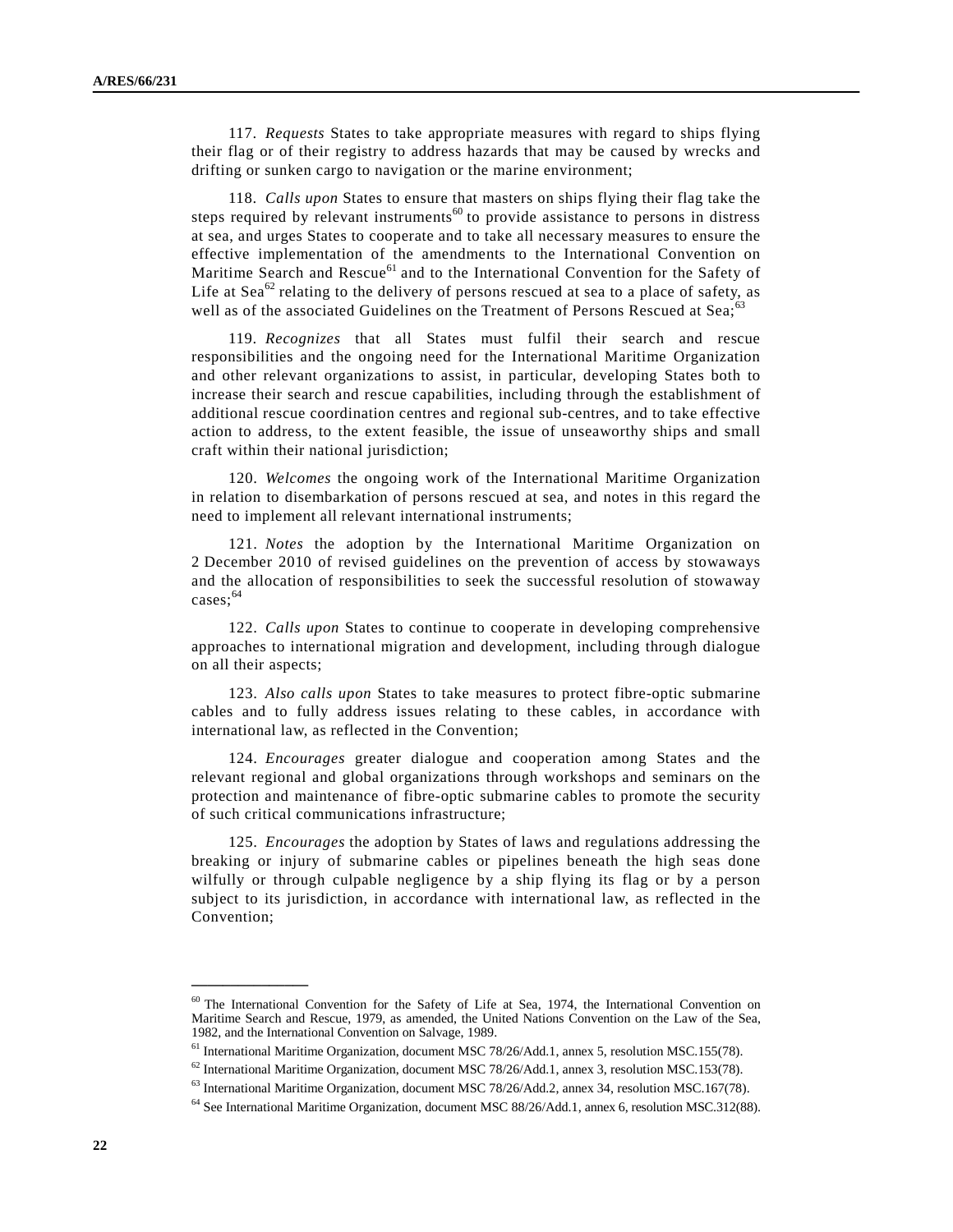117. *Requests* States to take appropriate measures with regard to ships flying their flag or of their registry to address hazards that may be caused by wrecks and drifting or sunken cargo to navigation or the marine environment;

118. *Calls upon* States to ensure that masters on ships flying their flag take the steps required by relevant instruments[60] to provide assistance to persons in distress at sea, and urges States to cooperate and to take all necessary measures to ensure the effective implementation of the amendments to the International Convention on Maritime Search and Rescue[61] and to the International Convention for the Safety of Life at Sea[62] relating to the delivery of persons rescued at sea to a place of safety, as well as of the associated Guidelines on the Treatment of Persons Rescued at Sea;[63]

119. *Recognizes* that all States must fulfil their search and rescue responsibilities and the ongoing need for the International Maritime Organization and other relevant organizations to assist, in particular, developing States both to increase their search and rescue capabilities, including through the establishment of additional rescue coordination centres and regional sub-centres, and to take effective action to address, to the extent feasible, the issue of unseaworthy ships and small craft within their national jurisdiction;

120. *Welcomes* the ongoing work of the International Maritime Organization in relation to disembarkation of persons rescued at sea, and notes in this regard the need to implement all relevant international instruments;

121. *Notes* the adoption by the International Maritime Organization on 2 December 2010 of revised guidelines on the prevention of access by stowaways and the allocation of responsibilities to seek the successful resolution of stowaway cases;[64]

122. *Calls upon* States to continue to cooperate in developing comprehensive approaches to international migration and development, including through dialogue on all their aspects;

123. *Also calls upon* States to take measures to protect fibre-optic submarine cables and to fully address issues relating to these cables, in accordance with international law, as reflected in the Convention;

124. *Encourages* greater dialogue and cooperation among States and the relevant regional and global organizations through workshops and seminars on the protection and maintenance of fibre-optic submarine cables to promote the security of such critical communications infrastructure;

125. *Encourages* the adoption by States of laws and regulations addressing the breaking or injury of submarine cables or pipelines beneath the high seas done wilfully or through culpable negligence by a ship flying its flag or by a person subject to its jurisdiction, in accordance with international law, as reflected in the Convention;

---

[60] The International Convention for the Safety of Life at Sea, 1974, the International Convention on Maritime Search and Rescue, 1979, as amended, the United Nations Convention on the Law of the Sea, 1982, and the International Convention on Salvage, 1989.

[61] International Maritime Organization, document MSC 78/26/Add.1, annex 5, resolution MSC.155(78).

[62] International Maritime Organization, document MSC 78/26/Add.1, annex 3, resolution MSC.153(78).

[63] International Maritime Organization, document MSC 78/26/Add.2, annex 34, resolution MSC.167(78).

[64] See International Maritime Organization, document MSC 88/26/Add.1, annex 6, resolution MSC.312(88).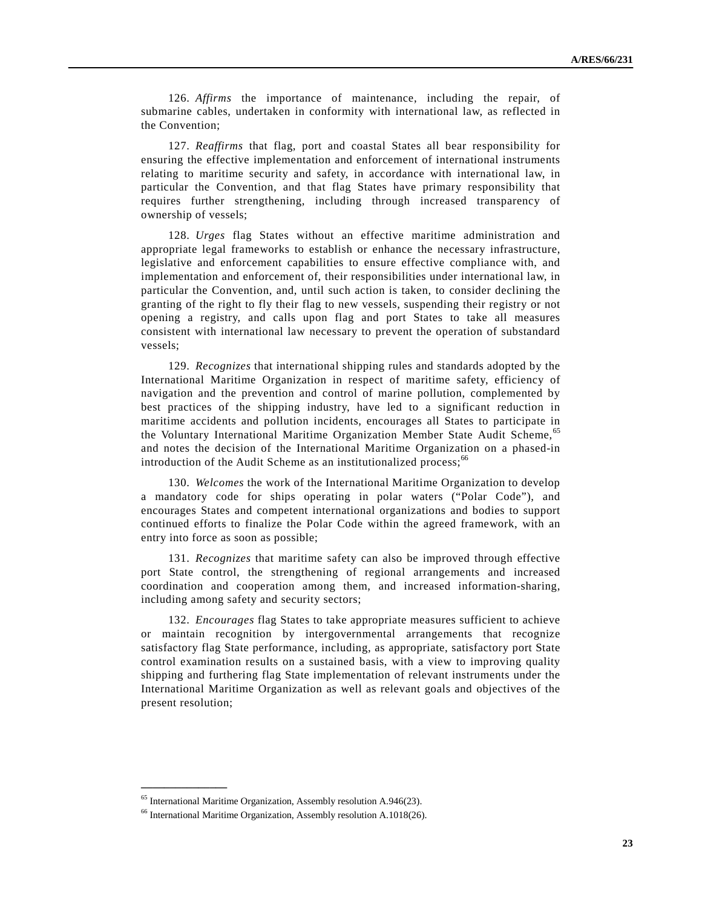126. *Affirms* the importance of maintenance, including the repair, of submarine cables, undertaken in conformity with international law, as reflected in the Convention;

127. *Reaffirms* that flag, port and coastal States all bear responsibility for ensuring the effective implementation and enforcement of international instruments relating to maritime security and safety, in accordance with international law, in particular the Convention, and that flag States have primary responsibility that requires further strengthening, including through increased transparency of ownership of vessels;

128. *Urges* flag States without an effective maritime administration and appropriate legal frameworks to establish or enhance the necessary infrastructure, legislative and enforcement capabilities to ensure effective compliance with, and implementation and enforcement of, their responsibilities under international law, in particular the Convention, and, until such action is taken, to consider declining the granting of the right to fly their flag to new vessels, suspending their registry or not opening a registry, and calls upon flag and port States to take all measures consistent with international law necessary to prevent the operation of substandard vessels;

129. *Recognizes* that international shipping rules and standards adopted by the International Maritime Organization in respect of maritime safety, efficiency of navigation and the prevention and control of marine pollution, complemented by best practices of the shipping industry, have led to a significant reduction in maritime accidents and pollution incidents, encourages all States to participate in the Voluntary International Maritime Organization Member State Audit Scheme,[65] and notes the decision of the International Maritime Organization on a phased-in introduction of the Audit Scheme as an institutionalized process;[66]

130. *Welcomes* the work of the International Maritime Organization to develop a mandatory code for ships operating in polar waters ("Polar Code"), and encourages States and competent international organizations and bodies to support continued efforts to finalize the Polar Code within the agreed framework, with an entry into force as soon as possible;

131. *Recognizes* that maritime safety can also be improved through effective port State control, the strengthening of regional arrangements and increased coordination and cooperation among them, and increased information-sharing, including among safety and security sectors;

132. *Encourages* flag States to take appropriate measures sufficient to achieve or maintain recognition by intergovernmental arrangements that recognize satisfactory flag State performance, including, as appropriate, satisfactory port State control examination results on a sustained basis, with a view to improving quality shipping and furthering flag State implementation of relevant instruments under the International Maritime Organization as well as relevant goals and objectives of the present resolution;

---

[65] International Maritime Organization, Assembly resolution A.946(23).

[66] International Maritime Organization, Assembly resolution A.1018(26).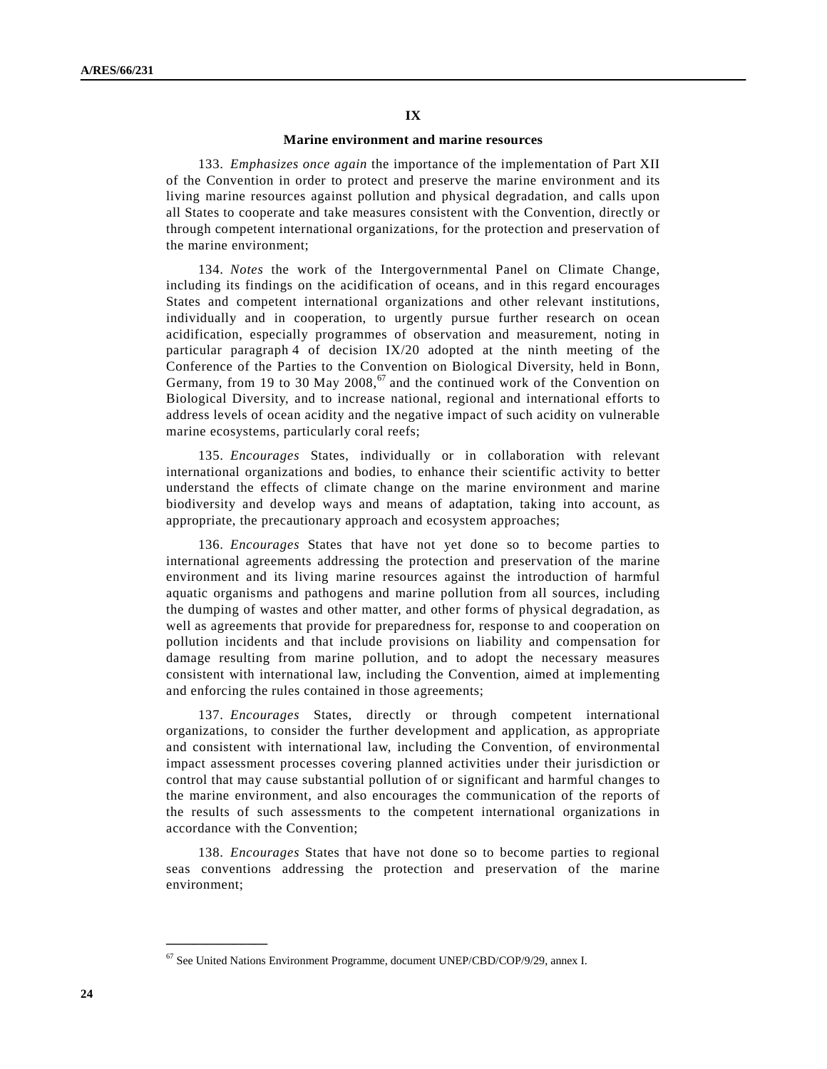## IX

### Marine environment and marine resources

133. *Emphasizes once again* the importance of the implementation of Part XII of the Convention in order to protect and preserve the marine environment and its living marine resources against pollution and physical degradation, and calls upon all States to cooperate and take measures consistent with the Convention, directly or through competent international organizations, for the protection and preservation of the marine environment;

134. *Notes* the work of the Intergovernmental Panel on Climate Change, including its findings on the acidification of oceans, and in this regard encourages States and competent international organizations and other relevant institutions, individually and in cooperation, to urgently pursue further research on ocean acidification, especially programmes of observation and measurement, noting in particular paragraph 4 of decision IX/20 adopted at the ninth meeting of the Conference of the Parties to the Convention on Biological Diversity, held in Bonn, Germany, from 19 to 30 May 2008,[67] and the continued work of the Convention on Biological Diversity, and to increase national, regional and international efforts to address levels of ocean acidity and the negative impact of such acidity on vulnerable marine ecosystems, particularly coral reefs;

135. *Encourages* States, individually or in collaboration with relevant international organizations and bodies, to enhance their scientific activity to better understand the effects of climate change on the marine environment and marine biodiversity and develop ways and means of adaptation, taking into account, as appropriate, the precautionary approach and ecosystem approaches;

136. *Encourages* States that have not yet done so to become parties to international agreements addressing the protection and preservation of the marine environment and its living marine resources against the introduction of harmful aquatic organisms and pathogens and marine pollution from all sources, including the dumping of wastes and other matter, and other forms of physical degradation, as well as agreements that provide for preparedness for, response to and cooperation on pollution incidents and that include provisions on liability and compensation for damage resulting from marine pollution, and to adopt the necessary measures consistent with international law, including the Convention, aimed at implementing and enforcing the rules contained in those agreements;

137. *Encourages* States, directly or through competent international organizations, to consider the further development and application, as appropriate and consistent with international law, including the Convention, of environmental impact assessment processes covering planned activities under their jurisdiction or control that may cause substantial pollution of or significant and harmful changes to the marine environment, and also encourages the communication of the reports of the results of such assessments to the competent international organizations in accordance with the Convention;

138. *Encourages* States that have not done so to become parties to regional seas conventions addressing the protection and preservation of the marine environment;

---

[67] See United Nations Environment Programme, document UNEP/CBD/COP/9/29, annex I.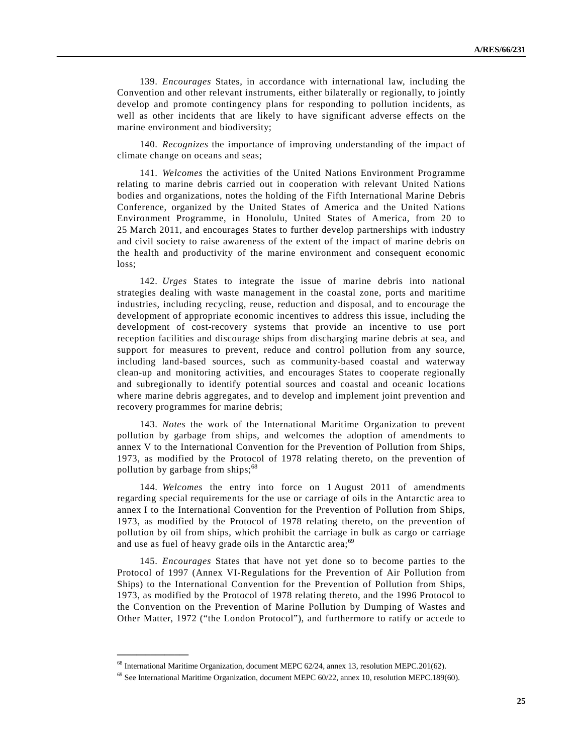139. *Encourages* States, in accordance with international law, including the Convention and other relevant instruments, either bilaterally or regionally, to jointly develop and promote contingency plans for responding to pollution incidents, as well as other incidents that are likely to have significant adverse effects on the marine environment and biodiversity;

140. *Recognizes* the importance of improving understanding of the impact of climate change on oceans and seas;

141. *Welcomes* the activities of the United Nations Environment Programme relating to marine debris carried out in cooperation with relevant United Nations bodies and organizations, notes the holding of the Fifth International Marine Debris Conference, organized by the United States of America and the United Nations Environment Programme, in Honolulu, United States of America, from 20 to 25 March 2011, and encourages States to further develop partnerships with industry and civil society to raise awareness of the extent of the impact of marine debris on the health and productivity of the marine environment and consequent economic loss;

142. *Urges* States to integrate the issue of marine debris into national strategies dealing with waste management in the coastal zone, ports and maritime industries, including recycling, reuse, reduction and disposal, and to encourage the development of appropriate economic incentives to address this issue, including the development of cost-recovery systems that provide an incentive to use port reception facilities and discourage ships from discharging marine debris at sea, and support for measures to prevent, reduce and control pollution from any source, including land-based sources, such as community-based coastal and waterway clean-up and monitoring activities, and encourages States to cooperate regionally and subregionally to identify potential sources and coastal and oceanic locations where marine debris aggregates, and to develop and implement joint prevention and recovery programmes for marine debris;

143. *Notes* the work of the International Maritime Organization to prevent pollution by garbage from ships, and welcomes the adoption of amendments to annex V to the International Convention for the Prevention of Pollution from Ships, 1973, as modified by the Protocol of 1978 relating thereto, on the prevention of pollution by garbage from ships;[68]

144. *Welcomes* the entry into force on 1 August 2011 of amendments regarding special requirements for the use or carriage of oils in the Antarctic area to annex I to the International Convention for the Prevention of Pollution from Ships, 1973, as modified by the Protocol of 1978 relating thereto, on the prevention of pollution by oil from ships, which prohibit the carriage in bulk as cargo or carriage and use as fuel of heavy grade oils in the Antarctic area;[69]

145. *Encourages* States that have not yet done so to become parties to the Protocol of 1997 (Annex VI-Regulations for the Prevention of Air Pollution from Ships) to the International Convention for the Prevention of Pollution from Ships, 1973, as modified by the Protocol of 1978 relating thereto, and the 1996 Protocol to the Convention on the Prevention of Marine Pollution by Dumping of Wastes and Other Matter, 1972 ("the London Protocol"), and furthermore to ratify or accede to

---

[68] International Maritime Organization, document MEPC 62/24, annex 13, resolution MEPC.201(62).

[69] See International Maritime Organization, document MEPC 60/22, annex 10, resolution MEPC.189(60).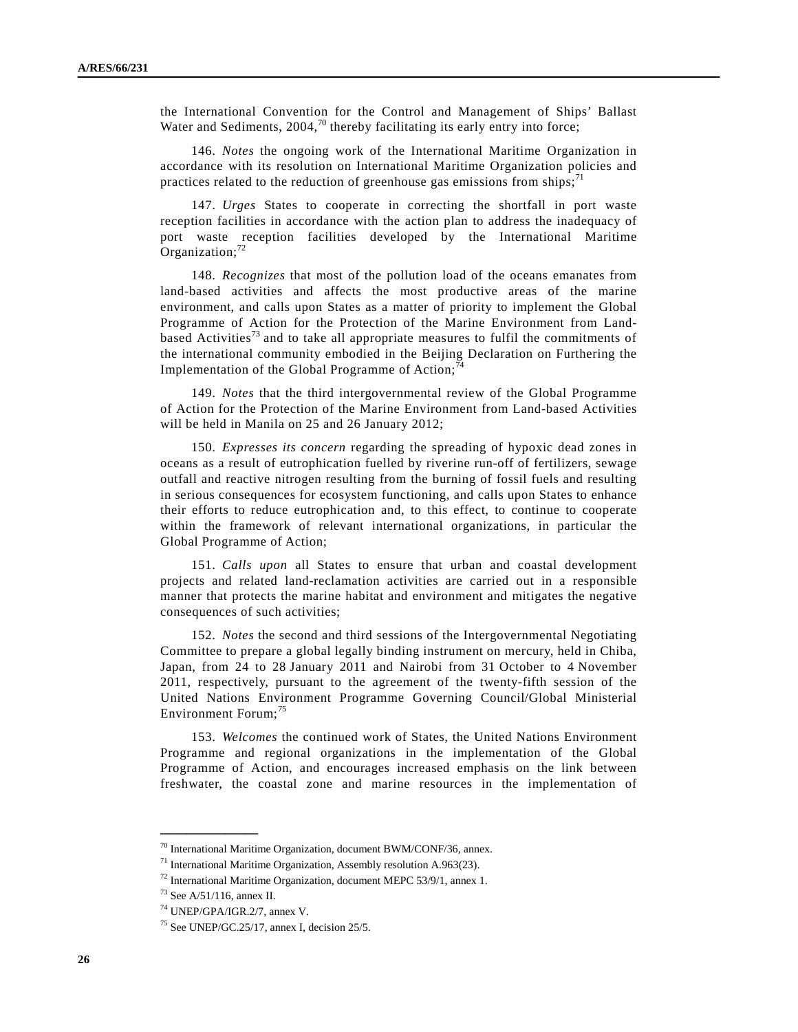the International Convention for the Control and Management of Ships' Ballast Water and Sediments, 2004,[70] thereby facilitating its early entry into force;

146. *Notes* the ongoing work of the International Maritime Organization in accordance with its resolution on International Maritime Organization policies and practices related to the reduction of greenhouse gas emissions from ships;[71]

147. *Urges* States to cooperate in correcting the shortfall in port waste reception facilities in accordance with the action plan to address the inadequacy of port waste reception facilities developed by the International Maritime Organization;[72]

148. *Recognizes* that most of the pollution load of the oceans emanates from land-based activities and affects the most productive areas of the marine environment, and calls upon States as a matter of priority to implement the Global Programme of Action for the Protection of the Marine Environment from Land-based Activities[73] and to take all appropriate measures to fulfil the commitments of the international community embodied in the Beijing Declaration on Furthering the Implementation of the Global Programme of Action;[74]

149. *Notes* that the third intergovernmental review of the Global Programme of Action for the Protection of the Marine Environment from Land-based Activities will be held in Manila on 25 and 26 January 2012;

150. *Expresses its concern* regarding the spreading of hypoxic dead zones in oceans as a result of eutrophication fuelled by riverine run-off of fertilizers, sewage outfall and reactive nitrogen resulting from the burning of fossil fuels and resulting in serious consequences for ecosystem functioning, and calls upon States to enhance their efforts to reduce eutrophication and, to this effect, to continue to cooperate within the framework of relevant international organizations, in particular the Global Programme of Action;

151. *Calls upon* all States to ensure that urban and coastal development projects and related land-reclamation activities are carried out in a responsible manner that protects the marine habitat and environment and mitigates the negative consequences of such activities;

152. *Notes* the second and third sessions of the Intergovernmental Negotiating Committee to prepare a global legally binding instrument on mercury, held in Chiba, Japan, from 24 to 28 January 2011 and Nairobi from 31 October to 4 November 2011, respectively, pursuant to the agreement of the twenty-fifth session of the United Nations Environment Programme Governing Council/Global Ministerial Environment Forum;[75]

153. *Welcomes* the continued work of States, the United Nations Environment Programme and regional organizations in the implementation of the Global Programme of Action, and encourages increased emphasis on the link between freshwater, the coastal zone and marine resources in the implementation of

---

[70] International Maritime Organization, document BWM/CONF/36, annex.

[71] International Maritime Organization, Assembly resolution A.963(23).

[72] International Maritime Organization, document MEPC 53/9/1, annex 1.

[73] See A/51/116, annex II.

[74] UNEP/GPA/IGR.2/7, annex V.

[75] See UNEP/GC.25/17, annex I, decision 25/5.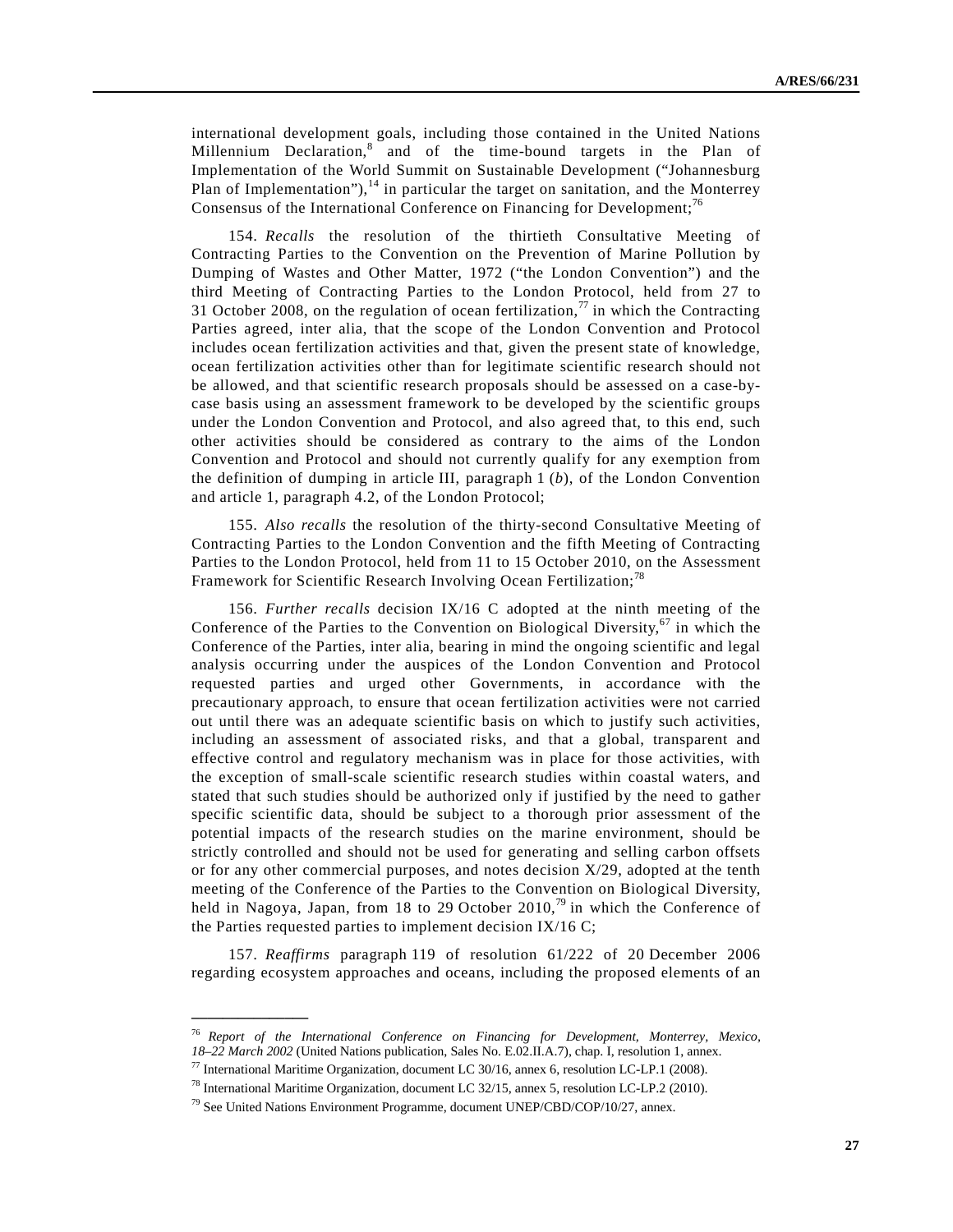international development goals, including those contained in the United Nations Millennium Declaration,[8] and of the time-bound targets in the Plan of Implementation of the World Summit on Sustainable Development ("Johannesburg Plan of Implementation"),[14] in particular the target on sanitation, and the Monterrey Consensus of the International Conference on Financing for Development;[76]

154. *Recalls* the resolution of the thirtieth Consultative Meeting of Contracting Parties to the Convention on the Prevention of Marine Pollution by Dumping of Wastes and Other Matter, 1972 ("the London Convention") and the third Meeting of Contracting Parties to the London Protocol, held from 27 to 31 October 2008, on the regulation of ocean fertilization,[77] in which the Contracting Parties agreed, inter alia, that the scope of the London Convention and Protocol includes ocean fertilization activities and that, given the present state of knowledge, ocean fertilization activities other than for legitimate scientific research should not be allowed, and that scientific research proposals should be assessed on a case-by-case basis using an assessment framework to be developed by the scientific groups under the London Convention and Protocol, and also agreed that, to this end, such other activities should be considered as contrary to the aims of the London Convention and Protocol and should not currently qualify for any exemption from the definition of dumping in article III, paragraph 1 (*b*), of the London Convention and article 1, paragraph 4.2, of the London Protocol;

155. *Also recalls* the resolution of the thirty-second Consultative Meeting of Contracting Parties to the London Convention and the fifth Meeting of Contracting Parties to the London Protocol, held from 11 to 15 October 2010, on the Assessment Framework for Scientific Research Involving Ocean Fertilization;[78]

156. *Further recalls* decision IX/16 C adopted at the ninth meeting of the Conference of the Parties to the Convention on Biological Diversity,[67] in which the Conference of the Parties, inter alia, bearing in mind the ongoing scientific and legal analysis occurring under the auspices of the London Convention and Protocol requested parties and urged other Governments, in accordance with the precautionary approach, to ensure that ocean fertilization activities were not carried out until there was an adequate scientific basis on which to justify such activities, including an assessment of associated risks, and that a global, transparent and effective control and regulatory mechanism was in place for those activities, with the exception of small-scale scientific research studies within coastal waters, and stated that such studies should be authorized only if justified by the need to gather specific scientific data, should be subject to a thorough prior assessment of the potential impacts of the research studies on the marine environment, should be strictly controlled and should not be used for generating and selling carbon offsets or for any other commercial purposes, and notes decision X/29, adopted at the tenth meeting of the Conference of the Parties to the Convention on Biological Diversity, held in Nagoya, Japan, from 18 to 29 October 2010,[79] in which the Conference of the Parties requested parties to implement decision IX/16 C;

157. *Reaffirms* paragraph 119 of resolution 61/222 of 20 December 2006 regarding ecosystem approaches and oceans, including the proposed elements of an

---

[76] *Report of the International Conference on Financing for Development, Monterrey, Mexico, 18–22 March 2002* (United Nations publication, Sales No. E.02.II.A.7), chap. I, resolution 1, annex.

[77] International Maritime Organization, document LC 30/16, annex 6, resolution LC-LP.1 (2008).

[78] International Maritime Organization, document LC 32/15, annex 5, resolution LC-LP.2 (2010).

[79] See United Nations Environment Programme, document UNEP/CBD/COP/10/27, annex.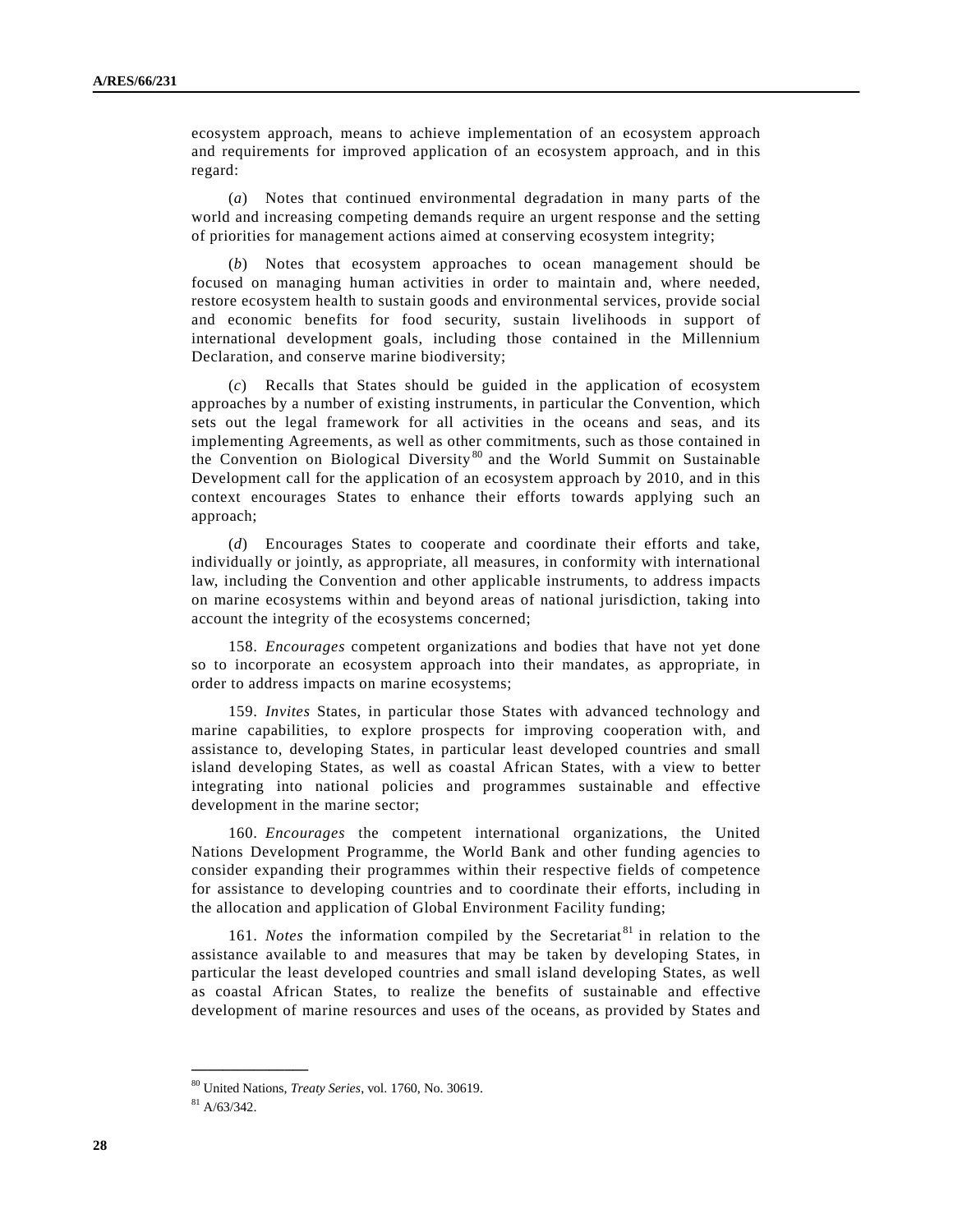ecosystem approach, means to achieve implementation of an ecosystem approach and requirements for improved application of an ecosystem approach, and in this regard:

(*a*) Notes that continued environmental degradation in many parts of the world and increasing competing demands require an urgent response and the setting of priorities for management actions aimed at conserving ecosystem integrity;

(*b*) Notes that ecosystem approaches to ocean management should be focused on managing human activities in order to maintain and, where needed, restore ecosystem health to sustain goods and environmental services, provide social and economic benefits for food security, sustain livelihoods in support of international development goals, including those contained in the Millennium Declaration, and conserve marine biodiversity;

(*c*) Recalls that States should be guided in the application of ecosystem approaches by a number of existing instruments, in particular the Convention, which sets out the legal framework for all activities in the oceans and seas, and its implementing Agreements, as well as other commitments, such as those contained in the Convention on Biological Diversity[80] and the World Summit on Sustainable Development call for the application of an ecosystem approach by 2010, and in this context encourages States to enhance their efforts towards applying such an approach;

(*d*) Encourages States to cooperate and coordinate their efforts and take, individually or jointly, as appropriate, all measures, in conformity with international law, including the Convention and other applicable instruments, to address impacts on marine ecosystems within and beyond areas of national jurisdiction, taking into account the integrity of the ecosystems concerned;

158. *Encourages* competent organizations and bodies that have not yet done so to incorporate an ecosystem approach into their mandates, as appropriate, in order to address impacts on marine ecosystems;

159. *Invites* States, in particular those States with advanced technology and marine capabilities, to explore prospects for improving cooperation with, and assistance to, developing States, in particular least developed countries and small island developing States, as well as coastal African States, with a view to better integrating into national policies and programmes sustainable and effective development in the marine sector;

160. *Encourages* the competent international organizations, the United Nations Development Programme, the World Bank and other funding agencies to consider expanding their programmes within their respective fields of competence for assistance to developing countries and to coordinate their efforts, including in the allocation and application of Global Environment Facility funding;

161. *Notes* the information compiled by the Secretariat[81] in relation to the assistance available to and measures that may be taken by developing States, in particular the least developed countries and small island developing States, as well as coastal African States, to realize the benefits of sustainable and effective development of marine resources and uses of the oceans, as provided by States and

---

[80] United Nations, *Treaty Series*, vol. 1760, No. 30619.

[81] A/63/342.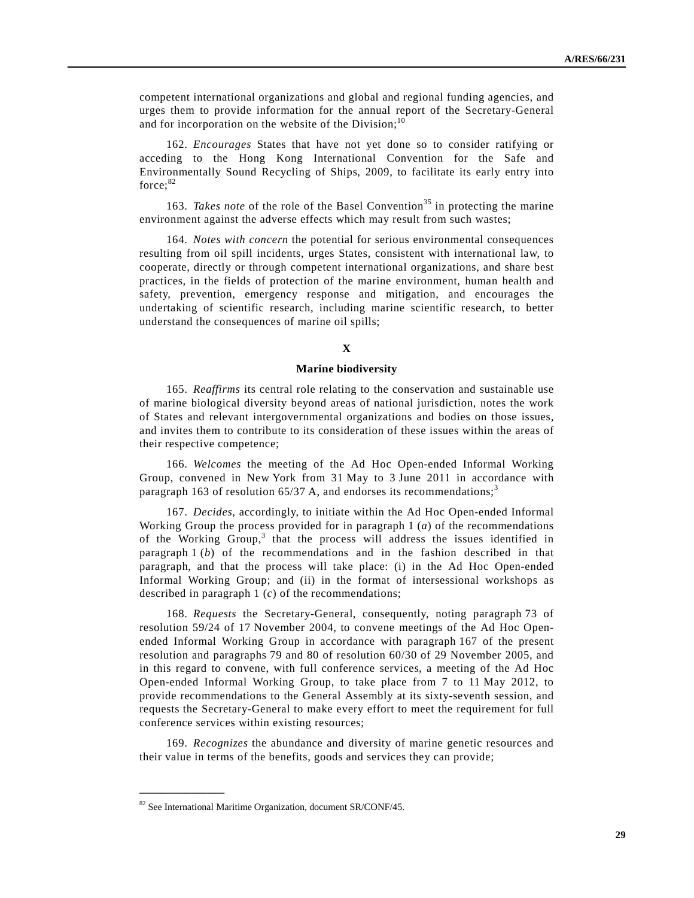competent international organizations and global and regional funding agencies, and urges them to provide information for the annual report of the Secretary-General and for incorporation on the website of the Division;[10]

162. *Encourages* States that have not yet done so to consider ratifying or acceding to the Hong Kong International Convention for the Safe and Environmentally Sound Recycling of Ships, 2009, to facilitate its early entry into force;[82]

163. *Takes note* of the role of the Basel Convention[35] in protecting the marine environment against the adverse effects which may result from such wastes;

164. *Notes with concern* the potential for serious environmental consequences resulting from oil spill incidents, urges States, consistent with international law, to cooperate, directly or through competent international organizations, and share best practices, in the fields of protection of the marine environment, human health and safety, prevention, emergency response and mitigation, and encourages the undertaking of scientific research, including marine scientific research, to better understand the consequences of marine oil spills;

## X

## Marine biodiversity

165. *Reaffirms* its central role relating to the conservation and sustainable use of marine biological diversity beyond areas of national jurisdiction, notes the work of States and relevant intergovernmental organizations and bodies on those issues, and invites them to contribute to its consideration of these issues within the areas of their respective competence;

166. *Welcomes* the meeting of the Ad Hoc Open-ended Informal Working Group, convened in New York from 31 May to 3 June 2011 in accordance with paragraph 163 of resolution 65/37 A, and endorses its recommendations;[3]

167. *Decides*, accordingly, to initiate within the Ad Hoc Open-ended Informal Working Group the process provided for in paragraph 1 (*a*) of the recommendations of the Working Group,[3] that the process will address the issues identified in paragraph 1 (*b*) of the recommendations and in the fashion described in that paragraph, and that the process will take place: (i) in the Ad Hoc Open-ended Informal Working Group; and (ii) in the format of intersessional workshops as described in paragraph 1 (*c*) of the recommendations;

168. *Requests* the Secretary-General, consequently, noting paragraph 73 of resolution 59/24 of 17 November 2004, to convene meetings of the Ad Hoc Open-ended Informal Working Group in accordance with paragraph 167 of the present resolution and paragraphs 79 and 80 of resolution 60/30 of 29 November 2005, and in this regard to convene, with full conference services, a meeting of the Ad Hoc Open-ended Informal Working Group, to take place from 7 to 11 May 2012, to provide recommendations to the General Assembly at its sixty-seventh session, and requests the Secretary-General to make every effort to meet the requirement for full conference services within existing resources;

169. *Recognizes* the abundance and diversity of marine genetic resources and their value in terms of the benefits, goods and services they can provide;

---

[82] See International Maritime Organization, document SR/CONF/45.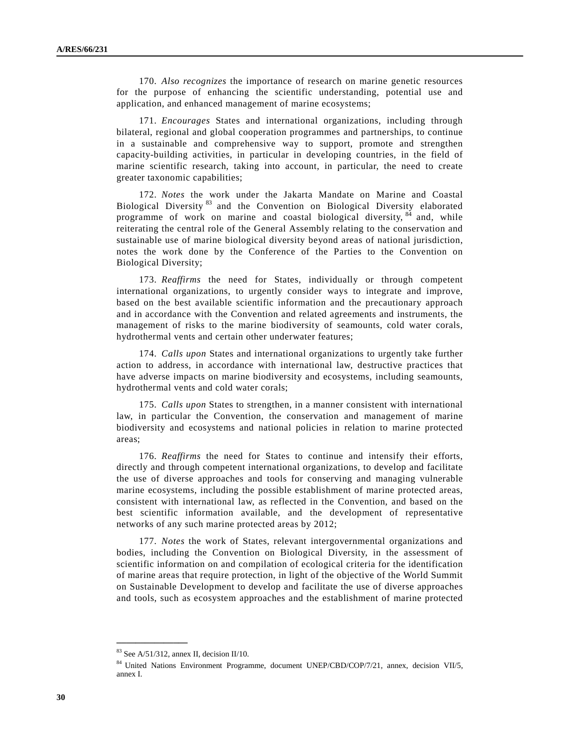170. *Also recognizes* the importance of research on marine genetic resources for the purpose of enhancing the scientific understanding, potential use and application, and enhanced management of marine ecosystems;

171. *Encourages* States and international organizations, including through bilateral, regional and global cooperation programmes and partnerships, to continue in a sustainable and comprehensive way to support, promote and strengthen capacity-building activities, in particular in developing countries, in the field of marine scientific research, taking into account, in particular, the need to create greater taxonomic capabilities;

172. *Notes* the work under the Jakarta Mandate on Marine and Coastal Biological Diversity[83] and the Convention on Biological Diversity elaborated programme of work on marine and coastal biological diversity,[84] and, while reiterating the central role of the General Assembly relating to the conservation and sustainable use of marine biological diversity beyond areas of national jurisdiction, notes the work done by the Conference of the Parties to the Convention on Biological Diversity;

173. *Reaffirms* the need for States, individually or through competent international organizations, to urgently consider ways to integrate and improve, based on the best available scientific information and the precautionary approach and in accordance with the Convention and related agreements and instruments, the management of risks to the marine biodiversity of seamounts, cold water corals, hydrothermal vents and certain other underwater features;

174. *Calls upon* States and international organizations to urgently take further action to address, in accordance with international law, destructive practices that have adverse impacts on marine biodiversity and ecosystems, including seamounts, hydrothermal vents and cold water corals;

175. *Calls upon* States to strengthen, in a manner consistent with international law, in particular the Convention, the conservation and management of marine biodiversity and ecosystems and national policies in relation to marine protected areas;

176. *Reaffirms* the need for States to continue and intensify their efforts, directly and through competent international organizations, to develop and facilitate the use of diverse approaches and tools for conserving and managing vulnerable marine ecosystems, including the possible establishment of marine protected areas, consistent with international law, as reflected in the Convention, and based on the best scientific information available, and the development of representative networks of any such marine protected areas by 2012;

177. *Notes* the work of States, relevant intergovernmental organizations and bodies, including the Convention on Biological Diversity, in the assessment of scientific information on and compilation of ecological criteria for the identification of marine areas that require protection, in light of the objective of the World Summit on Sustainable Development to develop and facilitate the use of diverse approaches and tools, such as ecosystem approaches and the establishment of marine protected

---

[83] See A/51/312, annex II, decision II/10.

[84] United Nations Environment Programme, document UNEP/CBD/COP/7/21, annex, decision VII/5, annex I.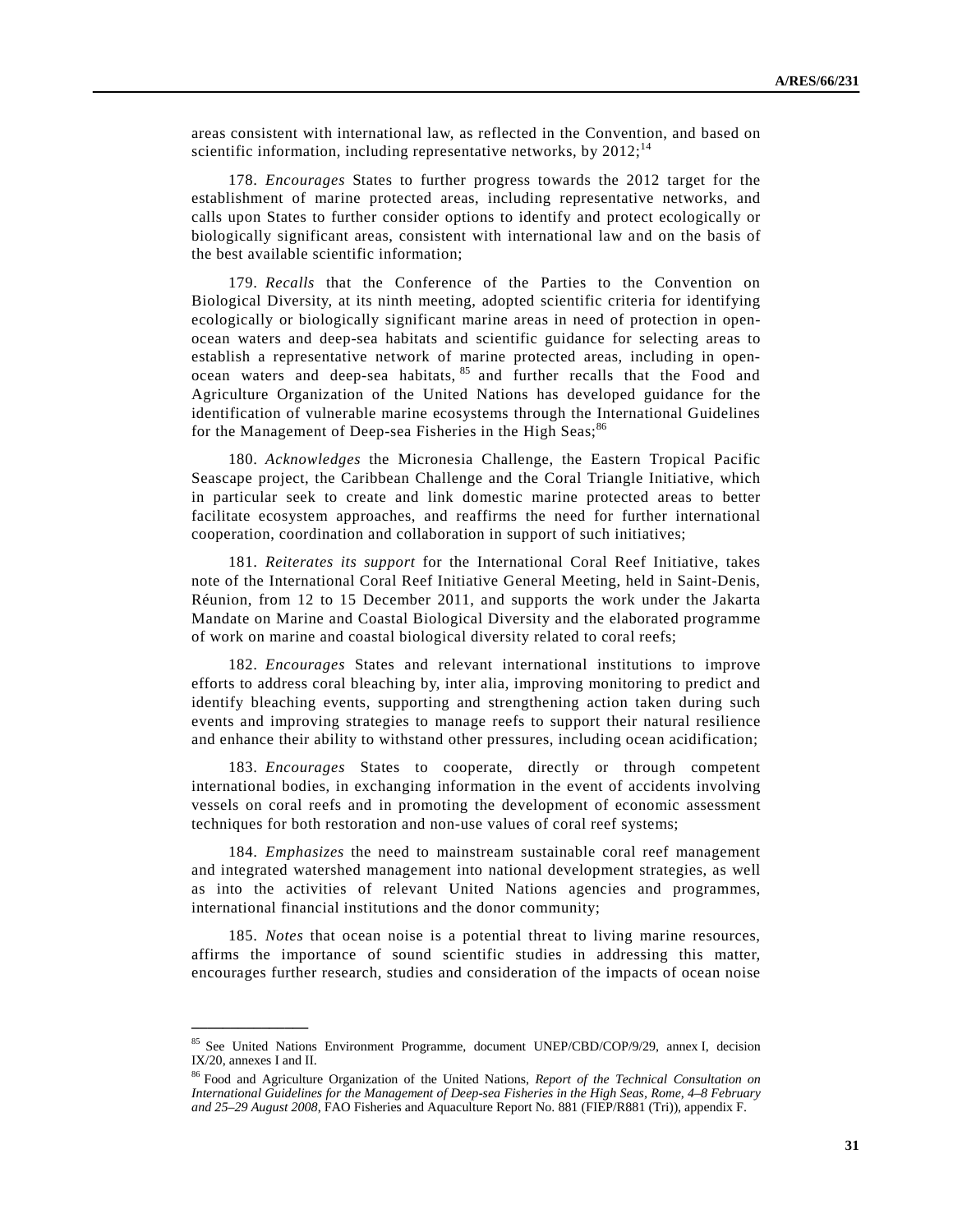areas consistent with international law, as reflected in the Convention, and based on scientific information, including representative networks, by 2012;[14]

178. *Encourages* States to further progress towards the 2012 target for the establishment of marine protected areas, including representative networks, and calls upon States to further consider options to identify and protect ecologically or biologically significant areas, consistent with international law and on the basis of the best available scientific information;

179. *Recalls* that the Conference of the Parties to the Convention on Biological Diversity, at its ninth meeting, adopted scientific criteria for identifying ecologically or biologically significant marine areas in need of protection in open-ocean waters and deep-sea habitats and scientific guidance for selecting areas to establish a representative network of marine protected areas, including in open-ocean waters and deep-sea habitats,[85] and further recalls that the Food and Agriculture Organization of the United Nations has developed guidance for the identification of vulnerable marine ecosystems through the International Guidelines for the Management of Deep-sea Fisheries in the High Seas;[86]

180. *Acknowledges* the Micronesia Challenge, the Eastern Tropical Pacific Seascape project, the Caribbean Challenge and the Coral Triangle Initiative, which in particular seek to create and link domestic marine protected areas to better facilitate ecosystem approaches, and reaffirms the need for further international cooperation, coordination and collaboration in support of such initiatives;

181. *Reiterates its support* for the International Coral Reef Initiative, takes note of the International Coral Reef Initiative General Meeting, held in Saint-Denis, Réunion, from 12 to 15 December 2011, and supports the work under the Jakarta Mandate on Marine and Coastal Biological Diversity and the elaborated programme of work on marine and coastal biological diversity related to coral reefs;

182. *Encourages* States and relevant international institutions to improve efforts to address coral bleaching by, inter alia, improving monitoring to predict and identify bleaching events, supporting and strengthening action taken during such events and improving strategies to manage reefs to support their natural resilience and enhance their ability to withstand other pressures, including ocean acidification;

183. *Encourages* States to cooperate, directly or through competent international bodies, in exchanging information in the event of accidents involving vessels on coral reefs and in promoting the development of economic assessment techniques for both restoration and non-use values of coral reef systems;

184. *Emphasizes* the need to mainstream sustainable coral reef management and integrated watershed management into national development strategies, as well as into the activities of relevant United Nations agencies and programmes, international financial institutions and the donor community;

185. *Notes* that ocean noise is a potential threat to living marine resources, affirms the importance of sound scientific studies in addressing this matter, encourages further research, studies and consideration of the impacts of ocean noise

---

[85] See United Nations Environment Programme, document UNEP/CBD/COP/9/29, annex I, decision IX/20, annexes I and II.

[86] Food and Agriculture Organization of the United Nations, *Report of the Technical Consultation on International Guidelines for the Management of Deep-sea Fisheries in the High Seas, Rome, 4–8 February and 25–29 August 2008*, FAO Fisheries and Aquaculture Report No. 881 (FIEP/R881 (Tri)), appendix F.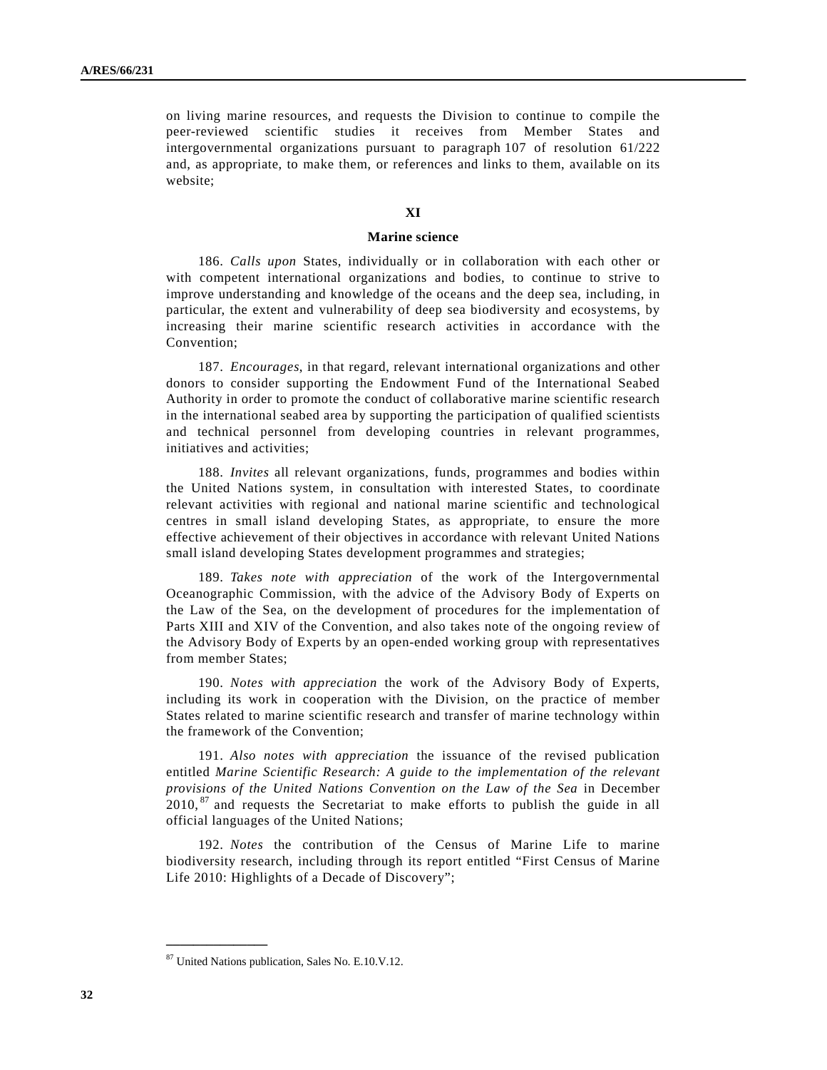on living marine resources, and requests the Division to continue to compile the peer-reviewed scientific studies it receives from Member States and intergovernmental organizations pursuant to paragraph 107 of resolution 61/222 and, as appropriate, to make them, or references and links to them, available on its website;

## XI

## Marine science

186. *Calls upon* States, individually or in collaboration with each other or with competent international organizations and bodies, to continue to strive to improve understanding and knowledge of the oceans and the deep sea, including, in particular, the extent and vulnerability of deep sea biodiversity and ecosystems, by increasing their marine scientific research activities in accordance with the Convention;

187. *Encourages*, in that regard, relevant international organizations and other donors to consider supporting the Endowment Fund of the International Seabed Authority in order to promote the conduct of collaborative marine scientific research in the international seabed area by supporting the participation of qualified scientists and technical personnel from developing countries in relevant programmes, initiatives and activities;

188. *Invites* all relevant organizations, funds, programmes and bodies within the United Nations system, in consultation with interested States, to coordinate relevant activities with regional and national marine scientific and technological centres in small island developing States, as appropriate, to ensure the more effective achievement of their objectives in accordance with relevant United Nations small island developing States development programmes and strategies;

189. *Takes note with appreciation* of the work of the Intergovernmental Oceanographic Commission, with the advice of the Advisory Body of Experts on the Law of the Sea, on the development of procedures for the implementation of Parts XIII and XIV of the Convention, and also takes note of the ongoing review of the Advisory Body of Experts by an open-ended working group with representatives from member States;

190. *Notes with appreciation* the work of the Advisory Body of Experts, including its work in cooperation with the Division, on the practice of member States related to marine scientific research and transfer of marine technology within the framework of the Convention;

191. *Also notes with appreciation* the issuance of the revised publication entitled *Marine Scientific Research: A guide to the implementation of the relevant provisions of the United Nations Convention on the Law of the Sea* in December 2010,[87] and requests the Secretariat to make efforts to publish the guide in all official languages of the United Nations;

192. *Notes* the contribution of the Census of Marine Life to marine biodiversity research, including through its report entitled "First Census of Marine Life 2010: Highlights of a Decade of Discovery";

---

[87] United Nations publication, Sales No. E.10.V.12.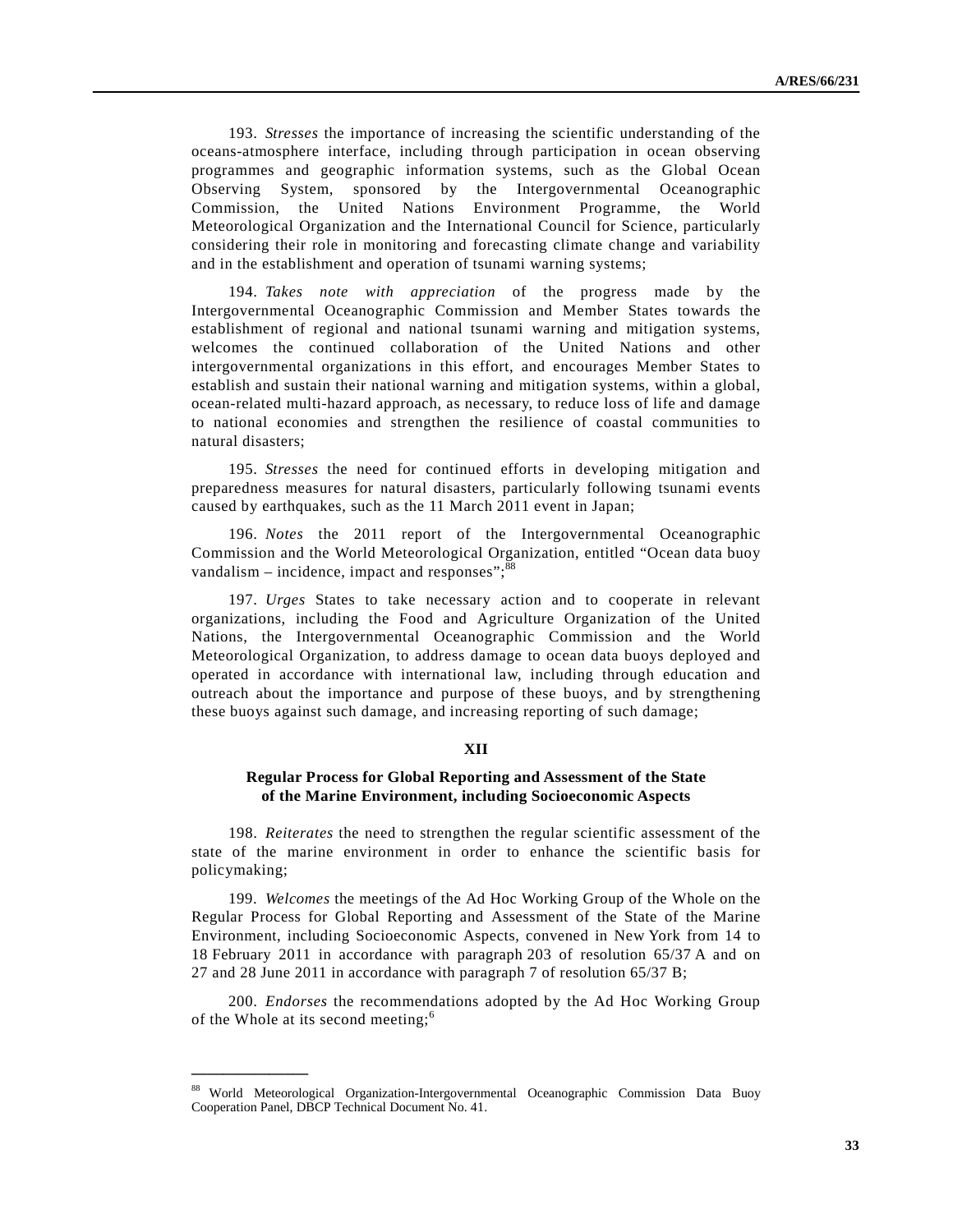193. *Stresses* the importance of increasing the scientific understanding of the oceans-atmosphere interface, including through participation in ocean observing programmes and geographic information systems, such as the Global Ocean Observing System, sponsored by the Intergovernmental Oceanographic Commission, the United Nations Environment Programme, the World Meteorological Organization and the International Council for Science, particularly considering their role in monitoring and forecasting climate change and variability and in the establishment and operation of tsunami warning systems;

194. *Takes note with appreciation* of the progress made by the Intergovernmental Oceanographic Commission and Member States towards the establishment of regional and national tsunami warning and mitigation systems, welcomes the continued collaboration of the United Nations and other intergovernmental organizations in this effort, and encourages Member States to establish and sustain their national warning and mitigation systems, within a global, ocean-related multi-hazard approach, as necessary, to reduce loss of life and damage to national economies and strengthen the resilience of coastal communities to natural disasters;

195. *Stresses* the need for continued efforts in developing mitigation and preparedness measures for natural disasters, particularly following tsunami events caused by earthquakes, such as the 11 March 2011 event in Japan;

196. *Notes* the 2011 report of the Intergovernmental Oceanographic Commission and the World Meteorological Organization, entitled "Ocean data buoy vandalism – incidence, impact and responses";[88]

197. *Urges* States to take necessary action and to cooperate in relevant organizations, including the Food and Agriculture Organization of the United Nations, the Intergovernmental Oceanographic Commission and the World Meteorological Organization, to address damage to ocean data buoys deployed and operated in accordance with international law, including through education and outreach about the importance and purpose of these buoys, and by strengthening these buoys against such damage, and increasing reporting of such damage;

## XII

### Regular Process for Global Reporting and Assessment of the State of the Marine Environment, including Socioeconomic Aspects

198. *Reiterates* the need to strengthen the regular scientific assessment of the state of the marine environment in order to enhance the scientific basis for policymaking;

199. *Welcomes* the meetings of the Ad Hoc Working Group of the Whole on the Regular Process for Global Reporting and Assessment of the State of the Marine Environment, including Socioeconomic Aspects, convened in New York from 14 to 18 February 2011 in accordance with paragraph 203 of resolution 65/37 A and on 27 and 28 June 2011 in accordance with paragraph 7 of resolution 65/37 B;

200. *Endorses* the recommendations adopted by the Ad Hoc Working Group of the Whole at its second meeting;[6]

---

[88] World Meteorological Organization-Intergovernmental Oceanographic Commission Data Buoy Cooperation Panel, DBCP Technical Document No. 41.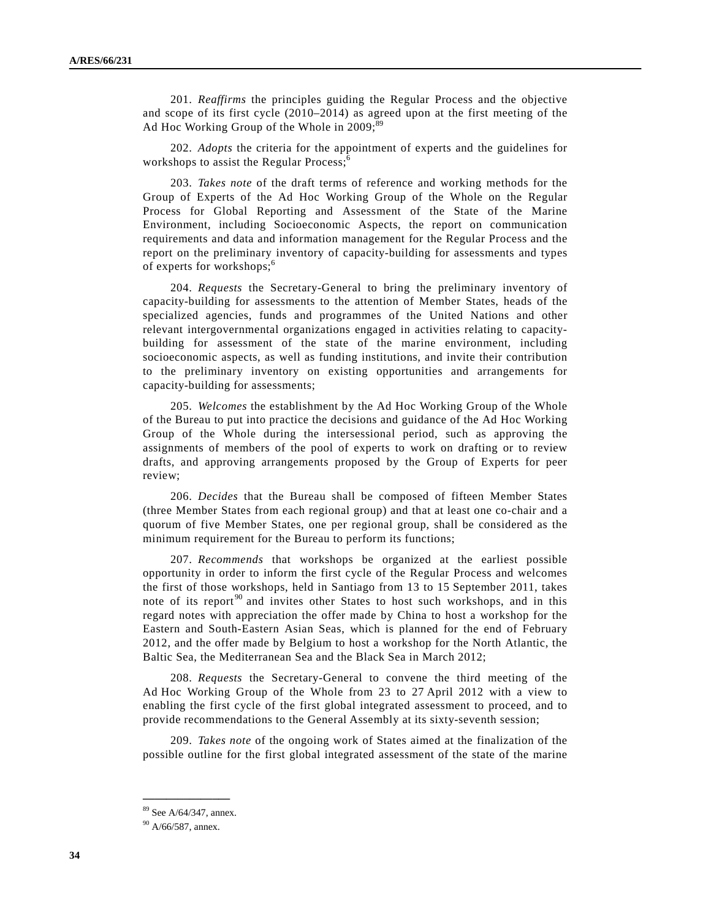201. *Reaffirms* the principles guiding the Regular Process and the objective and scope of its first cycle (2010–2014) as agreed upon at the first meeting of the Ad Hoc Working Group of the Whole in 2009;[89]

202. *Adopts* the criteria for the appointment of experts and the guidelines for workshops to assist the Regular Process;[6]

203. *Takes note* of the draft terms of reference and working methods for the Group of Experts of the Ad Hoc Working Group of the Whole on the Regular Process for Global Reporting and Assessment of the State of the Marine Environment, including Socioeconomic Aspects, the report on communication requirements and data and information management for the Regular Process and the report on the preliminary inventory of capacity-building for assessments and types of experts for workshops;[6]

204. *Requests* the Secretary-General to bring the preliminary inventory of capacity-building for assessments to the attention of Member States, heads of the specialized agencies, funds and programmes of the United Nations and other relevant intergovernmental organizations engaged in activities relating to capacity-building for assessment of the state of the marine environment, including socioeconomic aspects, as well as funding institutions, and invite their contribution to the preliminary inventory on existing opportunities and arrangements for capacity-building for assessments;

205. *Welcomes* the establishment by the Ad Hoc Working Group of the Whole of the Bureau to put into practice the decisions and guidance of the Ad Hoc Working Group of the Whole during the intersessional period, such as approving the assignments of members of the pool of experts to work on drafting or to review drafts, and approving arrangements proposed by the Group of Experts for peer review;

206. *Decides* that the Bureau shall be composed of fifteen Member States (three Member States from each regional group) and that at least one co-chair and a quorum of five Member States, one per regional group, shall be considered as the minimum requirement for the Bureau to perform its functions;

207. *Recommends* that workshops be organized at the earliest possible opportunity in order to inform the first cycle of the Regular Process and welcomes the first of those workshops, held in Santiago from 13 to 15 September 2011, takes note of its report[90] and invites other States to host such workshops, and in this regard notes with appreciation the offer made by China to host a workshop for the Eastern and South-Eastern Asian Seas, which is planned for the end of February 2012, and the offer made by Belgium to host a workshop for the North Atlantic, the Baltic Sea, the Mediterranean Sea and the Black Sea in March 2012;

208. *Requests* the Secretary-General to convene the third meeting of the Ad Hoc Working Group of the Whole from 23 to 27 April 2012 with a view to enabling the first cycle of the first global integrated assessment to proceed, and to provide recommendations to the General Assembly at its sixty-seventh session;

209. *Takes note* of the ongoing work of States aimed at the finalization of the possible outline for the first global integrated assessment of the state of the marine

---

[89] See A/64/347, annex.

[90] A/66/587, annex.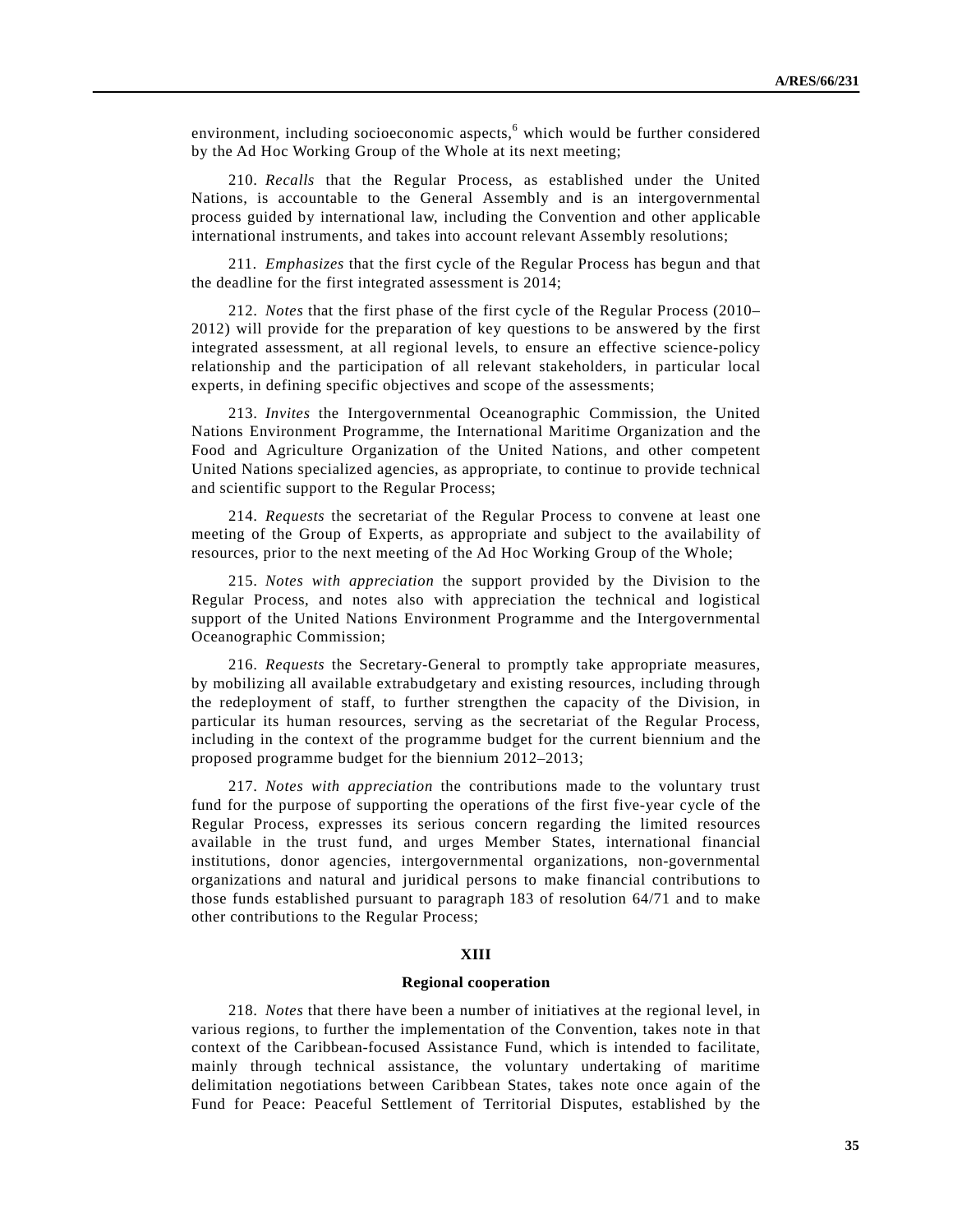environment, including socioeconomic aspects,[6] which would be further considered by the Ad Hoc Working Group of the Whole at its next meeting;

210. *Recalls* that the Regular Process, as established under the United Nations, is accountable to the General Assembly and is an intergovernmental process guided by international law, including the Convention and other applicable international instruments, and takes into account relevant Assembly resolutions;

211. *Emphasizes* that the first cycle of the Regular Process has begun and that the deadline for the first integrated assessment is 2014;

212. *Notes* that the first phase of the first cycle of the Regular Process (2010–2012) will provide for the preparation of key questions to be answered by the first integrated assessment, at all regional levels, to ensure an effective science-policy relationship and the participation of all relevant stakeholders, in particular local experts, in defining specific objectives and scope of the assessments;

213. *Invites* the Intergovernmental Oceanographic Commission, the United Nations Environment Programme, the International Maritime Organization and the Food and Agriculture Organization of the United Nations, and other competent United Nations specialized agencies, as appropriate, to continue to provide technical and scientific support to the Regular Process;

214. *Requests* the secretariat of the Regular Process to convene at least one meeting of the Group of Experts, as appropriate and subject to the availability of resources, prior to the next meeting of the Ad Hoc Working Group of the Whole;

215. *Notes with appreciation* the support provided by the Division to the Regular Process, and notes also with appreciation the technical and logistical support of the United Nations Environment Programme and the Intergovernmental Oceanographic Commission;

216. *Requests* the Secretary-General to promptly take appropriate measures, by mobilizing all available extrabudgetary and existing resources, including through the redeployment of staff, to further strengthen the capacity of the Division, in particular its human resources, serving as the secretariat of the Regular Process, including in the context of the programme budget for the current biennium and the proposed programme budget for the biennium 2012–2013;

217. *Notes with appreciation* the contributions made to the voluntary trust fund for the purpose of supporting the operations of the first five-year cycle of the Regular Process, expresses its serious concern regarding the limited resources available in the trust fund, and urges Member States, international financial institutions, donor agencies, intergovernmental organizations, non-governmental organizations and natural and juridical persons to make financial contributions to those funds established pursuant to paragraph 183 of resolution 64/71 and to make other contributions to the Regular Process;

## XIII

### Regional cooperation

218. *Notes* that there have been a number of initiatives at the regional level, in various regions, to further the implementation of the Convention, takes note in that context of the Caribbean-focused Assistance Fund, which is intended to facilitate, mainly through technical assistance, the voluntary undertaking of maritime delimitation negotiations between Caribbean States, takes note once again of the Fund for Peace: Peaceful Settlement of Territorial Disputes, established by the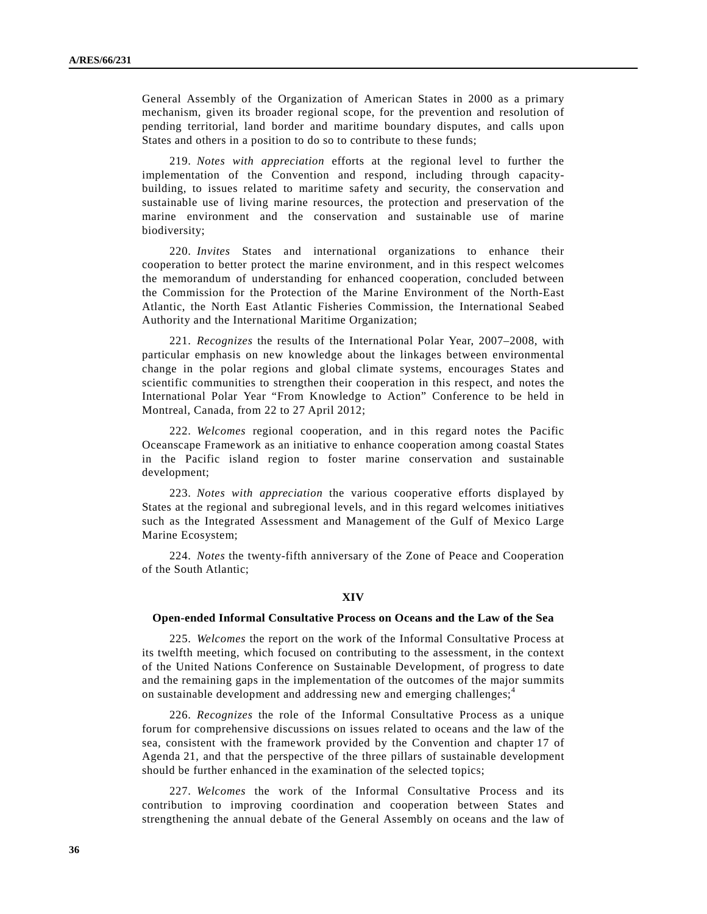General Assembly of the Organization of American States in 2000 as a primary mechanism, given its broader regional scope, for the prevention and resolution of pending territorial, land border and maritime boundary disputes, and calls upon States and others in a position to do so to contribute to these funds;

219. *Notes with appreciation* efforts at the regional level to further the implementation of the Convention and respond, including through capacity-building, to issues related to maritime safety and security, the conservation and sustainable use of living marine resources, the protection and preservation of the marine environment and the conservation and sustainable use of marine biodiversity;

220. *Invites* States and international organizations to enhance their cooperation to better protect the marine environment, and in this respect welcomes the memorandum of understanding for enhanced cooperation, concluded between the Commission for the Protection of the Marine Environment of the North-East Atlantic, the North East Atlantic Fisheries Commission, the International Seabed Authority and the International Maritime Organization;

221. *Recognizes* the results of the International Polar Year, 2007–2008, with particular emphasis on new knowledge about the linkages between environmental change in the polar regions and global climate systems, encourages States and scientific communities to strengthen their cooperation in this respect, and notes the International Polar Year "From Knowledge to Action" Conference to be held in Montreal, Canada, from 22 to 27 April 2012;

222. *Welcomes* regional cooperation, and in this regard notes the Pacific Oceanscape Framework as an initiative to enhance cooperation among coastal States in the Pacific island region to foster marine conservation and sustainable development;

223. *Notes with appreciation* the various cooperative efforts displayed by States at the regional and subregional levels, and in this regard welcomes initiatives such as the Integrated Assessment and Management of the Gulf of Mexico Large Marine Ecosystem;

224. *Notes* the twenty-fifth anniversary of the Zone of Peace and Cooperation of the South Atlantic;

## XIV

### Open-ended Informal Consultative Process on Oceans and the Law of the Sea

225. *Welcomes* the report on the work of the Informal Consultative Process at its twelfth meeting, which focused on contributing to the assessment, in the context of the United Nations Conference on Sustainable Development, of progress to date and the remaining gaps in the implementation of the outcomes of the major summits on sustainable development and addressing new and emerging challenges;[4]

226. *Recognizes* the role of the Informal Consultative Process as a unique forum for comprehensive discussions on issues related to oceans and the law of the sea, consistent with the framework provided by the Convention and chapter 17 of Agenda 21, and that the perspective of the three pillars of sustainable development should be further enhanced in the examination of the selected topics;

227. *Welcomes* the work of the Informal Consultative Process and its contribution to improving coordination and cooperation between States and strengthening the annual debate of the General Assembly on oceans and the law of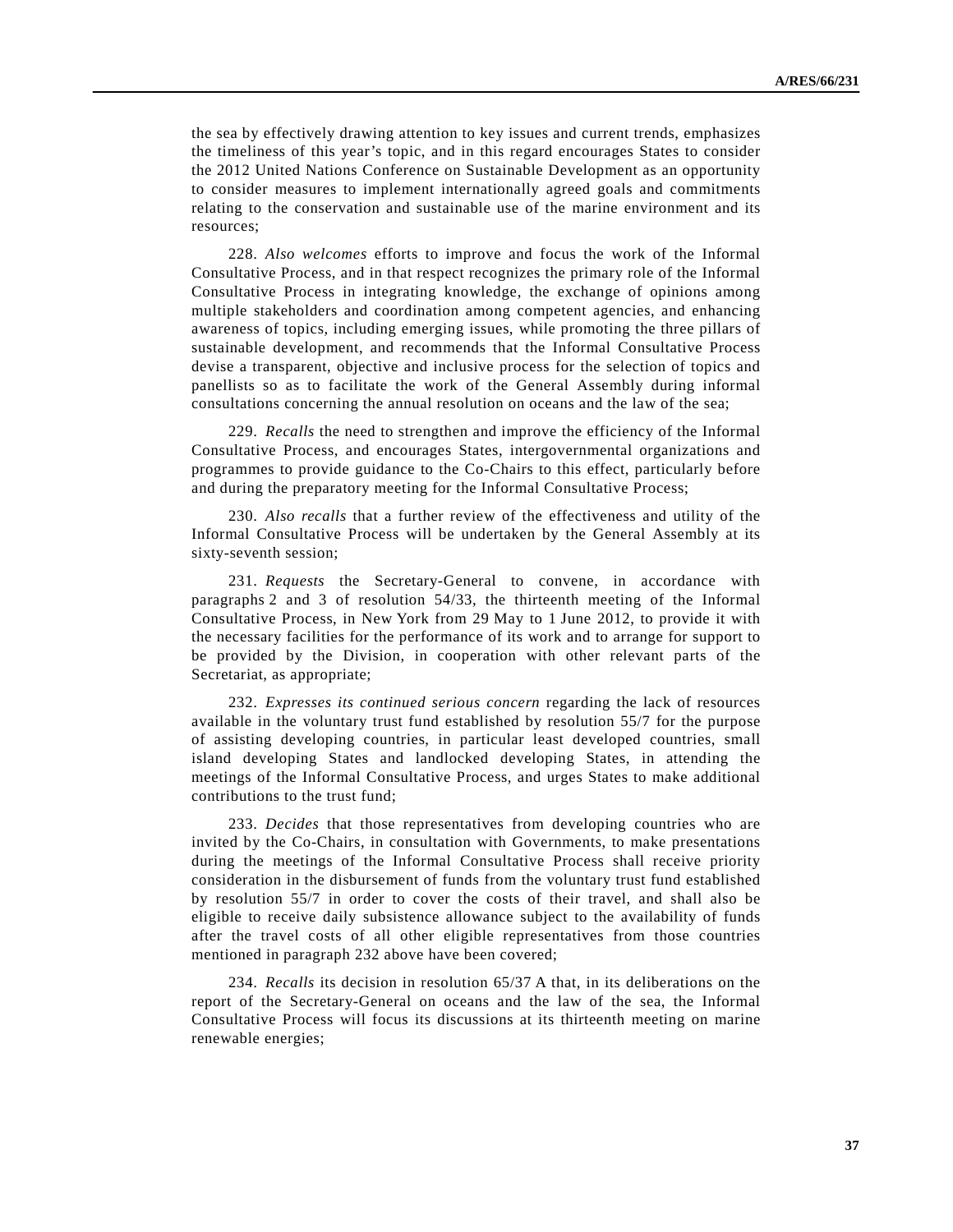the sea by effectively drawing attention to key issues and current trends, emphasizes the timeliness of this year's topic, and in this regard encourages States to consider the 2012 United Nations Conference on Sustainable Development as an opportunity to consider measures to implement internationally agreed goals and commitments relating to the conservation and sustainable use of the marine environment and its resources;

228. *Also welcomes* efforts to improve and focus the work of the Informal Consultative Process, and in that respect recognizes the primary role of the Informal Consultative Process in integrating knowledge, the exchange of opinions among multiple stakeholders and coordination among competent agencies, and enhancing awareness of topics, including emerging issues, while promoting the three pillars of sustainable development, and recommends that the Informal Consultative Process devise a transparent, objective and inclusive process for the selection of topics and panellists so as to facilitate the work of the General Assembly during informal consultations concerning the annual resolution on oceans and the law of the sea;

229. *Recalls* the need to strengthen and improve the efficiency of the Informal Consultative Process, and encourages States, intergovernmental organizations and programmes to provide guidance to the Co-Chairs to this effect, particularly before and during the preparatory meeting for the Informal Consultative Process;

230. *Also recalls* that a further review of the effectiveness and utility of the Informal Consultative Process will be undertaken by the General Assembly at its sixty-seventh session;

231. *Requests* the Secretary-General to convene, in accordance with paragraphs 2 and 3 of resolution 54/33, the thirteenth meeting of the Informal Consultative Process, in New York from 29 May to 1 June 2012, to provide it with the necessary facilities for the performance of its work and to arrange for support to be provided by the Division, in cooperation with other relevant parts of the Secretariat, as appropriate;

232. *Expresses its continued serious concern* regarding the lack of resources available in the voluntary trust fund established by resolution 55/7 for the purpose of assisting developing countries, in particular least developed countries, small island developing States and landlocked developing States, in attending the meetings of the Informal Consultative Process, and urges States to make additional contributions to the trust fund;

233. *Decides* that those representatives from developing countries who are invited by the Co-Chairs, in consultation with Governments, to make presentations during the meetings of the Informal Consultative Process shall receive priority consideration in the disbursement of funds from the voluntary trust fund established by resolution 55/7 in order to cover the costs of their travel, and shall also be eligible to receive daily subsistence allowance subject to the availability of funds after the travel costs of all other eligible representatives from those countries mentioned in paragraph 232 above have been covered;

234. *Recalls* its decision in resolution 65/37 A that, in its deliberations on the report of the Secretary-General on oceans and the law of the sea, the Informal Consultative Process will focus its discussions at its thirteenth meeting on marine renewable energies;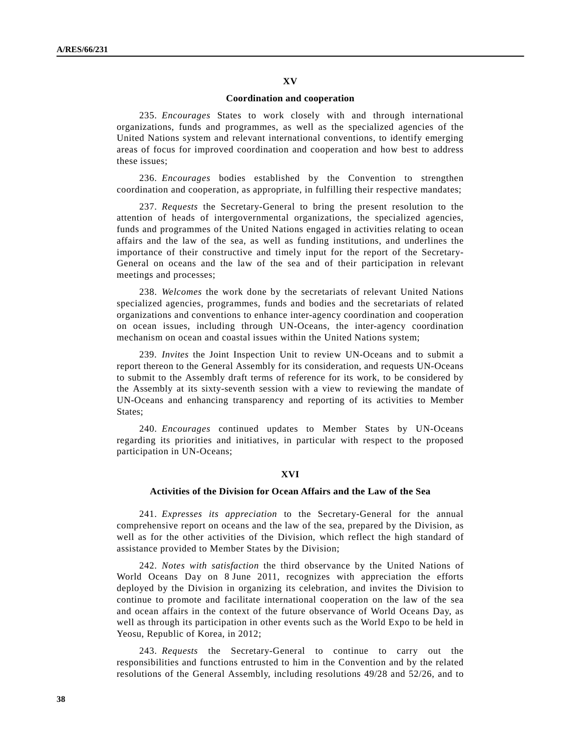## XV

### Coordination and cooperation

235. *Encourages* States to work closely with and through international organizations, funds and programmes, as well as the specialized agencies of the United Nations system and relevant international conventions, to identify emerging areas of focus for improved coordination and cooperation and how best to address these issues;

236. *Encourages* bodies established by the Convention to strengthen coordination and cooperation, as appropriate, in fulfilling their respective mandates;

237. *Requests* the Secretary-General to bring the present resolution to the attention of heads of intergovernmental organizations, the specialized agencies, funds and programmes of the United Nations engaged in activities relating to ocean affairs and the law of the sea, as well as funding institutions, and underlines the importance of their constructive and timely input for the report of the Secretary-General on oceans and the law of the sea and of their participation in relevant meetings and processes;

238. *Welcomes* the work done by the secretariats of relevant United Nations specialized agencies, programmes, funds and bodies and the secretariats of related organizations and conventions to enhance inter-agency coordination and cooperation on ocean issues, including through UN-Oceans, the inter-agency coordination mechanism on ocean and coastal issues within the United Nations system;

239. *Invites* the Joint Inspection Unit to review UN-Oceans and to submit a report thereon to the General Assembly for its consideration, and requests UN-Oceans to submit to the Assembly draft terms of reference for its work, to be considered by the Assembly at its sixty-seventh session with a view to reviewing the mandate of UN-Oceans and enhancing transparency and reporting of its activities to Member States;

240. *Encourages* continued updates to Member States by UN-Oceans regarding its priorities and initiatives, in particular with respect to the proposed participation in UN-Oceans;

## XVI

### Activities of the Division for Ocean Affairs and the Law of the Sea

241. *Expresses its appreciation* to the Secretary-General for the annual comprehensive report on oceans and the law of the sea, prepared by the Division, as well as for the other activities of the Division, which reflect the high standard of assistance provided to Member States by the Division;

242. *Notes with satisfaction* the third observance by the United Nations of World Oceans Day on 8 June 2011, recognizes with appreciation the efforts deployed by the Division in organizing its celebration, and invites the Division to continue to promote and facilitate international cooperation on the law of the sea and ocean affairs in the context of the future observance of World Oceans Day, as well as through its participation in other events such as the World Expo to be held in Yeosu, Republic of Korea, in 2012;

243. *Requests* the Secretary-General to continue to carry out the responsibilities and functions entrusted to him in the Convention and by the related resolutions of the General Assembly, including resolutions 49/28 and 52/26, and to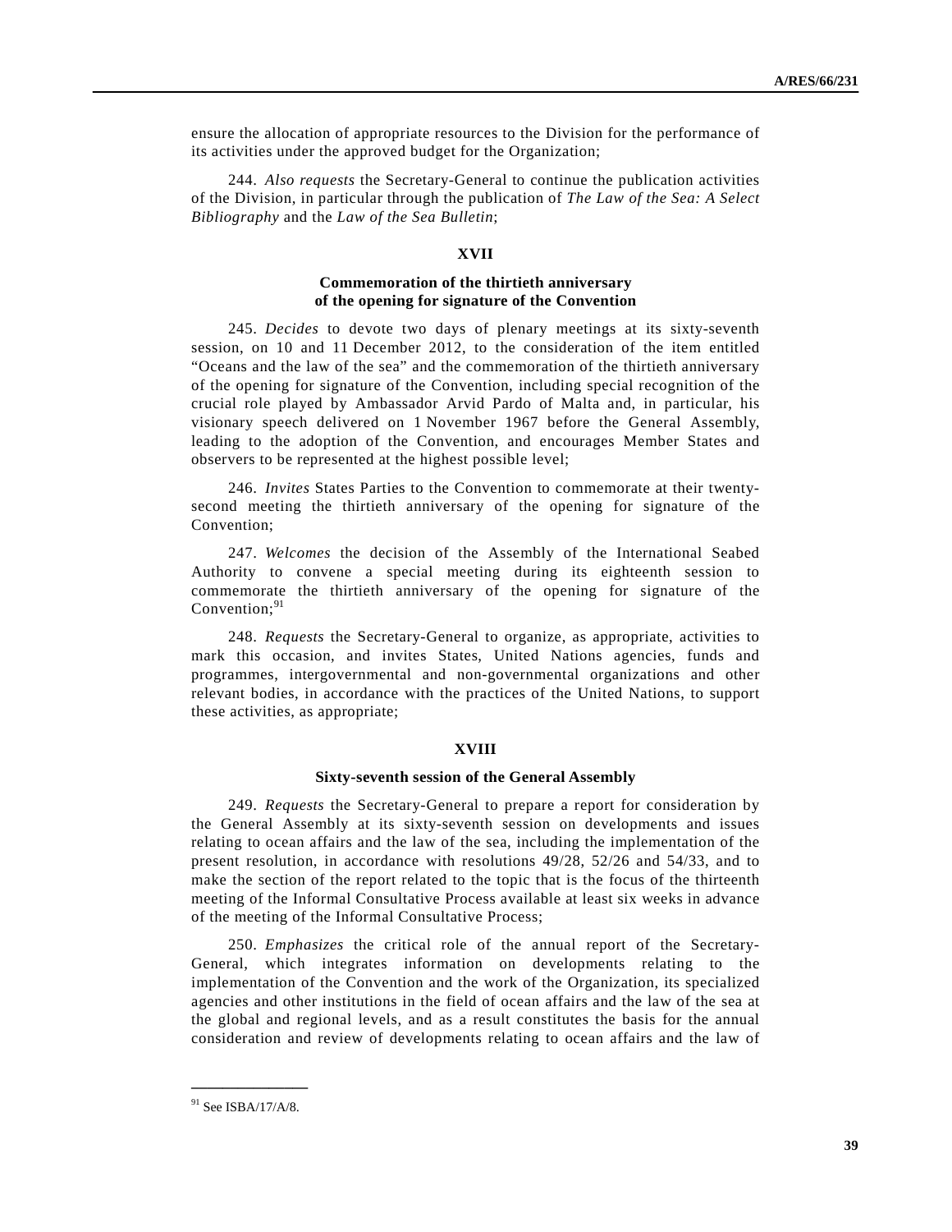ensure the allocation of appropriate resources to the Division for the performance of its activities under the approved budget for the Organization;

244. *Also requests* the Secretary-General to continue the publication activities of the Division, in particular through the publication of *The Law of the Sea: A Select Bibliography* and the *Law of the Sea Bulletin*;

## XVII

### Commemoration of the thirtieth anniversary of the opening for signature of the Convention

245. *Decides* to devote two days of plenary meetings at its sixty-seventh session, on 10 and 11 December 2012, to the consideration of the item entitled "Oceans and the law of the sea" and the commemoration of the thirtieth anniversary of the opening for signature of the Convention, including special recognition of the crucial role played by Ambassador Arvid Pardo of Malta and, in particular, his visionary speech delivered on 1 November 1967 before the General Assembly, leading to the adoption of the Convention, and encourages Member States and observers to be represented at the highest possible level;

246. *Invites* States Parties to the Convention to commemorate at their twenty-second meeting the thirtieth anniversary of the opening for signature of the Convention;

247. *Welcomes* the decision of the Assembly of the International Seabed Authority to convene a special meeting during its eighteenth session to commemorate the thirtieth anniversary of the opening for signature of the Convention;[91]

248. *Requests* the Secretary-General to organize, as appropriate, activities to mark this occasion, and invites States, United Nations agencies, funds and programmes, intergovernmental and non-governmental organizations and other relevant bodies, in accordance with the practices of the United Nations, to support these activities, as appropriate;

## XVIII

### Sixty-seventh session of the General Assembly

249. *Requests* the Secretary-General to prepare a report for consideration by the General Assembly at its sixty-seventh session on developments and issues relating to ocean affairs and the law of the sea, including the implementation of the present resolution, in accordance with resolutions 49/28, 52/26 and 54/33, and to make the section of the report related to the topic that is the focus of the thirteenth meeting of the Informal Consultative Process available at least six weeks in advance of the meeting of the Informal Consultative Process;

250. *Emphasizes* the critical role of the annual report of the Secretary-General, which integrates information on developments relating to the implementation of the Convention and the work of the Organization, its specialized agencies and other institutions in the field of ocean affairs and the law of the sea at the global and regional levels, and as a result constitutes the basis for the annual consideration and review of developments relating to ocean affairs and the law of

---

[91] See ISBA/17/A/8.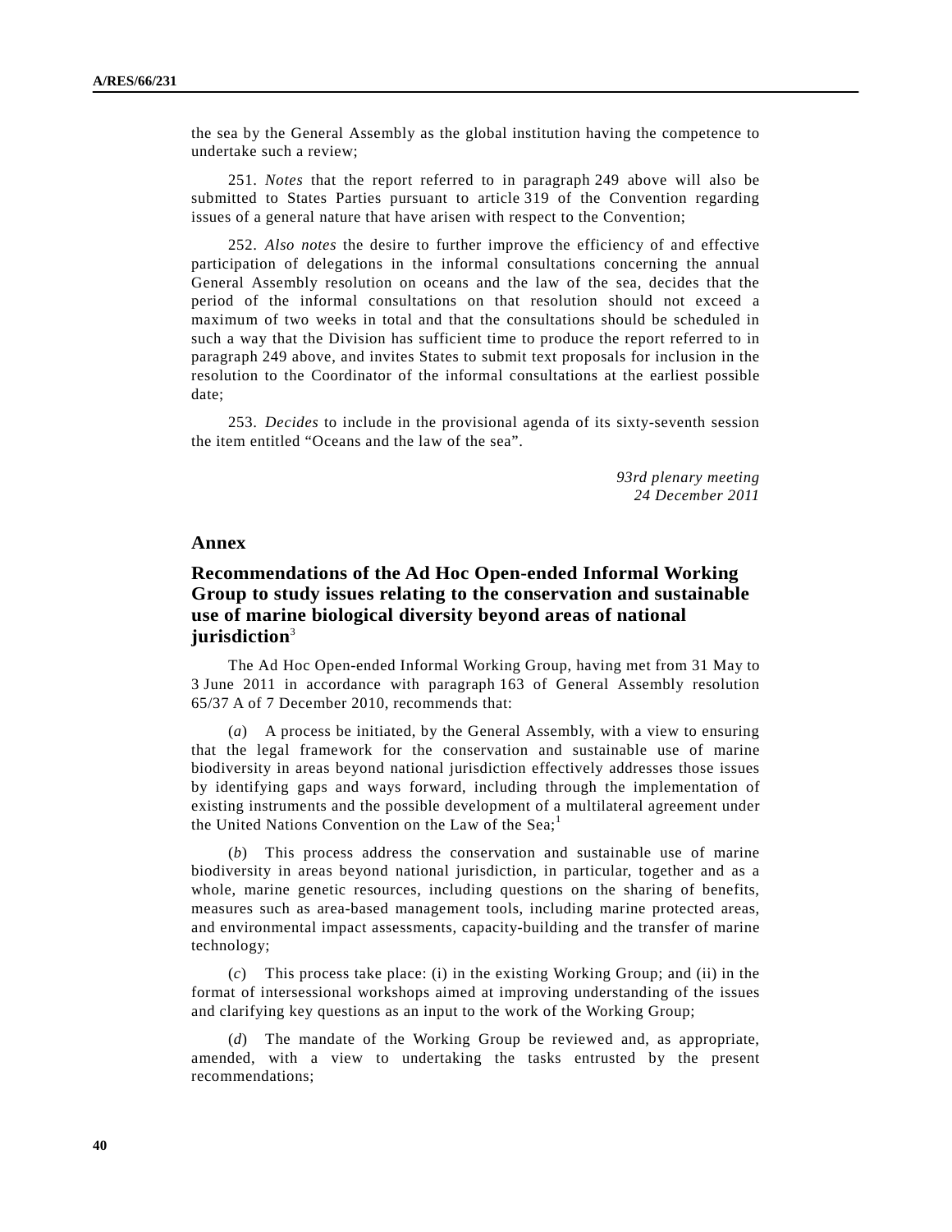the sea by the General Assembly as the global institution having the competence to undertake such a review;

251. *Notes* that the report referred to in paragraph 249 above will also be submitted to States Parties pursuant to article 319 of the Convention regarding issues of a general nature that have arisen with respect to the Convention;

252. *Also notes* the desire to further improve the efficiency of and effective participation of delegations in the informal consultations concerning the annual General Assembly resolution on oceans and the law of the sea, decides that the period of the informal consultations on that resolution should not exceed a maximum of two weeks in total and that the consultations should be scheduled in such a way that the Division has sufficient time to produce the report referred to in paragraph 249 above, and invites States to submit text proposals for inclusion in the resolution to the Coordinator of the informal consultations at the earliest possible date;

253. *Decides* to include in the provisional agenda of its sixty-seventh session the item entitled "Oceans and the law of the sea".

*93rd plenary meeting*
*24 December 2011*

## Annex

## Recommendations of the Ad Hoc Open-ended Informal Working Group to study issues relating to the conservation and sustainable use of marine biological diversity beyond areas of national jurisdiction[3]

The Ad Hoc Open-ended Informal Working Group, having met from 31 May to 3 June 2011 in accordance with paragraph 163 of General Assembly resolution 65/37 A of 7 December 2010, recommends that:

(*a*) A process be initiated, by the General Assembly, with a view to ensuring that the legal framework for the conservation and sustainable use of marine biodiversity in areas beyond national jurisdiction effectively addresses those issues by identifying gaps and ways forward, including through the implementation of existing instruments and the possible development of a multilateral agreement under the United Nations Convention on the Law of the Sea;[1]

(*b*) This process address the conservation and sustainable use of marine biodiversity in areas beyond national jurisdiction, in particular, together and as a whole, marine genetic resources, including questions on the sharing of benefits, measures such as area-based management tools, including marine protected areas, and environmental impact assessments, capacity-building and the transfer of marine technology;

(*c*) This process take place: (i) in the existing Working Group; and (ii) in the format of intersessional workshops aimed at improving understanding of the issues and clarifying key questions as an input to the work of the Working Group;

(*d*) The mandate of the Working Group be reviewed and, as appropriate, amended, with a view to undertaking the tasks entrusted by the present recommendations;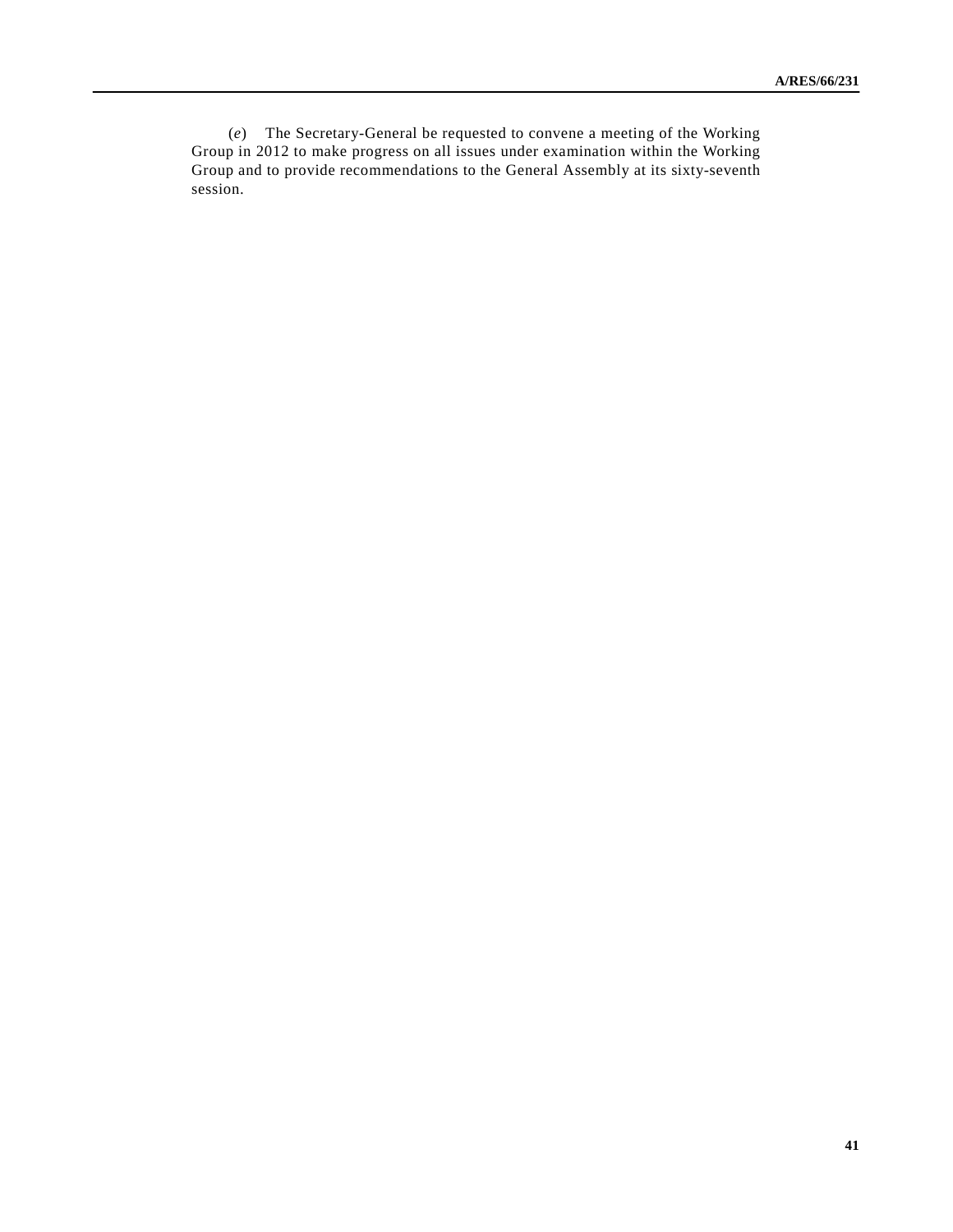(*e*) The Secretary-General be requested to convene a meeting of the Working Group in 2012 to make progress on all issues under examination within the Working Group and to provide recommendations to the General Assembly at its sixty-seventh session.